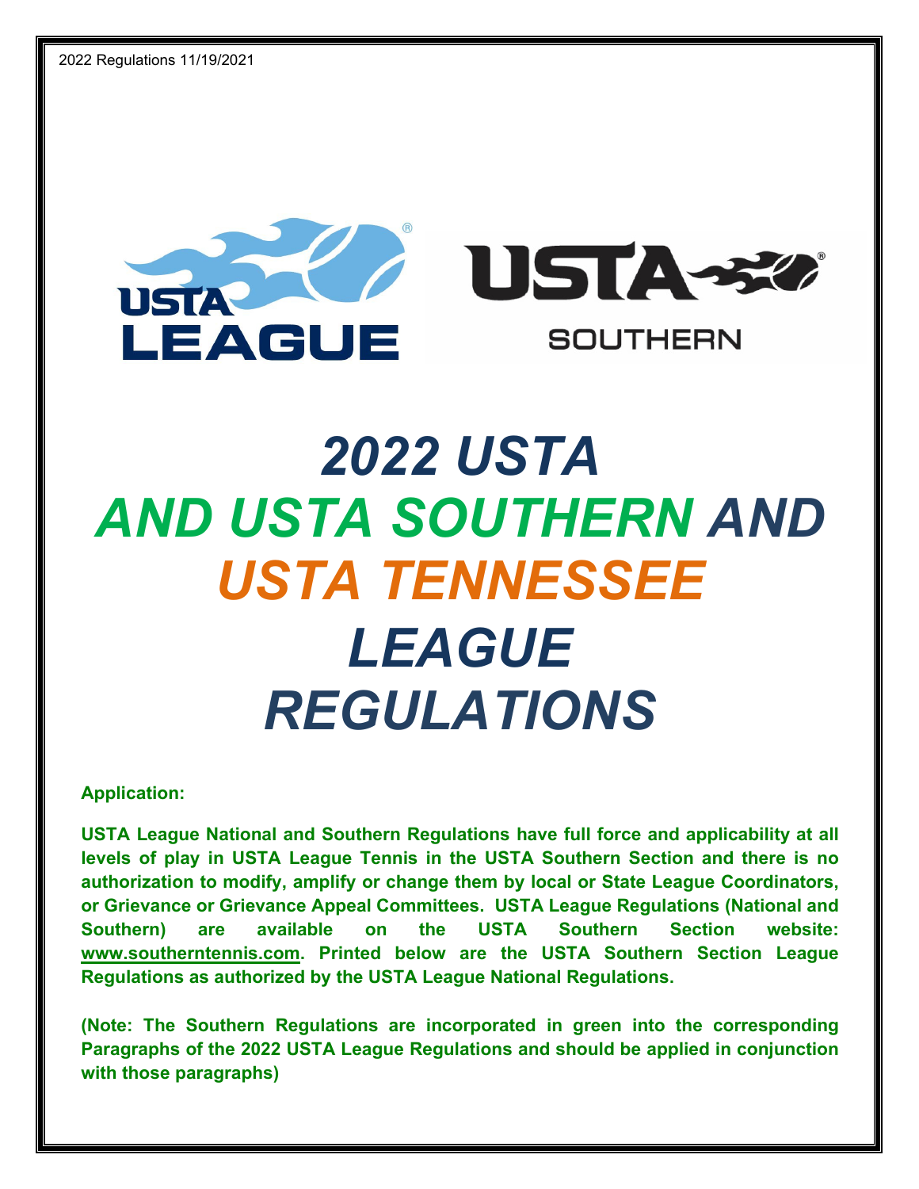2022 Regulations 11/19/2021

# *2022 USTA AND USTA SOUTHERN AND USTA TENNESSEE LEAGUE REGULATIONS*

**Application:**

**USTA League National and Southern Regulations have full force and applicability at all levels of play in USTA League Tennis in the USTA Southern Section and there is no authorization to modify, amplify or change them by local or State League Coordinators, or Grievance or Grievance Appeal Committees. USTA League Regulations (National and Southern) are available on the USTA Southern Section website: www.southerntennis.com. Printed below are the USTA Southern Section League Regulations as authorized by the USTA League National Regulations.**

**(Note: The Southern Regulations are incorporated in green into the corresponding Paragraphs of the 2022 USTA League Regulations and should be applied in conjunction with those paragraphs)**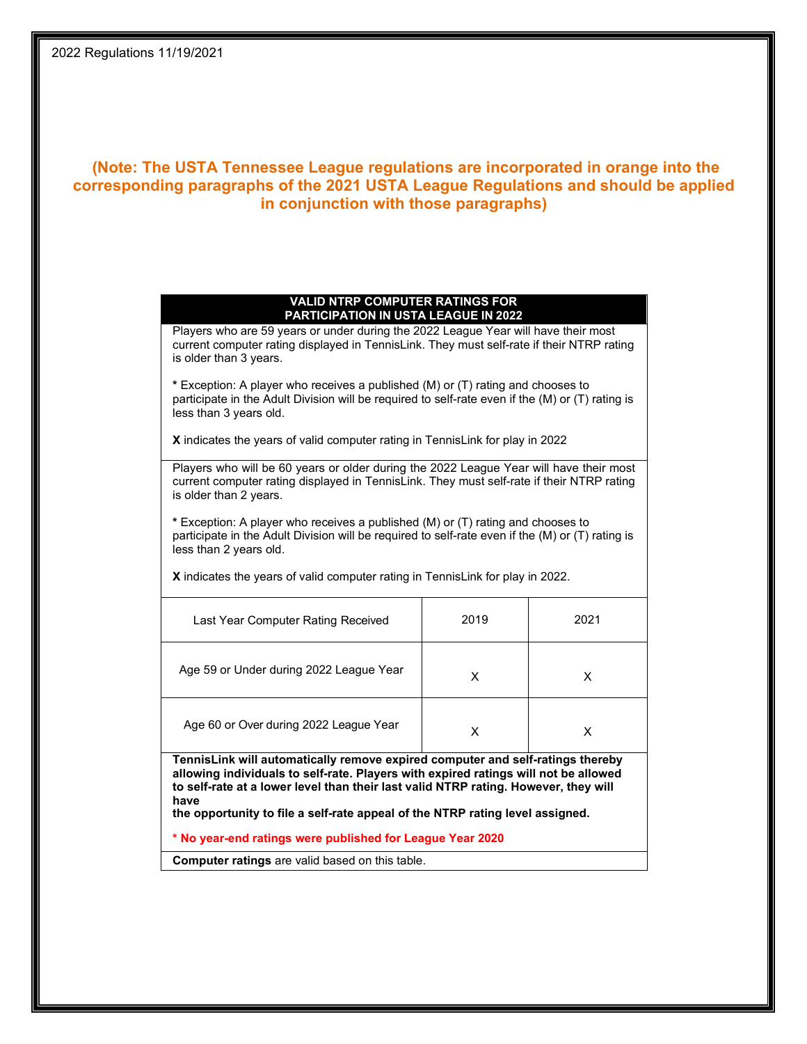**(Note: The USTA Tennessee League regulations are incorporated in orange into the corresponding paragraphs of the 2021 USTA League Regulations and should be applied in conjunction with those paragraphs)**

| VALID NTRP COMPUTER RATINGS FOR PARTICIPATION IN USTA LEAGUE IN 2022 | | |
|---|---|---|
| Players who are 59 years or under during the 2022 League Year will have their most current computer rating displayed in TennisLink. They must self-rate if their NTRP rating is older than 3 years.<br><br>**\*** Exception: A player who receives a published (M) or (T) rating and chooses to participate in the Adult Division will be required to self-rate even if the (M) or (T) rating is less than 3 years old.<br><br>**X** indicates the years of valid computer rating in TennisLink for play in 2022 | | |
| Players who will be 60 years or older during the 2022 League Year will have their most current computer rating displayed in TennisLink. They must self-rate if their NTRP rating is older than 2 years.<br><br>**\*** Exception: A player who receives a published (M) or (T) rating and chooses to participate in the Adult Division will be required to self-rate even if the (M) or (T) rating is less than 2 years old.<br><br>**X** indicates the years of valid computer rating in TennisLink for play in 2022. | | |
| Last Year Computer Rating Received | 2019 | 2021 |
| Age 59 or Under during 2022 League Year | X | X |
| Age 60 or Over during 2022 League Year | X | X |
| **TennisLink will automatically remove expired computer and self-ratings thereby allowing individuals to self-rate. Players with expired ratings will not be allowed to self-rate at a lower level than their last valid NTRP rating. However, they will have the opportunity to file a self-rate appeal of the NTRP rating level assigned.**<br><br>**\* No year-end ratings were published for League Year 2020** | | |
| **Computer ratings** are valid based on this table. | | |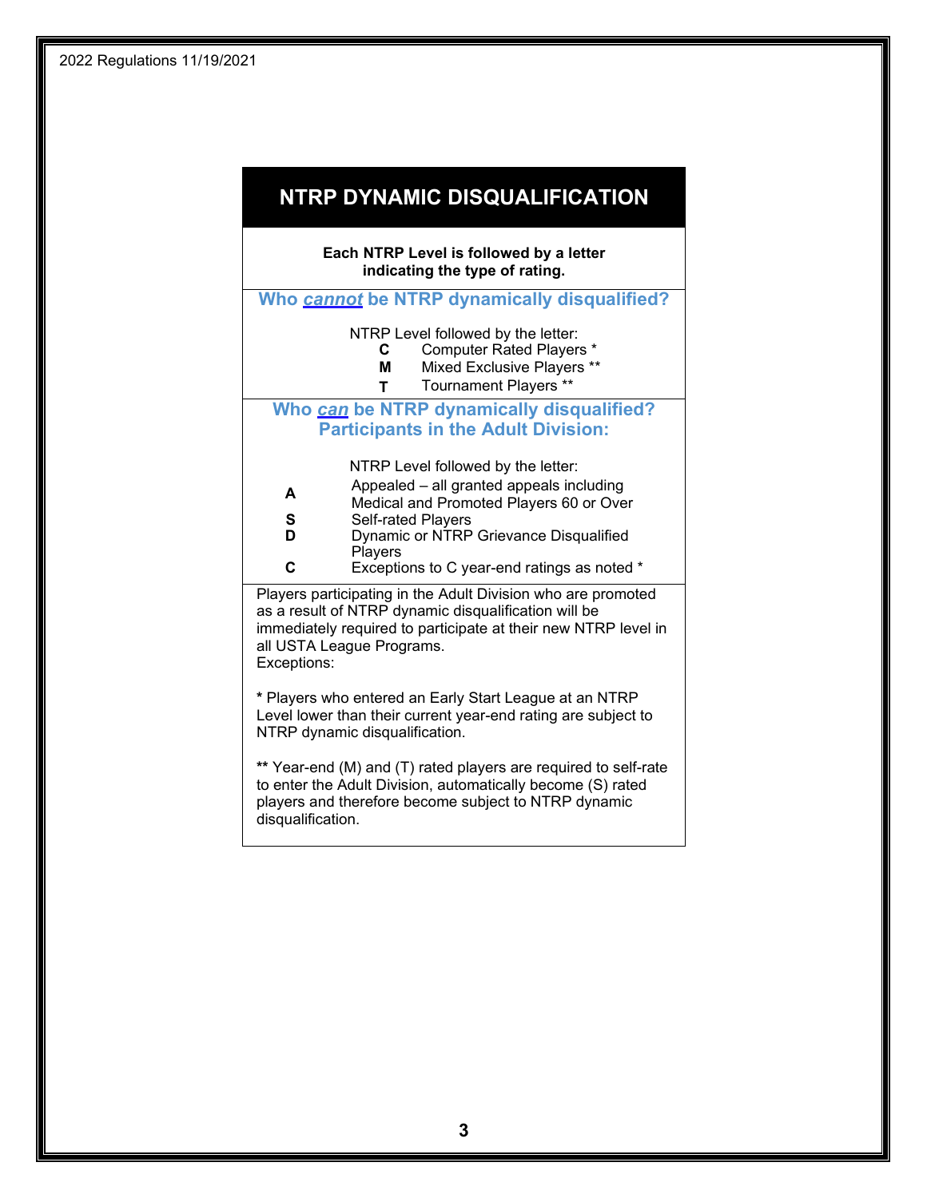# NTRP DYNAMIC DISQUALIFICATION

**Each NTRP Level is followed by a letter indicating the type of rating.**

## Who *cannot* be NTRP dynamically disqualified?

NTRP Level followed by the letter:

- **C** Computer Rated Players *
- **M** Mixed Exclusive Players **
- **T** Tournament Players **

## Who *can* be NTRP dynamically disqualified? Participants in the Adult Division:

NTRP Level followed by the letter:

- **A** Appealed – all granted appeals including Medical and Promoted Players 60 or Over
- **S** Self-rated Players
- **D** Dynamic or NTRP Grievance Disqualified Players
- **C** Exceptions to C year-end ratings as noted *

Players participating in the Adult Division who are promoted as a result of NTRP dynamic disqualification will be immediately required to participate at their new NTRP level in all USTA League Programs.
Exceptions:

**\*** Players who entered an Early Start League at an NTRP Level lower than their current year-end rating are subject to NTRP dynamic disqualification.

**\*\*** Year-end (M) and (T) rated players are required to self-rate to enter the Adult Division, automatically become (S) rated players and therefore become subject to NTRP dynamic disqualification.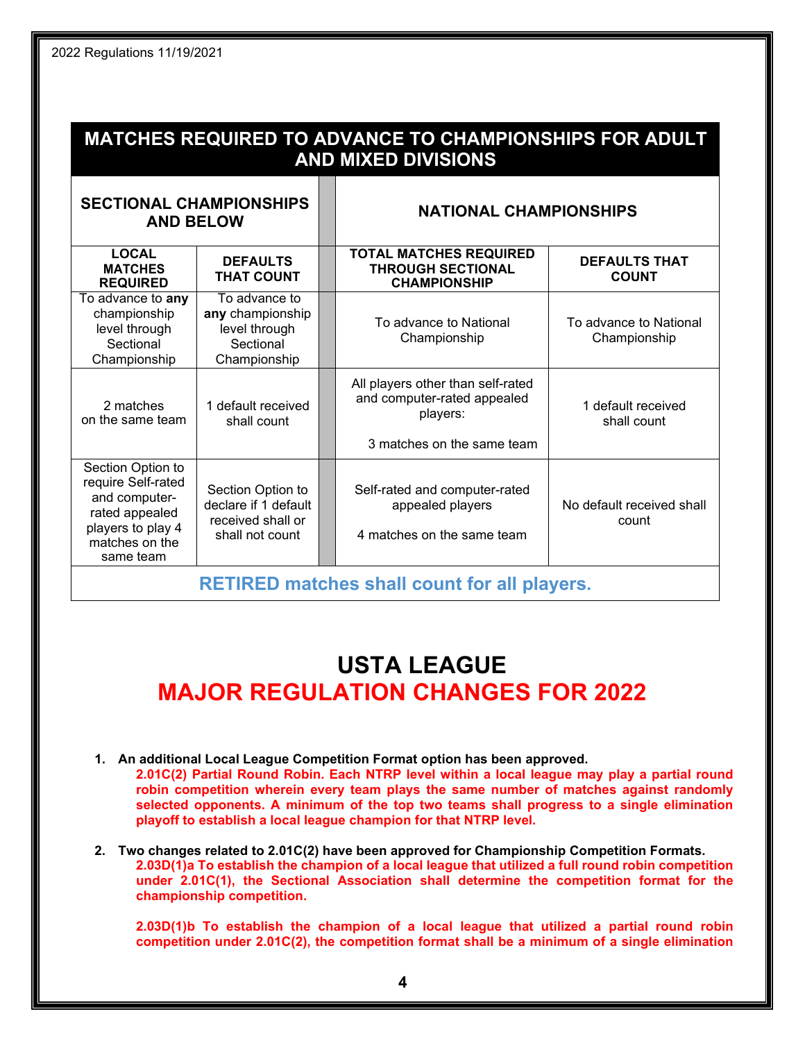## MATCHES REQUIRED TO ADVANCE TO CHAMPIONSHIPS FOR ADULT AND MIXED DIVISIONS

| SECTIONAL CHAMPIONSHIPS AND BELOW | | NATIONAL CHAMPIONSHIPS | |
|---|---|---|---|
| **LOCAL MATCHES REQUIRED** | **DEFAULTS THAT COUNT** | **TOTAL MATCHES REQUIRED THROUGH SECTIONAL CHAMPIONSHIP** | **DEFAULTS THAT COUNT** |
| To advance to **any** championship level through Sectional Championship | To advance to **any** championship level through Sectional Championship | To advance to National Championship | To advance to National Championship |
| 2 matches on the same team | 1 default received shall count | All players other than self-rated and computer-rated appealed players: 3 matches on the same team | 1 default received shall count |
| Section Option to require Self-rated and computer-rated appealed players to play 4 matches on the same team | Section Option to declare if 1 default received shall or shall not count | Self-rated and computer-rated appealed players 4 matches on the same team | No default received shall count |

**RETIRED matches shall count for all players.**

# USTA LEAGUE
# MAJOR REGULATION CHANGES FOR 2022

1. **An additional Local League Competition Format option has been approved.**
   **2.01C(2) Partial Round Robin. Each NTRP level within a local league may play a partial round robin competition wherein every team plays the same number of matches against randomly selected opponents. A minimum of the top two teams shall progress to a single elimination playoff to establish a local league champion for that NTRP level.**

2. **Two changes related to 2.01C(2) have been approved for Championship Competition Formats.**
   **2.03D(1)a To establish the champion of a local league that utilized a full round robin competition under 2.01C(1), the Sectional Association shall determine the competition format for the championship competition.**

   **2.03D(1)b To establish the champion of a local league that utilized a partial round robin competition under 2.01C(2), the competition format shall be a minimum of a single elimination**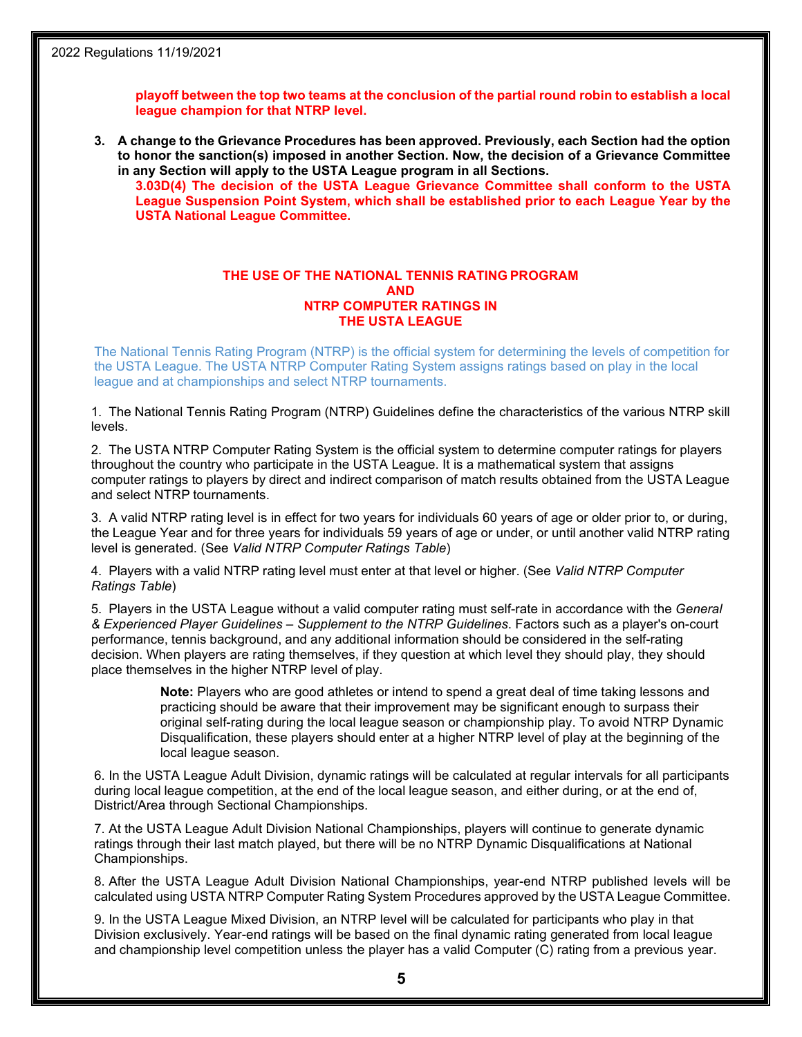**playoff between the top two teams at the conclusion of the partial round robin to establish a local league champion for that NTRP level.**

3. **A change to the Grievance Procedures has been approved. Previously, each Section had the option to honor the sanction(s) imposed in another Section. Now, the decision of a Grievance Committee in any Section will apply to the USTA League program in all Sections.**
   **3.03D(4) The decision of the USTA League Grievance Committee shall conform to the USTA League Suspension Point System, which shall be established prior to each League Year by the USTA National League Committee.**

## THE USE OF THE NATIONAL TENNIS RATING PROGRAM AND NTRP COMPUTER RATINGS IN THE USTA LEAGUE

The National Tennis Rating Program (NTRP) is the official system for determining the levels of competition for the USTA League. The USTA NTRP Computer Rating System assigns ratings based on play in the local league and at championships and select NTRP tournaments.

1. The National Tennis Rating Program (NTRP) Guidelines define the characteristics of the various NTRP skill levels.

2. The USTA NTRP Computer Rating System is the official system to determine computer ratings for players throughout the country who participate in the USTA League. It is a mathematical system that assigns computer ratings to players by direct and indirect comparison of match results obtained from the USTA League and select NTRP tournaments.

3. A valid NTRP rating level is in effect for two years for individuals 60 years of age or older prior to, or during, the League Year and for three years for individuals 59 years of age or under, or until another valid NTRP rating level is generated. (See *Valid NTRP Computer Ratings Table*)

4. Players with a valid NTRP rating level must enter at that level or higher. (See *Valid NTRP Computer Ratings Table*)

5. Players in the USTA League without a valid computer rating must self-rate in accordance with the *General & Experienced Player Guidelines – Supplement to the NTRP Guidelines*. Factors such as a player's on-court performance, tennis background, and any additional information should be considered in the self-rating decision. When players are rating themselves, if they question at which level they should play, they should place themselves in the higher NTRP level of play.

   **Note:** Players who are good athletes or intend to spend a great deal of time taking lessons and practicing should be aware that their improvement may be significant enough to surpass their original self-rating during the local league season or championship play. To avoid NTRP Dynamic Disqualification, these players should enter at a higher NTRP level of play at the beginning of the local league season.

6. In the USTA League Adult Division, dynamic ratings will be calculated at regular intervals for all participants during local league competition, at the end of the local league season, and either during, or at the end of, District/Area through Sectional Championships.

7. At the USTA League Adult Division National Championships, players will continue to generate dynamic ratings through their last match played, but there will be no NTRP Dynamic Disqualifications at National Championships.

8. After the USTA League Adult Division National Championships, year-end NTRP published levels will be calculated using USTA NTRP Computer Rating System Procedures approved by the USTA League Committee.

9. In the USTA League Mixed Division, an NTRP level will be calculated for participants who play in that Division exclusively. Year-end ratings will be based on the final dynamic rating generated from local league and championship level competition unless the player has a valid Computer (C) rating from a previous year.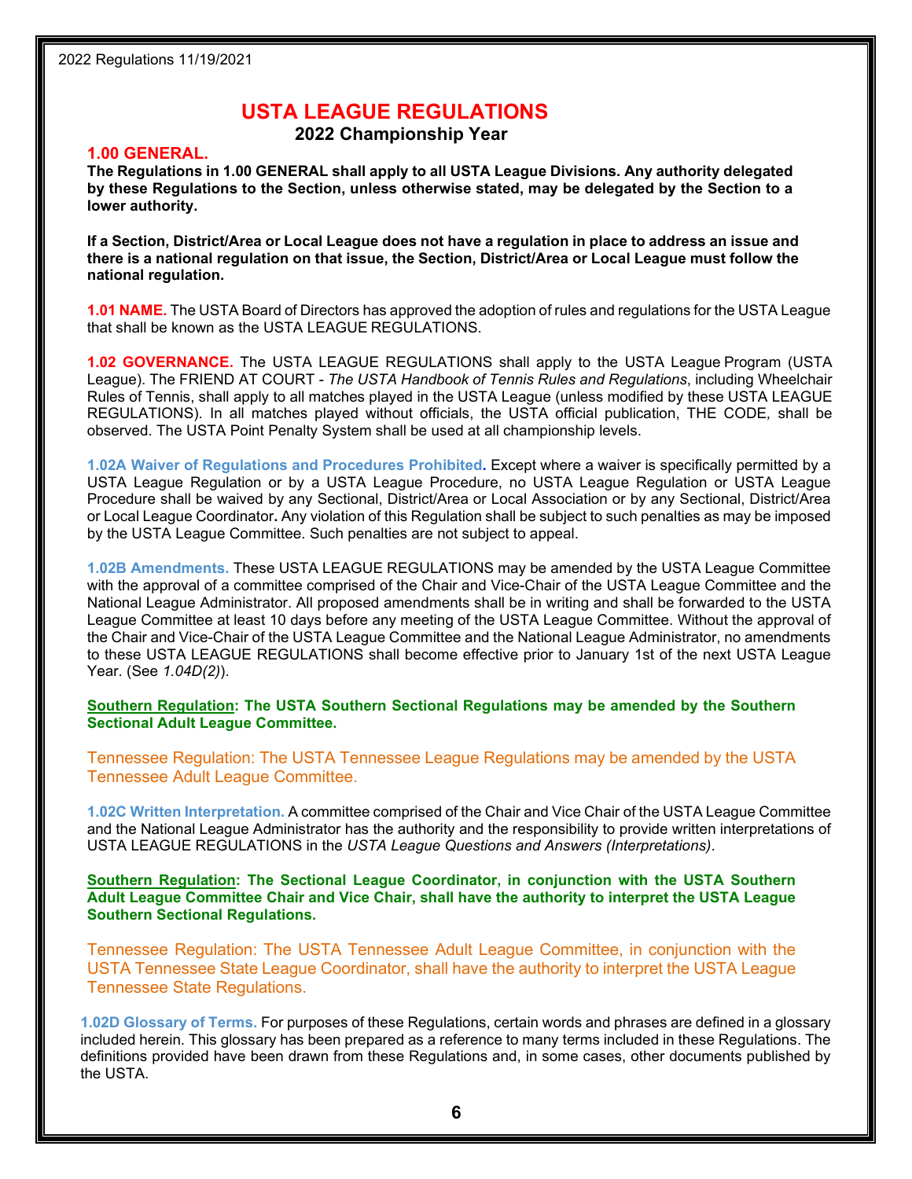# USTA LEAGUE REGULATIONS

**2022 Championship Year**

## 1.00 GENERAL.

**The Regulations in 1.00 GENERAL shall apply to all USTA League Divisions. Any authority delegated by these Regulations to the Section, unless otherwise stated, may be delegated by the Section to a lower authority.**

**If a Section, District/Area or Local League does not have a regulation in place to address an issue and there is a national regulation on that issue, the Section, District/Area or Local League must follow the national regulation.**

**1.01 NAME.** The USTA Board of Directors has approved the adoption of rules and regulations for the USTA League that shall be known as the USTA LEAGUE REGULATIONS.

**1.02 GOVERNANCE.** The USTA LEAGUE REGULATIONS shall apply to the USTA League Program (USTA League). The FRIEND AT COURT - *The USTA Handbook of Tennis Rules and Regulations*, including Wheelchair Rules of Tennis, shall apply to all matches played in the USTA League (unless modified by these USTA LEAGUE REGULATIONS). In all matches played without officials, the USTA official publication, THE CODE*,* shall be observed. The USTA Point Penalty System shall be used at all championship levels.

**1.02A Waiver of Regulations and Procedures Prohibited.** Except where a waiver is specifically permitted by a USTA League Regulation or by a USTA League Procedure, no USTA League Regulation or USTA League Procedure shall be waived by any Sectional, District/Area or Local Association or by any Sectional, District/Area or Local League Coordinator**.** Any violation of this Regulation shall be subject to such penalties as may be imposed by the USTA League Committee. Such penalties are not subject to appeal.

**1.02B Amendments.** These USTA LEAGUE REGULATIONS may be amended by the USTA League Committee with the approval of a committee comprised of the Chair and Vice-Chair of the USTA League Committee and the National League Administrator. All proposed amendments shall be in writing and shall be forwarded to the USTA League Committee at least 10 days before any meeting of the USTA League Committee. Without the approval of the Chair and Vice-Chair of the USTA League Committee and the National League Administrator, no amendments to these USTA LEAGUE REGULATIONS shall become effective prior to January 1st of the next USTA League Year. (See *1.04D(2)*).

**Southern Regulation: The USTA Southern Sectional Regulations may be amended by the Southern Sectional Adult League Committee.**

Tennessee Regulation: The USTA Tennessee League Regulations may be amended by the USTA Tennessee Adult League Committee.

**1.02C Written Interpretation.** A committee comprised of the Chair and Vice Chair of the USTA League Committee and the National League Administrator has the authority and the responsibility to provide written interpretations of USTA LEAGUE REGULATIONS in the *USTA League Questions and Answers (Interpretations)*.

**Southern Regulation: The Sectional League Coordinator, in conjunction with the USTA Southern Adult League Committee Chair and Vice Chair, shall have the authority to interpret the USTA League Southern Sectional Regulations.**

Tennessee Regulation: The USTA Tennessee Adult League Committee, in conjunction with the USTA Tennessee State League Coordinator, shall have the authority to interpret the USTA League Tennessee State Regulations.

**1.02D Glossary of Terms.** For purposes of these Regulations, certain words and phrases are defined in a glossary included herein. This glossary has been prepared as a reference to many terms included in these Regulations. The definitions provided have been drawn from these Regulations and, in some cases, other documents published by the USTA.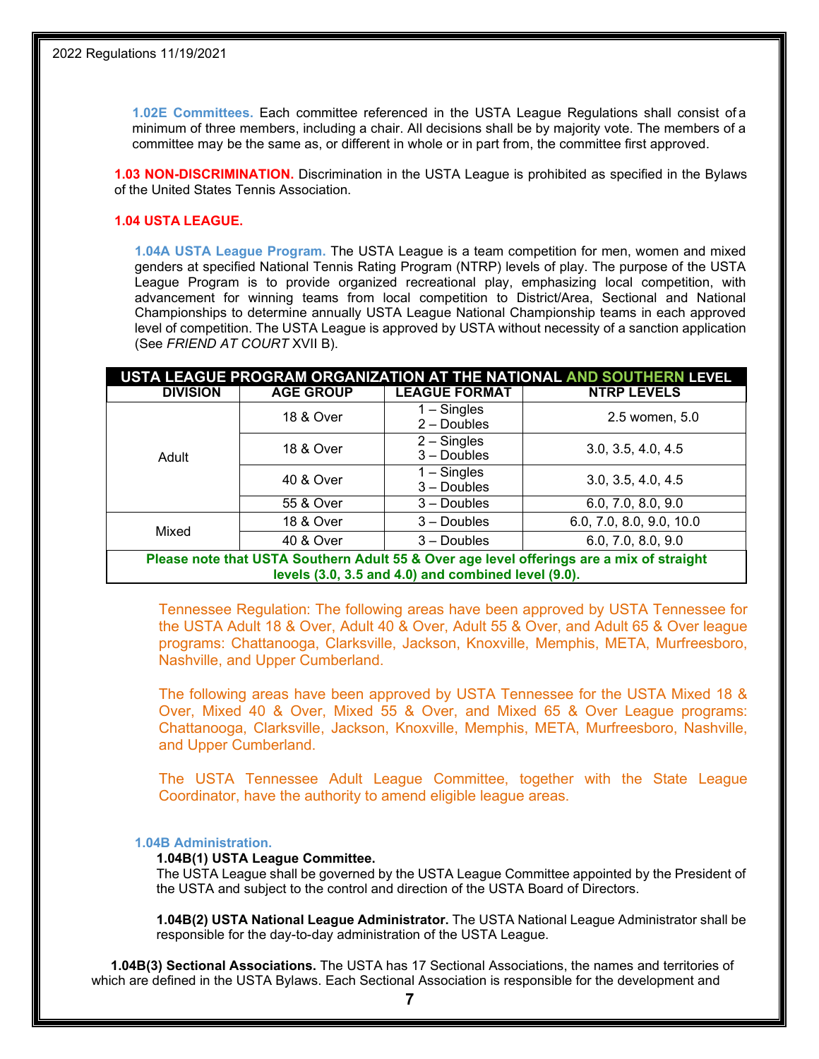**1.02E Committees.** Each committee referenced in the USTA League Regulations shall consist of a minimum of three members, including a chair. All decisions shall be by majority vote. The members of a committee may be the same as, or different in whole or in part from, the committee first approved.

**1.03 NON-DISCRIMINATION.** Discrimination in the USTA League is prohibited as specified in the Bylaws of the United States Tennis Association.

**1.04 USTA LEAGUE.**

**1.04A USTA League Program.** The USTA League is a team competition for men, women and mixed genders at specified National Tennis Rating Program (NTRP) levels of play. The purpose of the USTA League Program is to provide organized recreational play, emphasizing local competition, with advancement for winning teams from local competition to District/Area, Sectional and National Championships to determine annually USTA League National Championship teams in each approved level of competition. The USTA League is approved by USTA without necessity of a sanction application (See *FRIEND AT COURT* XVII B).

**USTA LEAGUE PROGRAM ORGANIZATION AT THE NATIONAL AND SOUTHERN LEVEL**

| DIVISION | AGE GROUP | LEAGUE FORMAT | NTRP LEVELS |
|---|---|---|---|
| Adult | 18 & Over | 1 – Singles<br>2 – Doubles | 2.5 women, 5.0 |
| | 18 & Over | 2 – Singles<br>3 – Doubles | 3.0, 3.5, 4.0, 4.5 |
| | 40 & Over | 1 – Singles<br>3 – Doubles | 3.0, 3.5, 4.0, 4.5 |
| | 55 & Over | 3 – Doubles | 6.0, 7.0, 8.0, 9.0 |
| Mixed | 18 & Over | 3 – Doubles | 6.0, 7.0, 8.0, 9.0, 10.0 |
| | 40 & Over | 3 – Doubles | 6.0, 7.0, 8.0, 9.0 |

**Please note that USTA Southern Adult 55 & Over age level offerings are a mix of straight levels (3.0, 3.5 and 4.0) and combined level (9.0).**

Tennessee Regulation: The following areas have been approved by USTA Tennessee for the USTA Adult 18 & Over, Adult 40 & Over, Adult 55 & Over, and Adult 65 & Over league programs: Chattanooga, Clarksville, Jackson, Knoxville, Memphis, META, Murfreesboro, Nashville, and Upper Cumberland.

The following areas have been approved by USTA Tennessee for the USTA Mixed 18 & Over, Mixed 40 & Over, Mixed 55 & Over, and Mixed 65 & Over League programs: Chattanooga, Clarksville, Jackson, Knoxville, Memphis, META, Murfreesboro, Nashville, and Upper Cumberland.

The USTA Tennessee Adult League Committee, together with the State League Coordinator, have the authority to amend eligible league areas.

**1.04B Administration.**

**1.04B(1) USTA League Committee.**
The USTA League shall be governed by the USTA League Committee appointed by the President of the USTA and subject to the control and direction of the USTA Board of Directors.

**1.04B(2) USTA National League Administrator.** The USTA National League Administrator shall be responsible for the day-to-day administration of the USTA League.

**1.04B(3) Sectional Associations.** The USTA has 17 Sectional Associations, the names and territories of which are defined in the USTA Bylaws. Each Sectional Association is responsible for the development and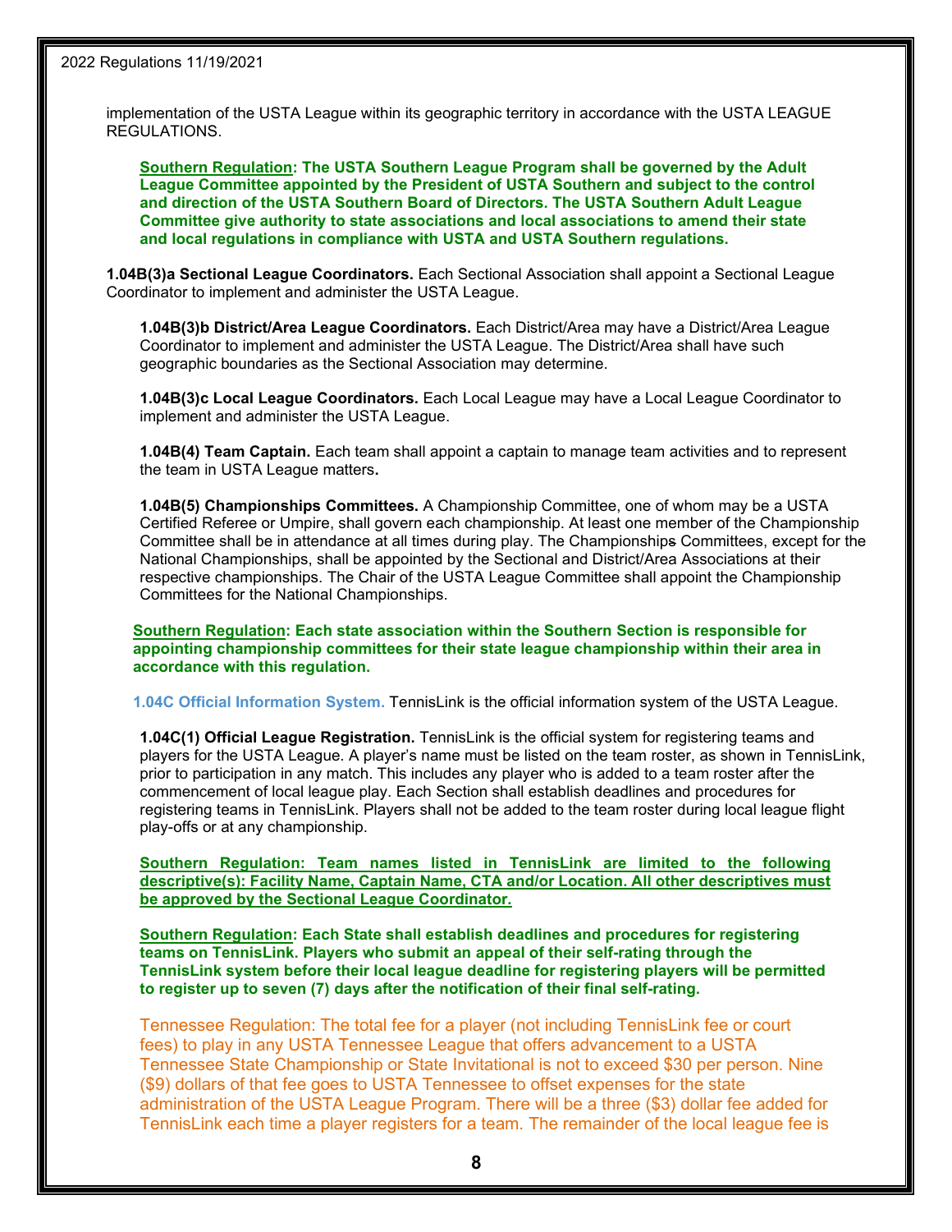implementation of the USTA League within its geographic territory in accordance with the USTA LEAGUE REGULATIONS.

**Southern Regulation: The USTA Southern League Program shall be governed by the Adult League Committee appointed by the President of USTA Southern and subject to the control and direction of the USTA Southern Board of Directors. The USTA Southern Adult League Committee give authority to state associations and local associations to amend their state and local regulations in compliance with USTA and USTA Southern regulations.**

**1.04B(3)a Sectional League Coordinators.** Each Sectional Association shall appoint a Sectional League Coordinator to implement and administer the USTA League.

**1.04B(3)b District/Area League Coordinators.** Each District/Area may have a District/Area League Coordinator to implement and administer the USTA League. The District/Area shall have such geographic boundaries as the Sectional Association may determine.

**1.04B(3)c Local League Coordinators.** Each Local League may have a Local League Coordinator to implement and administer the USTA League.

**1.04B(4) Team Captain.** Each team shall appoint a captain to manage team activities and to represent the team in USTA League matters.

**1.04B(5) Championships Committees.** A Championship Committee, one of whom may be a USTA Certified Referee or Umpire, shall govern each championship. At least one member of the Championship Committee shall be in attendance at all times during play. The Championships Committees, except for the National Championships, shall be appointed by the Sectional and District/Area Associations at their respective championships. The Chair of the USTA League Committee shall appoint the Championship Committees for the National Championships.

**Southern Regulation: Each state association within the Southern Section is responsible for appointing championship committees for their state league championship within their area in accordance with this regulation.**

**1.04C Official Information System.** TennisLink is the official information system of the USTA League.

**1.04C(1) Official League Registration.** TennisLink is the official system for registering teams and players for the USTA League. A player's name must be listed on the team roster, as shown in TennisLink, prior to participation in any match. This includes any player who is added to a team roster after the commencement of local league play. Each Section shall establish deadlines and procedures for registering teams in TennisLink. Players shall not be added to the team roster during local league flight play-offs or at any championship.

**Southern Regulation: Team names listed in TennisLink are limited to the following descriptive(s): Facility Name, Captain Name, CTA and/or Location. All other descriptives must be approved by the Sectional League Coordinator.**

**Southern Regulation: Each State shall establish deadlines and procedures for registering teams on TennisLink. Players who submit an appeal of their self-rating through the TennisLink system before their local league deadline for registering players will be permitted to register up to seven (7) days after the notification of their final self-rating.**

Tennessee Regulation: The total fee for a player (not including TennisLink fee or court fees) to play in any USTA Tennessee League that offers advancement to a USTA Tennessee State Championship or State Invitational is not to exceed $30 per person. Nine ($9) dollars of that fee goes to USTA Tennessee to offset expenses for the state administration of the USTA League Program. There will be a three ($3) dollar fee added for TennisLink each time a player registers for a team. The remainder of the local league fee is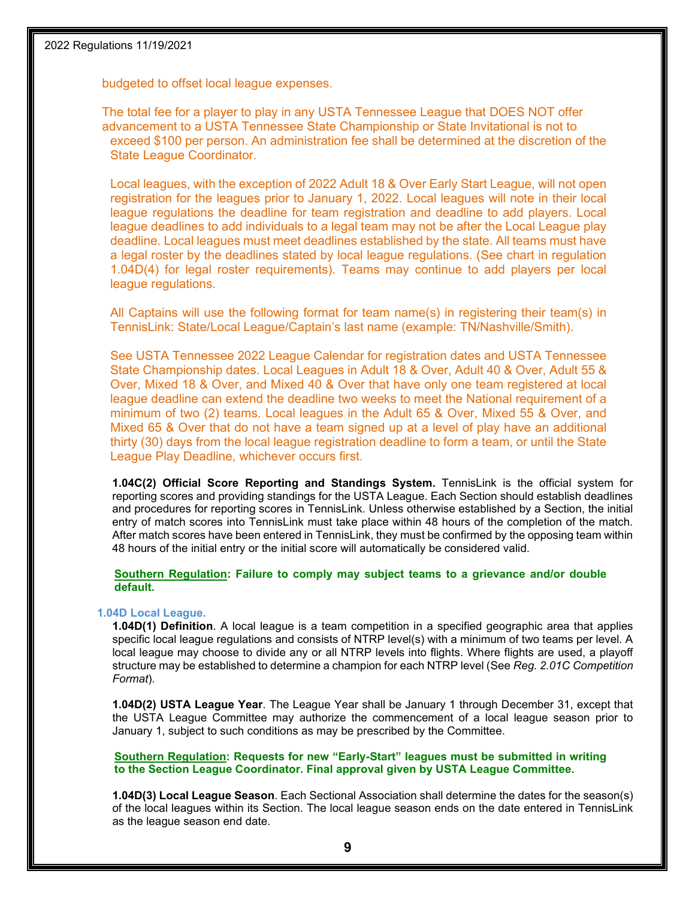budgeted to offset local league expenses.

The total fee for a player to play in any USTA Tennessee League that DOES NOT offer advancement to a USTA Tennessee State Championship or State Invitational is not to exceed $100 per person. An administration fee shall be determined at the discretion of the State League Coordinator.

Local leagues, with the exception of 2022 Adult 18 & Over Early Start League, will not open registration for the leagues prior to January 1, 2022. Local leagues will note in their local league regulations the deadline for team registration and deadline to add players. Local league deadlines to add individuals to a legal team may not be after the Local League play deadline. Local leagues must meet deadlines established by the state. All teams must have a legal roster by the deadlines stated by local league regulations. (See chart in regulation 1.04D(4) for legal roster requirements). Teams may continue to add players per local league regulations.

All Captains will use the following format for team name(s) in registering their team(s) in TennisLink: State/Local League/Captain's last name (example: TN/Nashville/Smith).

See USTA Tennessee 2022 League Calendar for registration dates and USTA Tennessee State Championship dates. Local Leagues in Adult 18 & Over, Adult 40 & Over, Adult 55 & Over, Mixed 18 & Over, and Mixed 40 & Over that have only one team registered at local league deadline can extend the deadline two weeks to meet the National requirement of a minimum of two (2) teams. Local leagues in the Adult 65 & Over, Mixed 55 & Over, and Mixed 65 & Over that do not have a team signed up at a level of play have an additional thirty (30) days from the local league registration deadline to form a team, or until the State League Play Deadline, whichever occurs first.

**1.04C(2) Official Score Reporting and Standings System.** TennisLink is the official system for reporting scores and providing standings for the USTA League. Each Section should establish deadlines and procedures for reporting scores in TennisLink. Unless otherwise established by a Section, the initial entry of match scores into TennisLink must take place within 48 hours of the completion of the match. After match scores have been entered in TennisLink, they must be confirmed by the opposing team within 48 hours of the initial entry or the initial score will automatically be considered valid.

**Southern Regulation: Failure to comply may subject teams to a grievance and/or double default.**

### 1.04D Local League.

**1.04D(1) Definition**. A local league is a team competition in a specified geographic area that applies specific local league regulations and consists of NTRP level(s) with a minimum of two teams per level. A local league may choose to divide any or all NTRP levels into flights. Where flights are used, a playoff structure may be established to determine a champion for each NTRP level (See *Reg. 2.01C Competition Format*).

**1.04D(2) USTA League Year**. The League Year shall be January 1 through December 31, except that the USTA League Committee may authorize the commencement of a local league season prior to January 1, subject to such conditions as may be prescribed by the Committee.

**Southern Regulation: Requests for new "Early-Start" leagues must be submitted in writing to the Section League Coordinator. Final approval given by USTA League Committee.**

**1.04D(3) Local League Season**. Each Sectional Association shall determine the dates for the season(s) of the local leagues within its Section. The local league season ends on the date entered in TennisLink as the league season end date.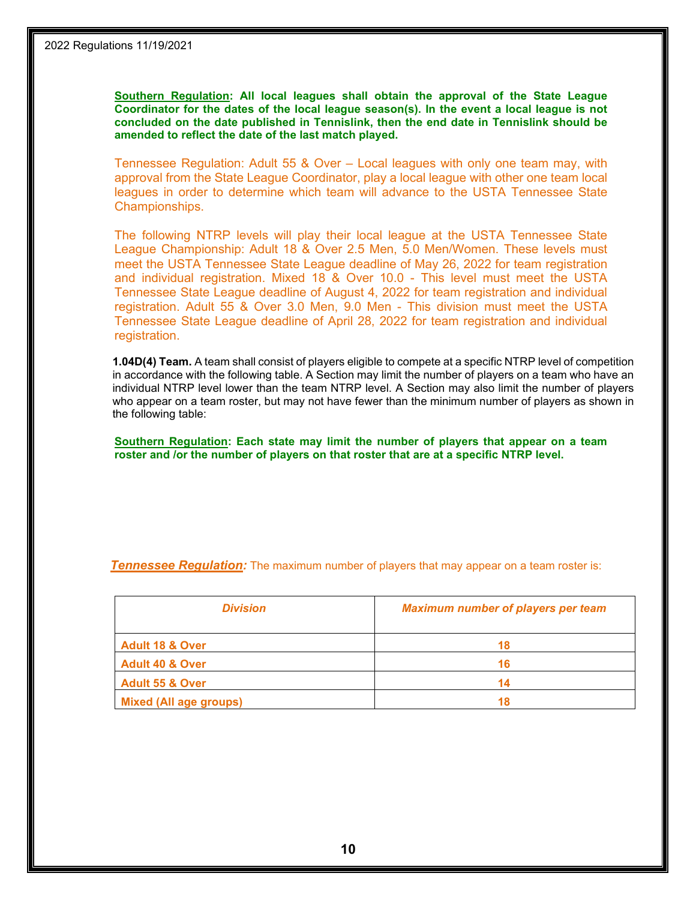**<u>Southern Regulation</u>: All local leagues shall obtain the approval of the State League Coordinator for the dates of the local league season(s). In the event a local league is not concluded on the date published in Tennislink, then the end date in Tennislink should be amended to reflect the date of the last match played.**

Tennessee Regulation: Adult 55 & Over – Local leagues with only one team may, with approval from the State League Coordinator, play a local league with other one team local leagues in order to determine which team will advance to the USTA Tennessee State Championships.

The following NTRP levels will play their local league at the USTA Tennessee State League Championship: Adult 18 & Over 2.5 Men, 5.0 Men/Women. These levels must meet the USTA Tennessee State League deadline of May 26, 2022 for team registration and individual registration. Mixed 18 & Over 10.0 - This level must meet the USTA Tennessee State League deadline of August 4, 2022 for team registration and individual registration. Adult 55 & Over 3.0 Men, 9.0 Men - This division must meet the USTA Tennessee State League deadline of April 28, 2022 for team registration and individual registration.

**1.04D(4) Team.** A team shall consist of players eligible to compete at a specific NTRP level of competition in accordance with the following table. A Section may limit the number of players on a team who have an individual NTRP level lower than the team NTRP level. A Section may also limit the number of players who appear on a team roster, but may not have fewer than the minimum number of players as shown in the following table:

**<u>Southern Regulation</u>: Each state may limit the number of players that appear on a team roster and /or the number of players on that roster that are at a specific NTRP level.**

***<u>Tennessee Regulation</u>:*** The maximum number of players that may appear on a team roster is:

| *Division* | *Maximum number of players per team* |
|---|---|
| **Adult 18 & Over** | **18** |
| **Adult 40 & Over** | **16** |
| **Adult 55 & Over** | **14** |
| **Mixed (All age groups)** | **18** |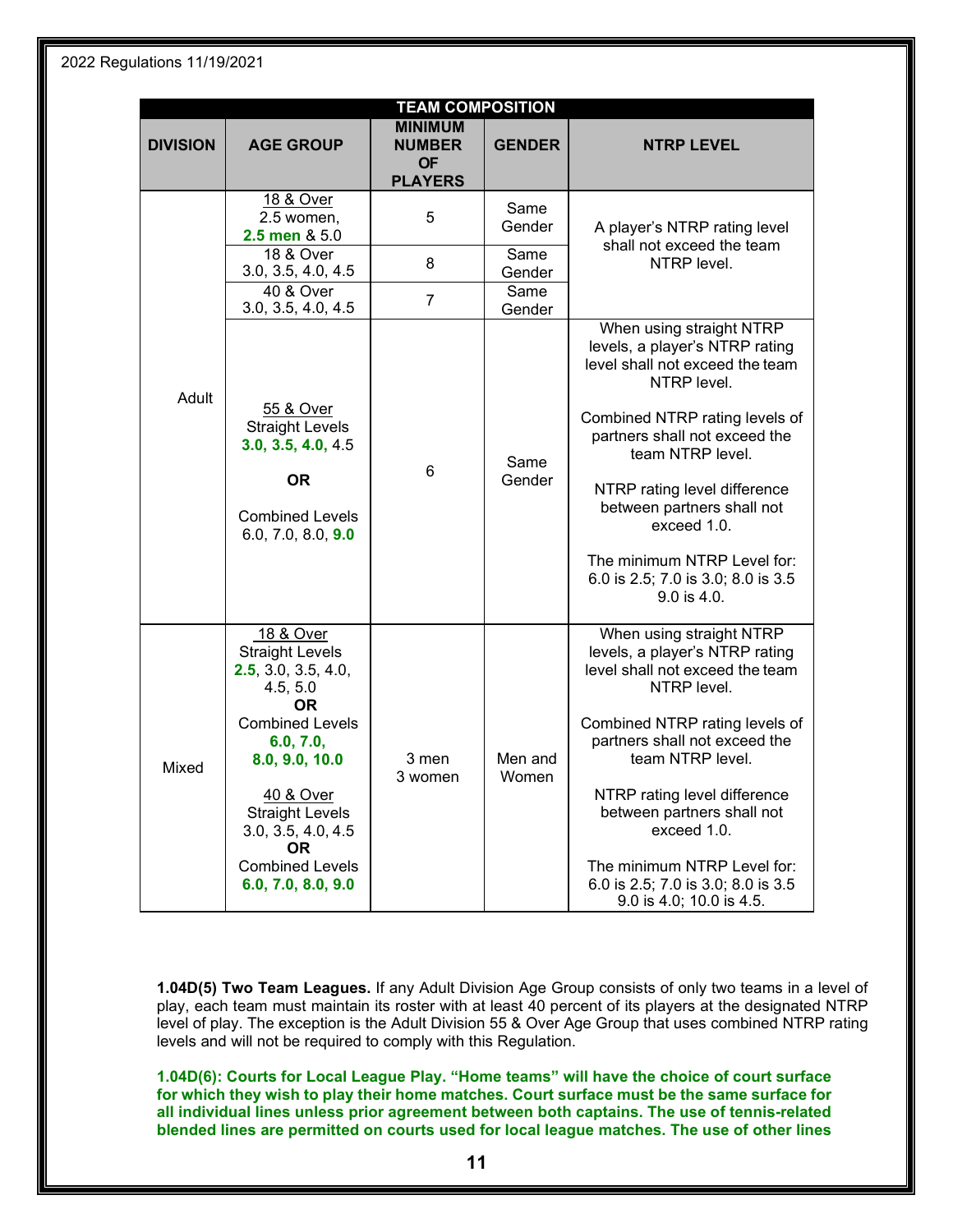| TEAM COMPOSITION | | | | |
|---|---|---|---|---|
| **DIVISION** | **AGE GROUP** | **MINIMUM NUMBER OF PLAYERS** | **GENDER** | **NTRP LEVEL** |
| Adult | 18 & Over 2.5 women, **2.5 men** & 5.0 | 5 | Same Gender | A player's NTRP rating level shall not exceed the team NTRP level. |
| | 18 & Over 3.0, 3.5, 4.0, 4.5 | 8 | Same Gender | |
| | 40 & Over 3.0, 3.5, 4.0, 4.5 | 7 | Same Gender | |
| | 55 & Over Straight Levels **3.0, 3.5, 4.0,** 4.5 **OR** Combined Levels 6.0, 7.0, 8.0, **9.0** | 6 | Same Gender | When using straight NTRP levels, a player's NTRP rating level shall not exceed the team NTRP level. Combined NTRP rating levels of partners shall not exceed the team NTRP level. NTRP rating level difference between partners shall not exceed 1.0. The minimum NTRP Level for: 6.0 is 2.5; 7.0 is 3.0; 8.0 is 3.5 9.0 is 4.0. |
| Mixed | 18 & Over Straight Levels **2.5**, 3.0, 3.5, 4.0, 4.5, 5.0 **OR** Combined Levels **6.0, 7.0, 8.0, 9.0, 10.0** 40 & Over Straight Levels 3.0, 3.5, 4.0, 4.5 **OR** Combined Levels **6.0, 7.0, 8.0, 9.0** | 3 men 3 women | Men and Women | When using straight NTRP levels, a player's NTRP rating level shall not exceed the team NTRP level. Combined NTRP rating levels of partners shall not exceed the team NTRP level. NTRP rating level difference between partners shall not exceed 1.0. The minimum NTRP Level for: 6.0 is 2.5; 7.0 is 3.0; 8.0 is 3.5 9.0 is 4.0; 10.0 is 4.5. |

**1.04D(5) Two Team Leagues.** If any Adult Division Age Group consists of only two teams in a level of play, each team must maintain its roster with at least 40 percent of its players at the designated NTRP level of play. The exception is the Adult Division 55 & Over Age Group that uses combined NTRP rating levels and will not be required to comply with this Regulation.

**1.04D(6): Courts for Local League Play. "Home teams" will have the choice of court surface for which they wish to play their home matches. Court surface must be the same surface for all individual lines unless prior agreement between both captains. The use of tennis-related blended lines are permitted on courts used for local league matches. The use of other lines**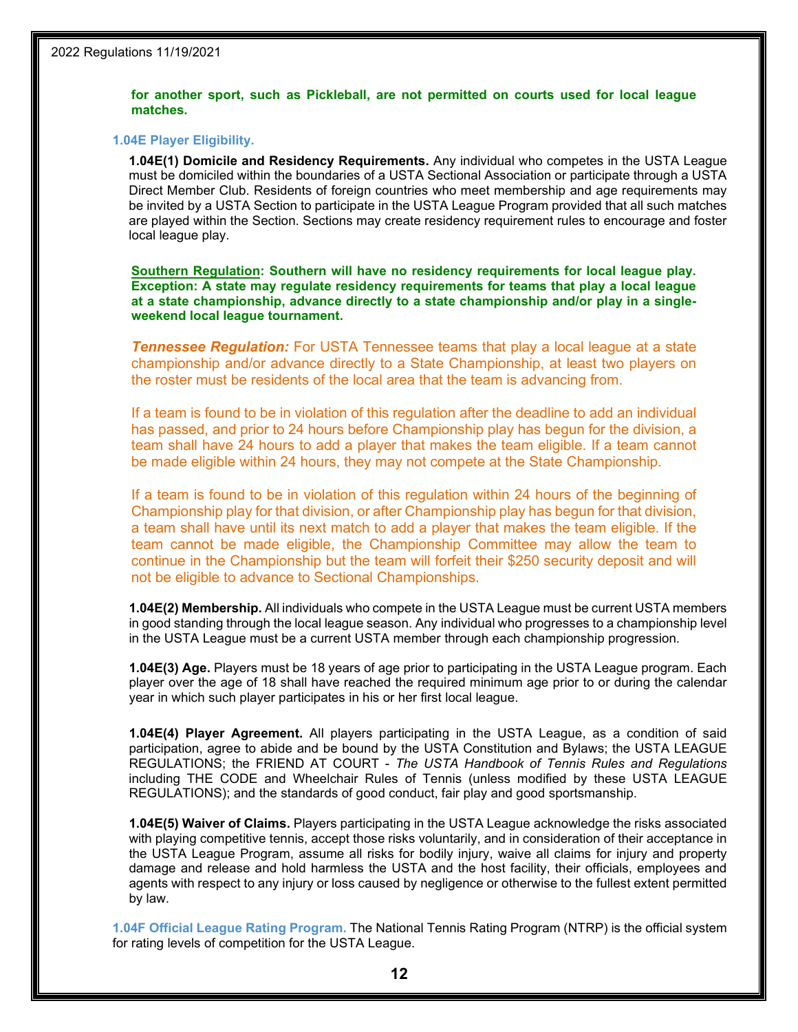**for another sport, such as Pickleball, are not permitted on courts used for local league matches.**

### 1.04E Player Eligibility.

**1.04E(1) Domicile and Residency Requirements.** Any individual who competes in the USTA League must be domiciled within the boundaries of a USTA Sectional Association or participate through a USTA Direct Member Club. Residents of foreign countries who meet membership and age requirements may be invited by a USTA Section to participate in the USTA League Program provided that all such matches are played within the Section. Sections may create residency requirement rules to encourage and foster local league play.

**Southern Regulation: Southern will have no residency requirements for local league play. Exception: A state may regulate residency requirements for teams that play a local league at a state championship, advance directly to a state championship and/or play in a single-weekend local league tournament.**

***Tennessee Regulation:*** For USTA Tennessee teams that play a local league at a state championship and/or advance directly to a State Championship, at least two players on the roster must be residents of the local area that the team is advancing from.

If a team is found to be in violation of this regulation after the deadline to add an individual has passed, and prior to 24 hours before Championship play has begun for the division, a team shall have 24 hours to add a player that makes the team eligible. If a team cannot be made eligible within 24 hours, they may not compete at the State Championship.

If a team is found to be in violation of this regulation within 24 hours of the beginning of Championship play for that division, or after Championship play has begun for that division, a team shall have until its next match to add a player that makes the team eligible. If the team cannot be made eligible, the Championship Committee may allow the team to continue in the Championship but the team will forfeit their $250 security deposit and will not be eligible to advance to Sectional Championships.

**1.04E(2) Membership.** All individuals who compete in the USTA League must be current USTA members in good standing through the local league season. Any individual who progresses to a championship level in the USTA League must be a current USTA member through each championship progression.

**1.04E(3) Age.** Players must be 18 years of age prior to participating in the USTA League program. Each player over the age of 18 shall have reached the required minimum age prior to or during the calendar year in which such player participates in his or her first local league.

**1.04E(4) Player Agreement.** All players participating in the USTA League, as a condition of said participation, agree to abide and be bound by the USTA Constitution and Bylaws; the USTA LEAGUE REGULATIONS; the FRIEND AT COURT - *The USTA Handbook of Tennis Rules and Regulations* including THE CODE and Wheelchair Rules of Tennis (unless modified by these USTA LEAGUE REGULATIONS); and the standards of good conduct, fair play and good sportsmanship.

**1.04E(5) Waiver of Claims.** Players participating in the USTA League acknowledge the risks associated with playing competitive tennis, accept those risks voluntarily, and in consideration of their acceptance in the USTA League Program, assume all risks for bodily injury, waive all claims for injury and property damage and release and hold harmless the USTA and the host facility, their officials, employees and agents with respect to any injury or loss caused by negligence or otherwise to the fullest extent permitted by law.

**1.04F Official League Rating Program.** The National Tennis Rating Program (NTRP) is the official system for rating levels of competition for the USTA League.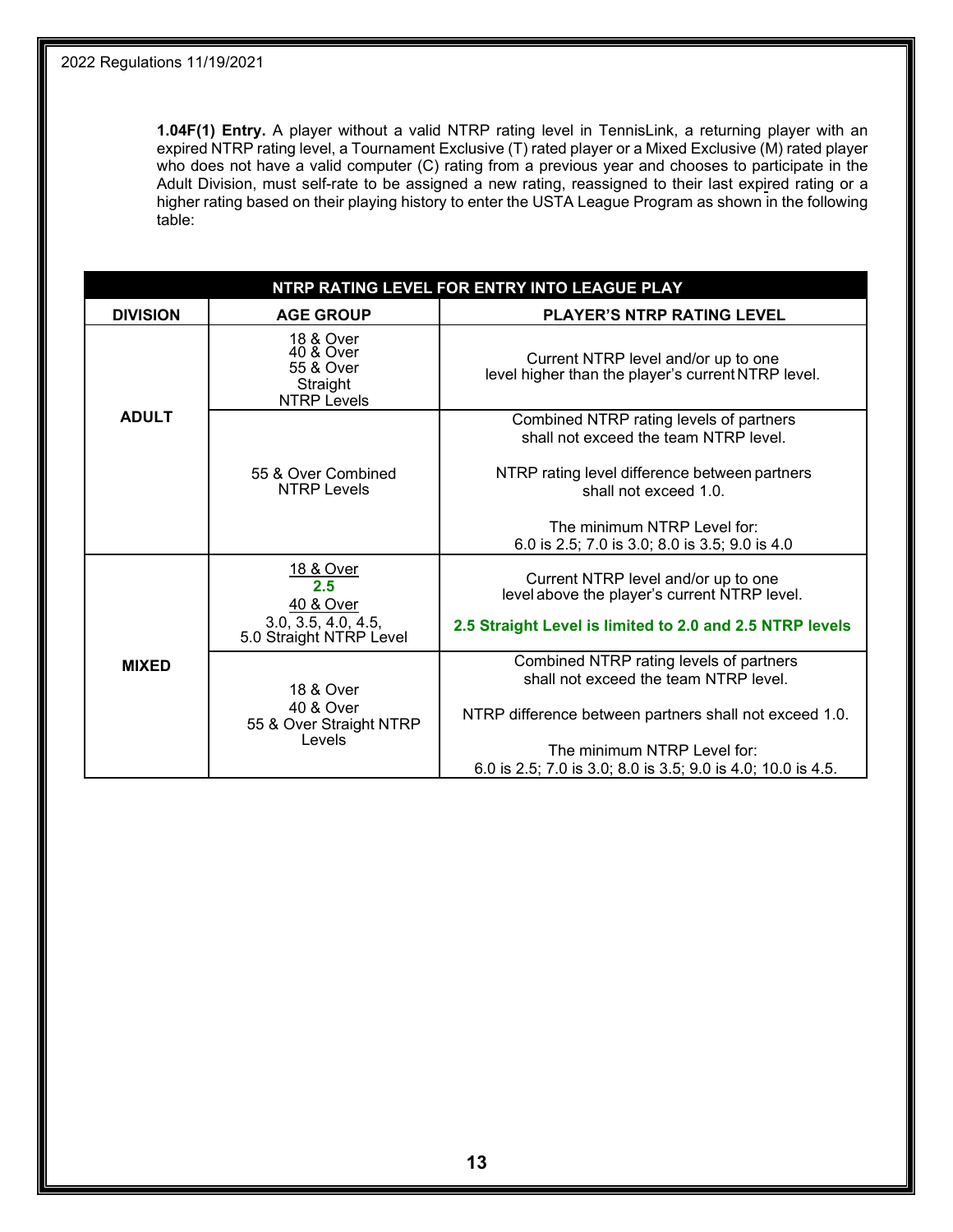**1.04F(1) Entry.** A player without a valid NTRP rating level in TennisLink, a returning player with an expired NTRP rating level, a Tournament Exclusive (T) rated player or a Mixed Exclusive (M) rated player who does not have a valid computer (C) rating from a previous year and chooses to participate in the Adult Division, must self-rate to be assigned a new rating, reassigned to their last expired rating or a higher rating based on their playing history to enter the USTA League Program as shown in the following table:

| NTRP RATING LEVEL FOR ENTRY INTO LEAGUE PLAY | | |
|---|---|---|
| **DIVISION** | **AGE GROUP** | **PLAYER'S NTRP RATING LEVEL** |
| **ADULT** | 18 & Over<br>40 & Over<br>55 & Over<br>Straight<br>NTRP Levels | Current NTRP level and/or up to one level higher than the player's current NTRP level. |
| | 55 & Over Combined NTRP Levels | Combined NTRP rating levels of partners shall not exceed the team NTRP level.<br><br>NTRP rating level difference between partners shall not exceed 1.0.<br><br>The minimum NTRP Level for:<br>6.0 is 2.5; 7.0 is 3.0; 8.0 is 3.5; 9.0 is 4.0 |
| **MIXED** | <u>18 & Over</u><br>**2.5**<br><u>40 & Over</u><br>3.0, 3.5, 4.0, 4.5, 5.0 Straight NTRP Level | Current NTRP level and/or up to one level above the player's current NTRP level.<br><br>**2.5 Straight Level is limited to 2.0 and 2.5 NTRP levels** |
| | 18 & Over<br>40 & Over<br>55 & Over Straight NTRP Levels | Combined NTRP rating levels of partners shall not exceed the team NTRP level.<br><br>NTRP difference between partners shall not exceed 1.0.<br><br>The minimum NTRP Level for:<br>6.0 is 2.5; 7.0 is 3.0; 8.0 is 3.5; 9.0 is 4.0; 10.0 is 4.5. |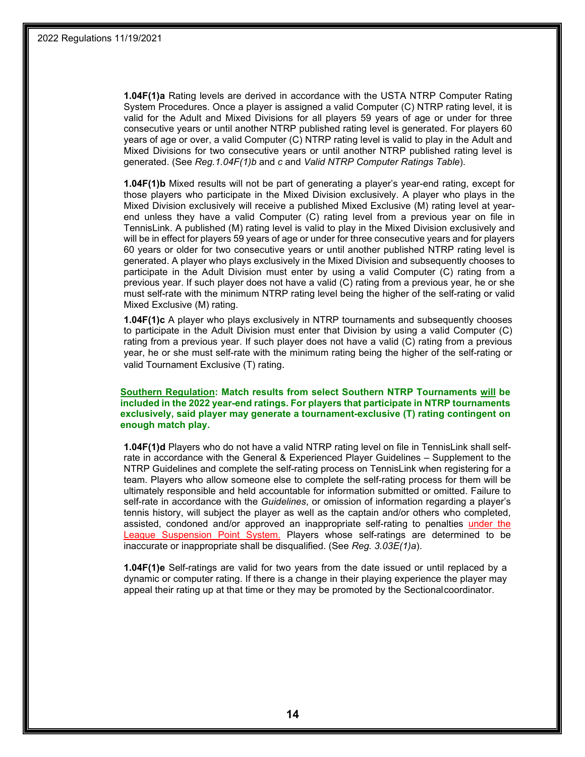**1.04F(1)a** Rating levels are derived in accordance with the USTA NTRP Computer Rating System Procedures. Once a player is assigned a valid Computer (C) NTRP rating level, it is valid for the Adult and Mixed Divisions for all players 59 years of age or under for three consecutive years or until another NTRP published rating level is generated. For players 60 years of age or over, a valid Computer (C) NTRP rating level is valid to play in the Adult and Mixed Divisions for two consecutive years or until another NTRP published rating level is generated. (See *Reg.1.04F(1)b* and *c* and *Valid NTRP Computer Ratings Table*).

**1.04F(1)b** Mixed results will not be part of generating a player's year-end rating, except for those players who participate in the Mixed Division exclusively. A player who plays in the Mixed Division exclusively will receive a published Mixed Exclusive (M) rating level at year-end unless they have a valid Computer (C) rating level from a previous year on file in TennisLink. A published (M) rating level is valid to play in the Mixed Division exclusively and will be in effect for players 59 years of age or under for three consecutive years and for players 60 years or older for two consecutive years or until another published NTRP rating level is generated. A player who plays exclusively in the Mixed Division and subsequently chooses to participate in the Adult Division must enter by using a valid Computer (C) rating from a previous year. If such player does not have a valid (C) rating from a previous year, he or she must self-rate with the minimum NTRP rating level being the higher of the self-rating or valid Mixed Exclusive (M) rating.

**1.04F(1)c** A player who plays exclusively in NTRP tournaments and subsequently chooses to participate in the Adult Division must enter that Division by using a valid Computer (C) rating from a previous year. If such player does not have a valid (C) rating from a previous year, he or she must self-rate with the minimum rating being the higher of the self-rating or valid Tournament Exclusive (T) rating.

**Southern Regulation: Match results from select Southern NTRP Tournaments will be included in the 2022 year-end ratings. For players that participate in NTRP tournaments exclusively, said player may generate a tournament-exclusive (T) rating contingent on enough match play.**

**1.04F(1)d** Players who do not have a valid NTRP rating level on file in TennisLink shall self-rate in accordance with the General & Experienced Player Guidelines – Supplement to the NTRP Guidelines and complete the self-rating process on TennisLink when registering for a team. Players who allow someone else to complete the self-rating process for them will be ultimately responsible and held accountable for information submitted or omitted. Failure to self-rate in accordance with the *Guidelines*, or omission of information regarding a player's tennis history, will subject the player as well as the captain and/or others who completed, assisted, condoned and/or approved an inappropriate self-rating to penalties under the League Suspension Point System. Players whose self-ratings are determined to be inaccurate or inappropriate shall be disqualified. (See *Reg. 3.03E(1)a*).

**1.04F(1)e** Self-ratings are valid for two years from the date issued or until replaced by a dynamic or computer rating. If there is a change in their playing experience the player may appeal their rating up at that time or they may be promoted by the Sectional coordinator.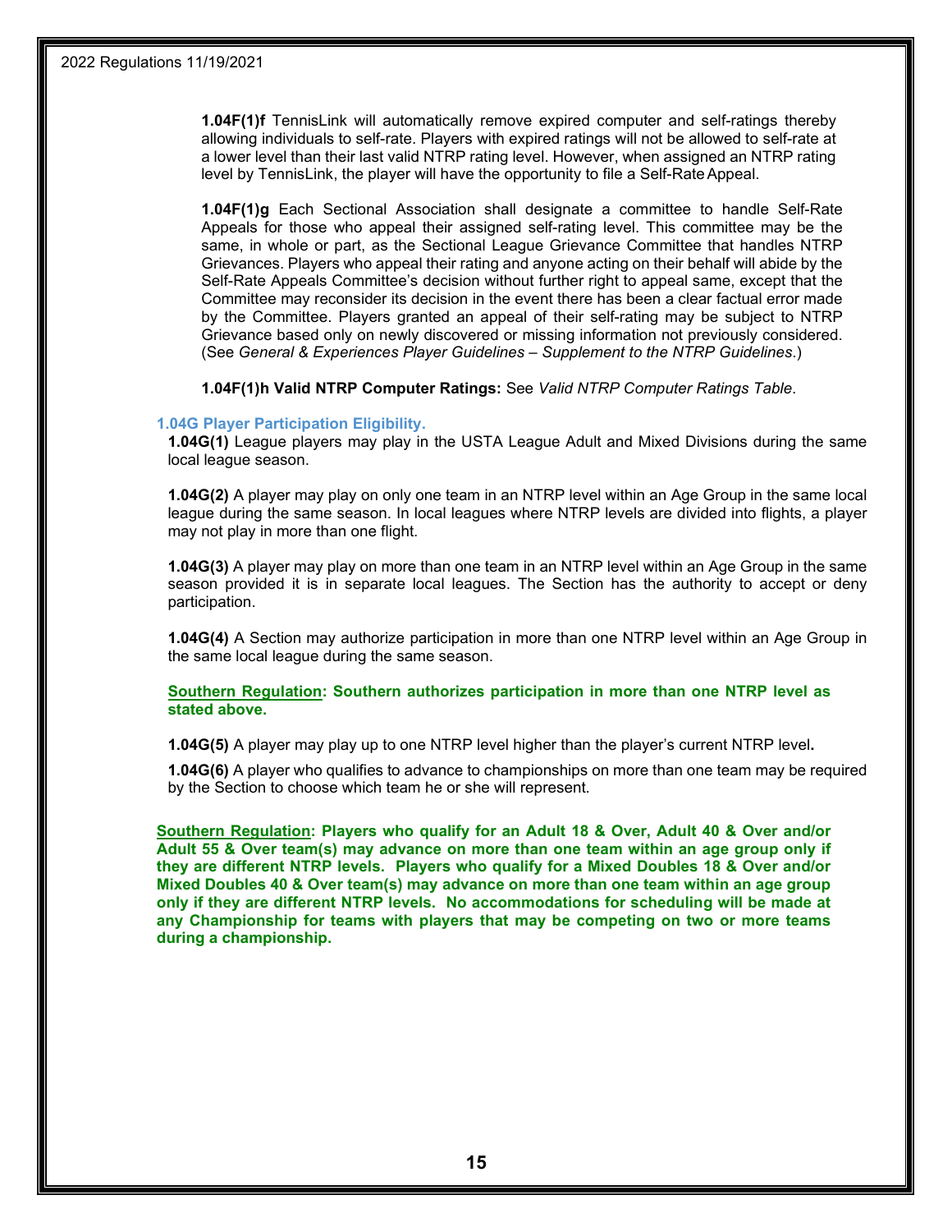**1.04F(1)f** TennisLink will automatically remove expired computer and self-ratings thereby allowing individuals to self-rate. Players with expired ratings will not be allowed to self-rate at a lower level than their last valid NTRP rating level. However, when assigned an NTRP rating level by TennisLink, the player will have the opportunity to file a Self-Rate Appeal.

**1.04F(1)g** Each Sectional Association shall designate a committee to handle Self-Rate Appeals for those who appeal their assigned self-rating level. This committee may be the same, in whole or part, as the Sectional League Grievance Committee that handles NTRP Grievances. Players who appeal their rating and anyone acting on their behalf will abide by the Self-Rate Appeals Committee's decision without further right to appeal same, except that the Committee may reconsider its decision in the event there has been a clear factual error made by the Committee. Players granted an appeal of their self-rating may be subject to NTRP Grievance based only on newly discovered or missing information not previously considered. (See *General & Experiences Player Guidelines – Supplement to the NTRP Guidelines*.)

**1.04F(1)h Valid NTRP Computer Ratings:** See *Valid NTRP Computer Ratings Table*.

### 1.04G Player Participation Eligibility.

**1.04G(1)** League players may play in the USTA League Adult and Mixed Divisions during the same local league season.

**1.04G(2)** A player may play on only one team in an NTRP level within an Age Group in the same local league during the same season. In local leagues where NTRP levels are divided into flights, a player may not play in more than one flight.

**1.04G(3)** A player may play on more than one team in an NTRP level within an Age Group in the same season provided it is in separate local leagues. The Section has the authority to accept or deny participation.

**1.04G(4)** A Section may authorize participation in more than one NTRP level within an Age Group in the same local league during the same season.

**<u>Southern Regulation</u>: Southern authorizes participation in more than one NTRP level as stated above.**

**1.04G(5)** A player may play up to one NTRP level higher than the player's current NTRP level**.**

**1.04G(6)** A player who qualifies to advance to championships on more than one team may be required by the Section to choose which team he or she will represent.

**<u>Southern Regulation</u>: Players who qualify for an Adult 18 & Over, Adult 40 & Over and/or Adult 55 & Over team(s) may advance on more than one team within an age group only if they are different NTRP levels. Players who qualify for a Mixed Doubles 18 & Over and/or Mixed Doubles 40 & Over team(s) may advance on more than one team within an age group only if they are different NTRP levels. No accommodations for scheduling will be made at any Championship for teams with players that may be competing on two or more teams during a championship.**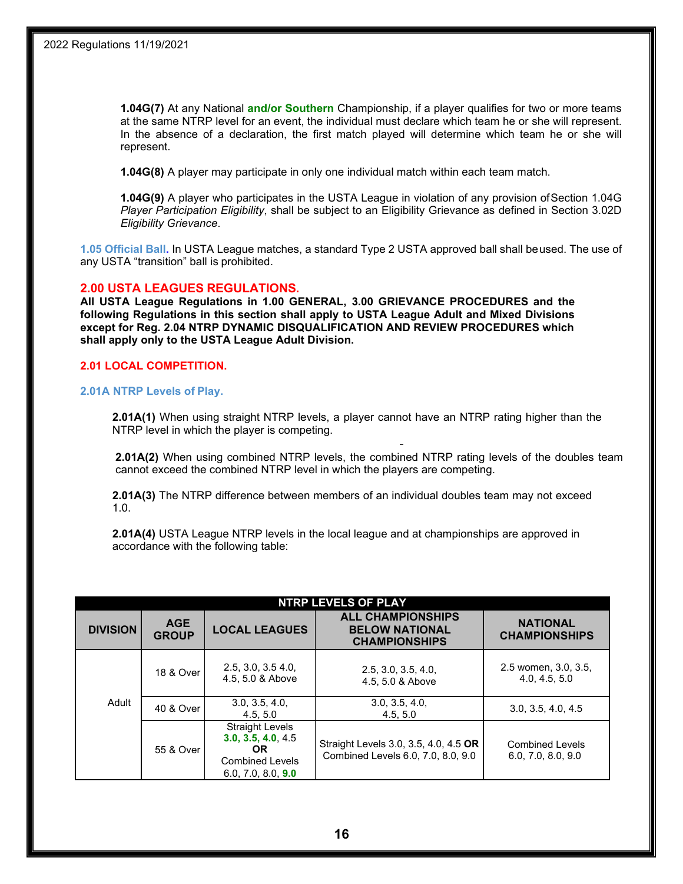**1.04G(7)** At any National **and/or Southern** Championship, if a player qualifies for two or more teams at the same NTRP level for an event, the individual must declare which team he or she will represent. In the absence of a declaration, the first match played will determine which team he or she will represent.

**1.04G(8)** A player may participate in only one individual match within each team match.

**1.04G(9)** A player who participates in the USTA League in violation of any provision of Section 1.04G *Player Participation Eligibility*, shall be subject to an Eligibility Grievance as defined in Section 3.02D *Eligibility Grievance*.

**1.05 Official Ball.** In USTA League matches, a standard Type 2 USTA approved ball shall be used. The use of any USTA "transition" ball is prohibited.

## 2.00 USTA LEAGUES REGULATIONS.

**All USTA League Regulations in 1.00 GENERAL, 3.00 GRIEVANCE PROCEDURES and the following Regulations in this section shall apply to USTA League Adult and Mixed Divisions except for Reg. 2.04 NTRP DYNAMIC DISQUALIFICATION AND REVIEW PROCEDURES which shall apply only to the USTA League Adult Division.**

### 2.01 LOCAL COMPETITION.

#### 2.01A NTRP Levels of Play.

**2.01A(1)** When using straight NTRP levels, a player cannot have an NTRP rating higher than the NTRP level in which the player is competing.

**2.01A(2)** When using combined NTRP levels, the combined NTRP rating levels of the doubles team cannot exceed the combined NTRP level in which the players are competing.

**2.01A(3)** The NTRP difference between members of an individual doubles team may not exceed 1.0.

**2.01A(4)** USTA League NTRP levels in the local league and at championships are approved in accordance with the following table:

| NTRP LEVELS OF PLAY | | | | |
|---|---|---|---|---|
| **DIVISION** | **AGE GROUP** | **LOCAL LEAGUES** | **ALL CHAMPIONSHIPS BELOW NATIONAL CHAMPIONSHIPS** | **NATIONAL CHAMPIONSHIPS** |
| Adult | 18 & Over | 2.5, 3.0, 3.5 4.0, 4.5, 5.0 & Above | 2.5, 3.0, 3.5, 4.0, 4.5, 5.0 & Above | 2.5 women, 3.0, 3.5, 4.0, 4.5, 5.0 |
| | 40 & Over | 3.0, 3.5, 4.0, 4.5, 5.0 | 3.0, 3.5, 4.0, 4.5, 5.0 | 3.0, 3.5, 4.0, 4.5 |
| | 55 & Over | Straight Levels **3.0, 3.5, 4.0**, 4.5 **OR** Combined Levels 6.0, 7.0, 8.0, **9.0** | Straight Levels 3.0, 3.5, 4.0, 4.5 **OR** Combined Levels 6.0, 7.0, 8.0, 9.0 | Combined Levels 6.0, 7.0, 8.0, 9.0 |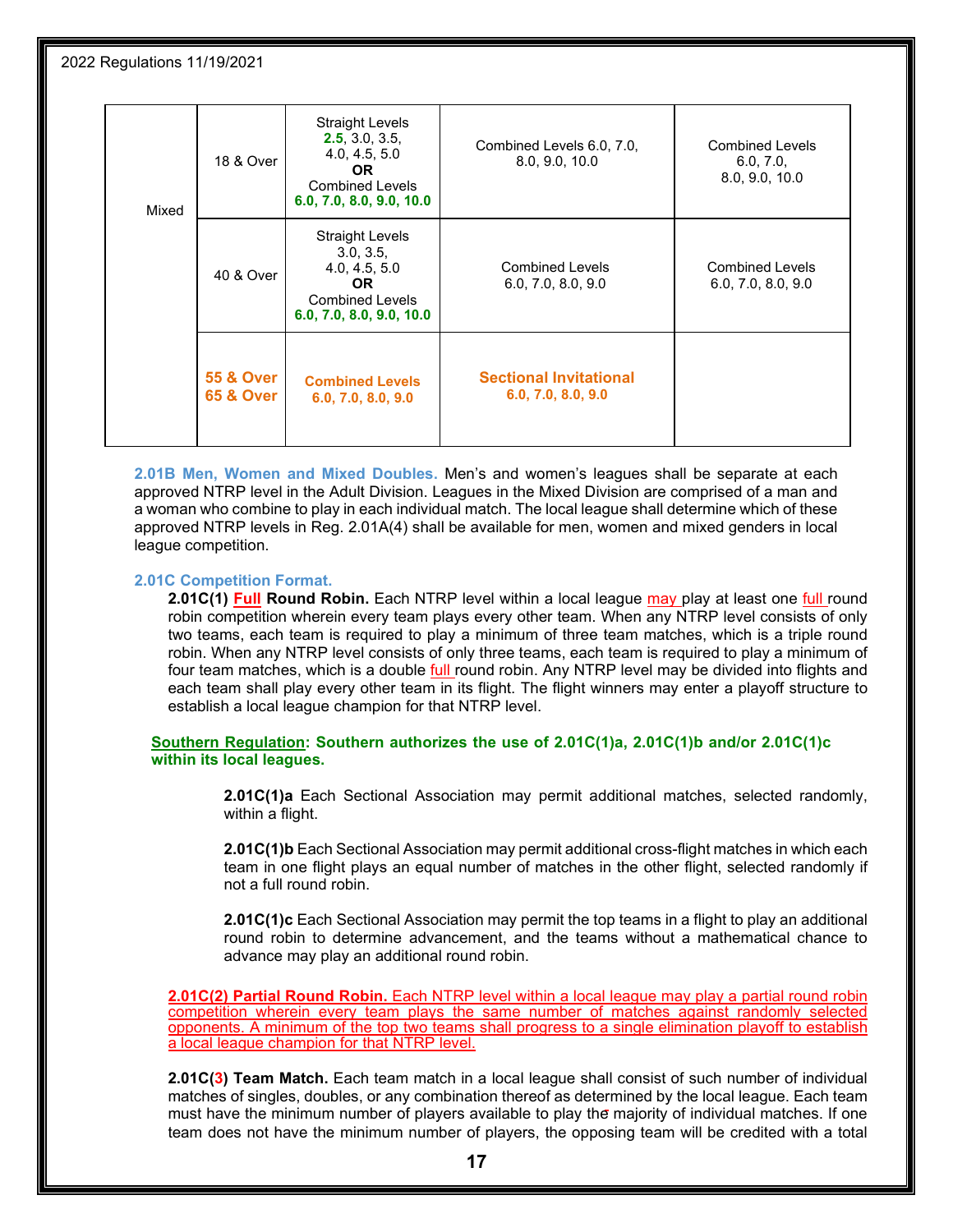| | | | | |
|---|---|---|---|---|
| Mixed | 18 & Over | Straight Levels 2.5, 3.0, 3.5, 4.0, 4.5, 5.0 **OR** Combined Levels **6.0, 7.0, 8.0, 9.0, 10.0** | Combined Levels 6.0, 7.0, 8.0, 9.0, 10.0 | Combined Levels 6.0, 7.0, 8.0, 9.0, 10.0 |
| | 40 & Over | Straight Levels 3.0, 3.5, 4.0, 4.5, 5.0 **OR** Combined Levels **6.0, 7.0, 8.0, 9.0, 10.0** | Combined Levels 6.0, 7.0, 8.0, 9.0 | Combined Levels 6.0, 7.0, 8.0, 9.0 |
| | **55 & Over 65 & Over** | **Combined Levels 6.0, 7.0, 8.0, 9.0** | **Sectional Invitational 6.0, 7.0, 8.0, 9.0** | |

**2.01B Men, Women and Mixed Doubles.** Men's and women's leagues shall be separate at each approved NTRP level in the Adult Division. Leagues in the Mixed Division are comprised of a man and a woman who combine to play in each individual match. The local league shall determine which of these approved NTRP levels in Reg. 2.01A(4) shall be available for men, women and mixed genders in local league competition.

**2.01C Competition Format.**

**2.01C(1) Full Round Robin.** Each NTRP level within a local league may play at least one full round robin competition wherein every team plays every other team. When any NTRP level consists of only two teams, each team is required to play a minimum of three team matches, which is a triple round robin. When any NTRP level consists of only three teams, each team is required to play a minimum of four team matches, which is a double full round robin. Any NTRP level may be divided into flights and each team shall play every other team in its flight. The flight winners may enter a playoff structure to establish a local league champion for that NTRP level.

**Southern Regulation: Southern authorizes the use of 2.01C(1)a, 2.01C(1)b and/or 2.01C(1)c within its local leagues.**

**2.01C(1)a** Each Sectional Association may permit additional matches, selected randomly, within a flight.

**2.01C(1)b** Each Sectional Association may permit additional cross-flight matches in which each team in one flight plays an equal number of matches in the other flight, selected randomly if not a full round robin.

**2.01C(1)c** Each Sectional Association may permit the top teams in a flight to play an additional round robin to determine advancement, and the teams without a mathematical chance to advance may play an additional round robin.

**2.01C(2) Partial Round Robin.** Each NTRP level within a local league may play a partial round robin competition wherein every team plays the same number of matches against randomly selected opponents. A minimum of the top two teams shall progress to a single elimination playoff to establish a local league champion for that NTRP level.

**2.01C(3) Team Match.** Each team match in a local league shall consist of such number of individual matches of singles, doubles, or any combination thereof as determined by the local league. Each team must have the minimum number of players available to play the majority of individual matches. If one team does not have the minimum number of players, the opposing team will be credited with a total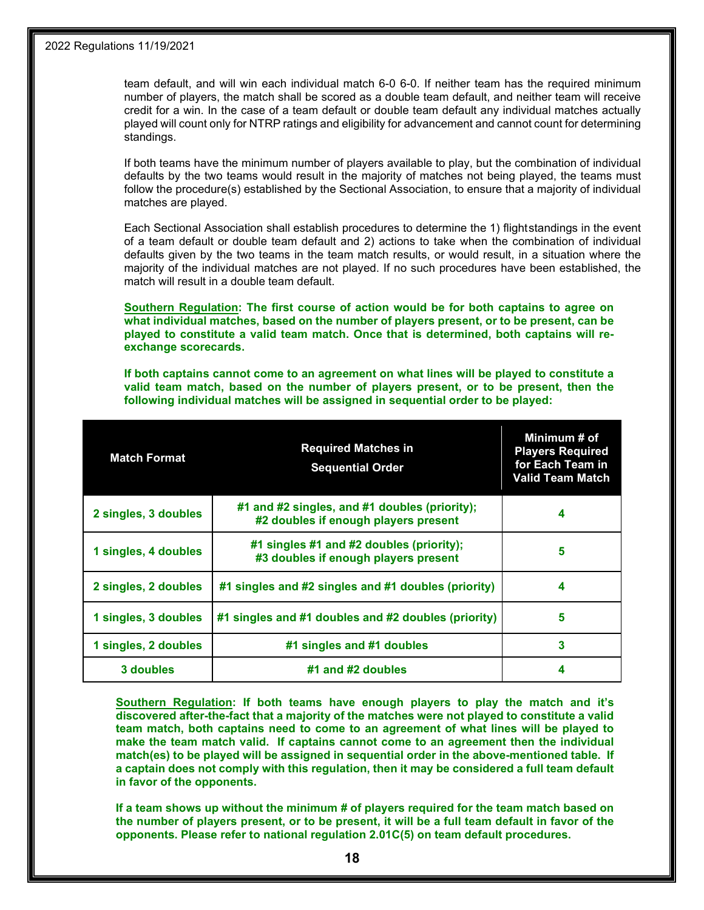team default, and will win each individual match 6-0 6-0. If neither team has the required minimum number of players, the match shall be scored as a double team default, and neither team will receive credit for a win. In the case of a team default or double team default any individual matches actually played will count only for NTRP ratings and eligibility for advancement and cannot count for determining standings.

If both teams have the minimum number of players available to play, but the combination of individual defaults by the two teams would result in the majority of matches not being played, the teams must follow the procedure(s) established by the Sectional Association, to ensure that a majority of individual matches are played.

Each Sectional Association shall establish procedures to determine the 1) flightstandings in the event of a team default or double team default and 2) actions to take when the combination of individual defaults given by the two teams in the team match results, or would result, in a situation where the majority of the individual matches are not played. If no such procedures have been established, the match will result in a double team default.

**Southern Regulation: The first course of action would be for both captains to agree on what individual matches, based on the number of players present, or to be present, can be played to constitute a valid team match. Once that is determined, both captains will re-exchange scorecards.**

**If both captains cannot come to an agreement on what lines will be played to constitute a valid team match, based on the number of players present, or to be present, then the following individual matches will be assigned in sequential order to be played:**

| Match Format | Required Matches in Sequential Order | Minimum # of Players Required for Each Team in Valid Team Match |
|---|---|---|
| 2 singles, 3 doubles | #1 and #2 singles, and #1 doubles (priority); #2 doubles if enough players present | 4 |
| 1 singles, 4 doubles | #1 singles #1 and #2 doubles (priority); #3 doubles if enough players present | 5 |
| 2 singles, 2 doubles | #1 singles and #2 singles and #1 doubles (priority) | 4 |
| 1 singles, 3 doubles | #1 singles and #1 doubles and #2 doubles (priority) | 5 |
| 1 singles, 2 doubles | #1 singles and #1 doubles | 3 |
| 3 doubles | #1 and #2 doubles | 4 |

**Southern Regulation: If both teams have enough players to play the match and it's discovered after-the-fact that a majority of the matches were not played to constitute a valid team match, both captains need to come to an agreement of what lines will be played to make the team match valid. If captains cannot come to an agreement then the individual match(es) to be played will be assigned in sequential order in the above-mentioned table. If a captain does not comply with this regulation, then it may be considered a full team default in favor of the opponents.**

**If a team shows up without the minimum # of players required for the team match based on the number of players present, or to be present, it will be a full team default in favor of the opponents. Please refer to national regulation 2.01C(5) on team default procedures.**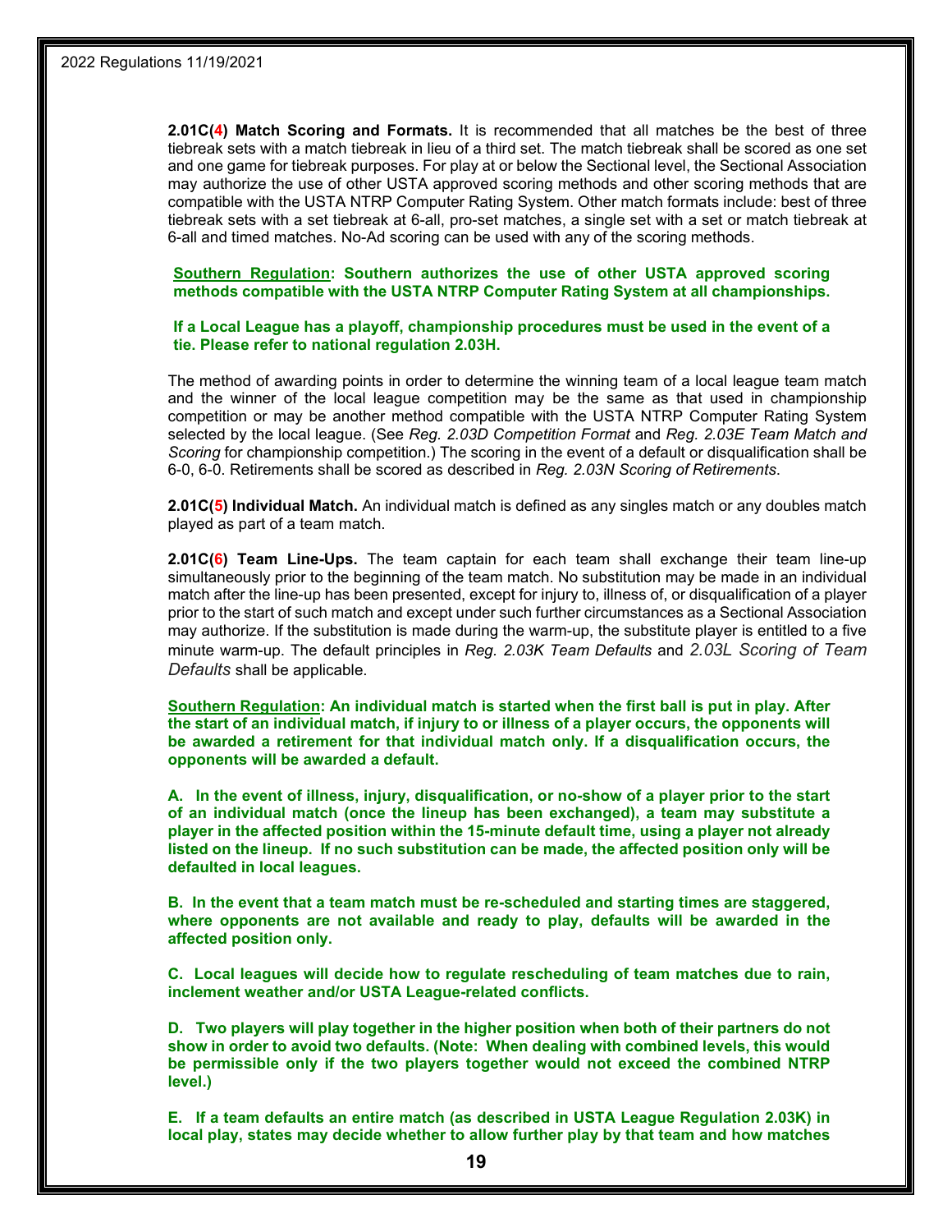**2.01C(4) Match Scoring and Formats.** It is recommended that all matches be the best of three tiebreak sets with a match tiebreak in lieu of a third set. The match tiebreak shall be scored as one set and one game for tiebreak purposes. For play at or below the Sectional level, the Sectional Association may authorize the use of other USTA approved scoring methods and other scoring methods that are compatible with the USTA NTRP Computer Rating System. Other match formats include: best of three tiebreak sets with a set tiebreak at 6-all, pro-set matches, a single set with a set or match tiebreak at 6-all and timed matches. No-Ad scoring can be used with any of the scoring methods.

**Southern Regulation: Southern authorizes the use of other USTA approved scoring methods compatible with the USTA NTRP Computer Rating System at all championships.**

**If a Local League has a playoff, championship procedures must be used in the event of a tie. Please refer to national regulation 2.03H.**

The method of awarding points in order to determine the winning team of a local league team match and the winner of the local league competition may be the same as that used in championship competition or may be another method compatible with the USTA NTRP Computer Rating System selected by the local league. (See *Reg. 2.03D Competition Format* and *Reg. 2.03E Team Match and Scoring* for championship competition.) The scoring in the event of a default or disqualification shall be 6-0, 6-0. Retirements shall be scored as described in *Reg. 2.03N Scoring of Retirements*.

**2.01C(5) Individual Match.** An individual match is defined as any singles match or any doubles match played as part of a team match.

**2.01C(6) Team Line-Ups.** The team captain for each team shall exchange their team line-up simultaneously prior to the beginning of the team match. No substitution may be made in an individual match after the line-up has been presented, except for injury to, illness of, or disqualification of a player prior to the start of such match and except under such further circumstances as a Sectional Association may authorize. If the substitution is made during the warm-up, the substitute player is entitled to a five minute warm-up. The default principles in *Reg. 2.03K Team Defaults* and *2.03L Scoring of Team Defaults* shall be applicable.

**Southern Regulation: An individual match is started when the first ball is put in play. After the start of an individual match, if injury to or illness of a player occurs, the opponents will be awarded a retirement for that individual match only. If a disqualification occurs, the opponents will be awarded a default.**

**A. In the event of illness, injury, disqualification, or no-show of a player prior to the start of an individual match (once the lineup has been exchanged), a team may substitute a player in the affected position within the 15-minute default time, using a player not already listed on the lineup. If no such substitution can be made, the affected position only will be defaulted in local leagues.**

**B. In the event that a team match must be re-scheduled and starting times are staggered, where opponents are not available and ready to play, defaults will be awarded in the affected position only.**

**C. Local leagues will decide how to regulate rescheduling of team matches due to rain, inclement weather and/or USTA League-related conflicts.**

**D. Two players will play together in the higher position when both of their partners do not show in order to avoid two defaults. (Note: When dealing with combined levels, this would be permissible only if the two players together would not exceed the combined NTRP level.)**

**E. If a team defaults an entire match (as described in USTA League Regulation 2.03K) in local play, states may decide whether to allow further play by that team and how matches**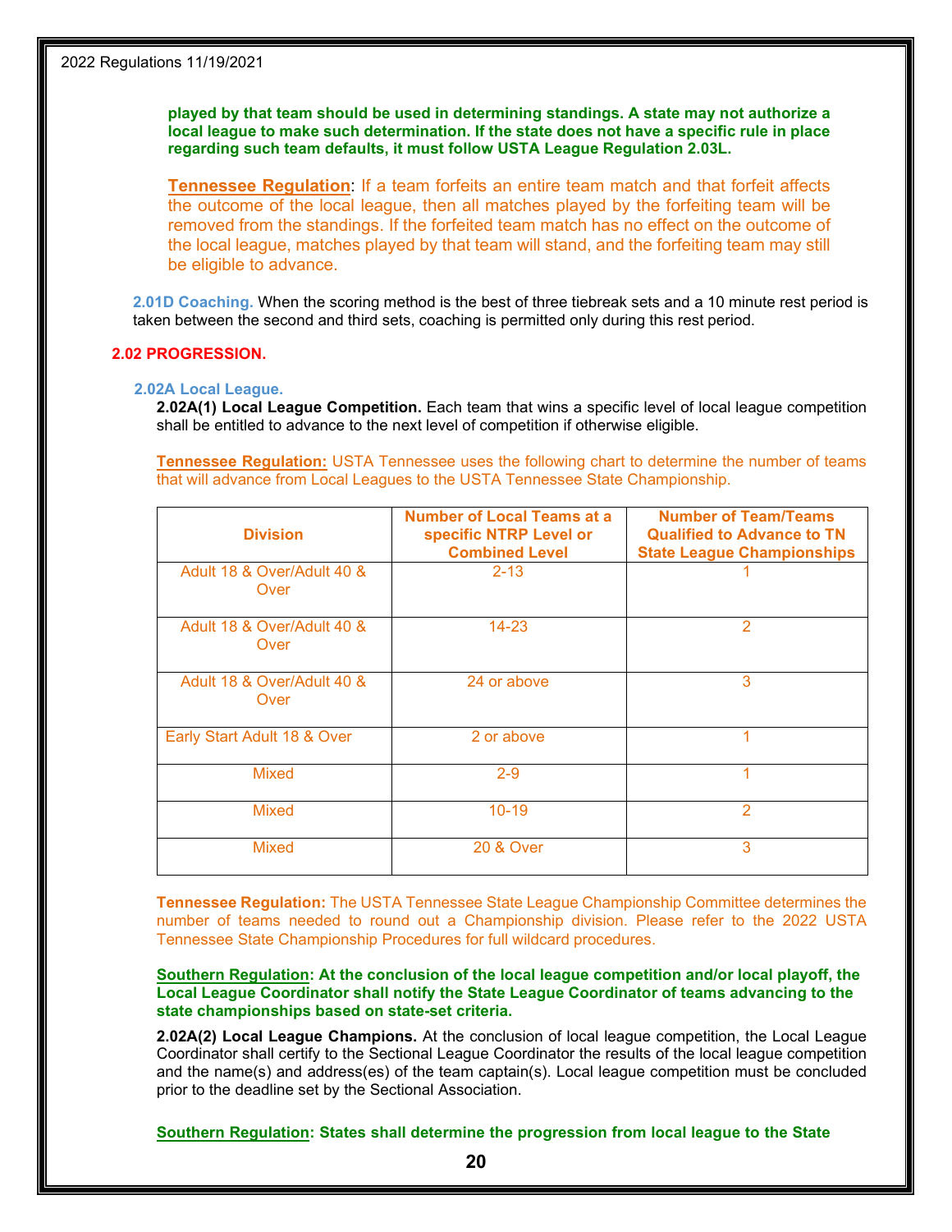**played by that team should be used in determining standings. A state may not authorize a local league to make such determination. If the state does not have a specific rule in place regarding such team defaults, it must follow USTA League Regulation 2.03L.**

Tennessee Regulation: If a team forfeits an entire team match and that forfeit affects the outcome of the local league, then all matches played by the forfeiting team will be removed from the standings. If the forfeited team match has no effect on the outcome of the local league, matches played by that team will stand, and the forfeiting team may still be eligible to advance.

**2.01D Coaching.** When the scoring method is the best of three tiebreak sets and a 10 minute rest period is taken between the second and third sets, coaching is permitted only during this rest period.

## 2.02 PROGRESSION.

### 2.02A Local League.

**2.02A(1) Local League Competition.** Each team that wins a specific level of local league competition shall be entitled to advance to the next level of competition if otherwise eligible.

Tennessee Regulation: USTA Tennessee uses the following chart to determine the number of teams that will advance from Local Leagues to the USTA Tennessee State Championship.

| Division | Number of Local Teams at a specific NTRP Level or Combined Level | Number of Team/Teams Qualified to Advance to TN State League Championships |
|---|---|---|
| Adult 18 & Over/Adult 40 & Over | 2-13 | 1 |
| Adult 18 & Over/Adult 40 & Over | 14-23 | 2 |
| Adult 18 & Over/Adult 40 & Over | 24 or above | 3 |
| Early Start Adult 18 & Over | 2 or above | 1 |
| Mixed | 2-9 | 1 |
| Mixed | 10-19 | 2 |
| Mixed | 20 & Over | 3 |

**Tennessee Regulation:** The USTA Tennessee State League Championship Committee determines the number of teams needed to round out a Championship division. Please refer to the 2022 USTA Tennessee State Championship Procedures for full wildcard procedures.

**Southern Regulation: At the conclusion of the local league competition and/or local playoff, the Local League Coordinator shall notify the State League Coordinator of teams advancing to the state championships based on state-set criteria.**

**2.02A(2) Local League Champions.** At the conclusion of local league competition, the Local League Coordinator shall certify to the Sectional League Coordinator the results of the local league competition and the name(s) and address(es) of the team captain(s). Local league competition must be concluded prior to the deadline set by the Sectional Association.

**Southern Regulation: States shall determine the progression from local league to the State**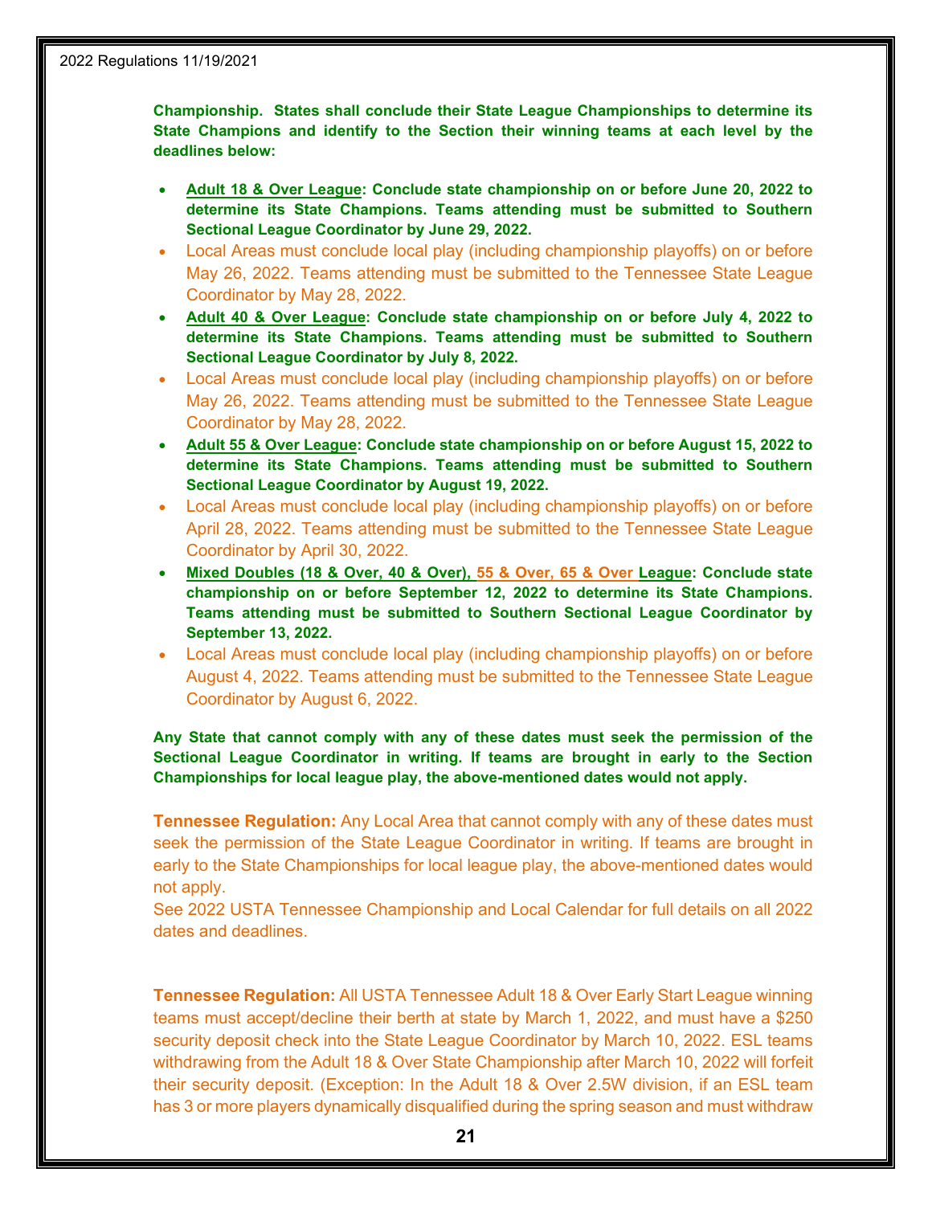**Championship. States shall conclude their State League Championships to determine its State Champions and identify to the Section their winning teams at each level by the deadlines below:**

- **Adult 18 & Over League: Conclude state championship on or before June 20, 2022 to determine its State Champions. Teams attending must be submitted to Southern Sectional League Coordinator by June 29, 2022.**
- Local Areas must conclude local play (including championship playoffs) on or before May 26, 2022. Teams attending must be submitted to the Tennessee State League Coordinator by May 28, 2022.
- **Adult 40 & Over League: Conclude state championship on or before July 4, 2022 to determine its State Champions. Teams attending must be submitted to Southern Sectional League Coordinator by July 8, 2022.**
- Local Areas must conclude local play (including championship playoffs) on or before May 26, 2022. Teams attending must be submitted to the Tennessee State League Coordinator by May 28, 2022.
- **Adult 55 & Over League: Conclude state championship on or before August 15, 2022 to determine its State Champions. Teams attending must be submitted to Southern Sectional League Coordinator by August 19, 2022.**
- Local Areas must conclude local play (including championship playoffs) on or before April 28, 2022. Teams attending must be submitted to the Tennessee State League Coordinator by April 30, 2022.
- **Mixed Doubles (18 & Over, 40 & Over), 55 & Over, 65 & Over League: Conclude state championship on or before September 12, 2022 to determine its State Champions. Teams attending must be submitted to Southern Sectional League Coordinator by September 13, 2022.**
- Local Areas must conclude local play (including championship playoffs) on or before August 4, 2022. Teams attending must be submitted to the Tennessee State League Coordinator by August 6, 2022.

**Any State that cannot comply with any of these dates must seek the permission of the Sectional League Coordinator in writing. If teams are brought in early to the Section Championships for local league play, the above-mentioned dates would not apply.**

**Tennessee Regulation:** Any Local Area that cannot comply with any of these dates must seek the permission of the State League Coordinator in writing. If teams are brought in early to the State Championships for local league play, the above-mentioned dates would not apply.
See 2022 USTA Tennessee Championship and Local Calendar for full details on all 2022 dates and deadlines.

**Tennessee Regulation:** All USTA Tennessee Adult 18 & Over Early Start League winning teams must accept/decline their berth at state by March 1, 2022, and must have a $250 security deposit check into the State League Coordinator by March 10, 2022. ESL teams withdrawing from the Adult 18 & Over State Championship after March 10, 2022 will forfeit their security deposit. (Exception: In the Adult 18 & Over 2.5W division, if an ESL team has 3 or more players dynamically disqualified during the spring season and must withdraw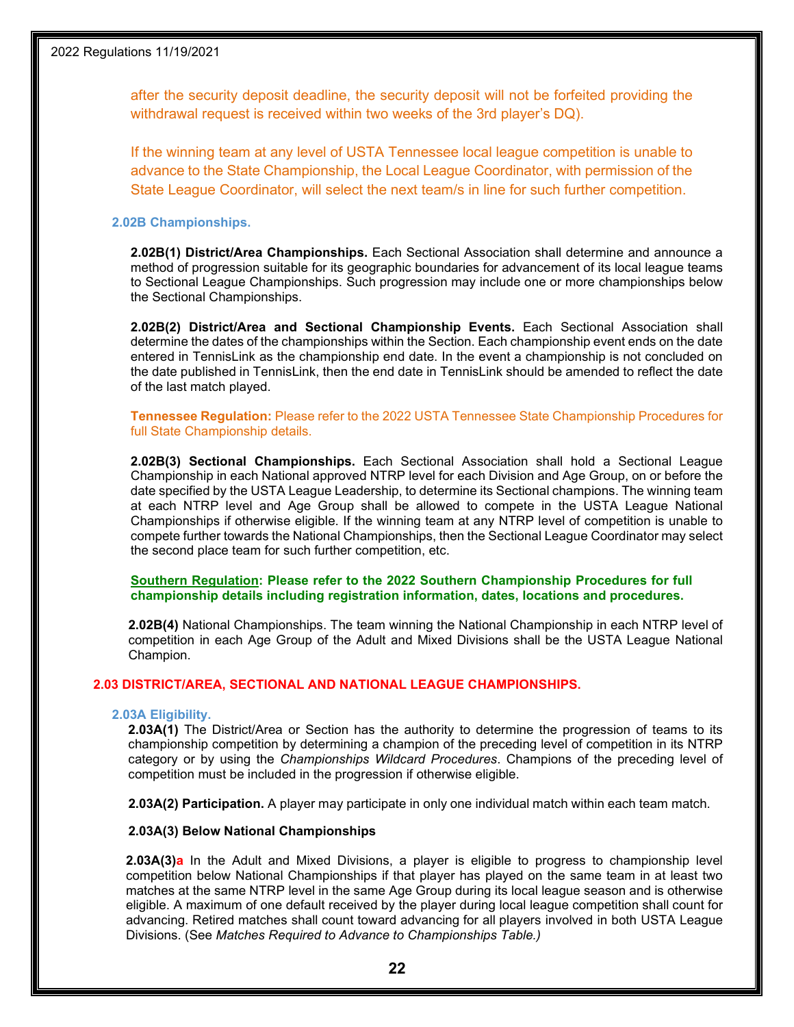after the security deposit deadline, the security deposit will not be forfeited providing the withdrawal request is received within two weeks of the 3rd player's DQ).

If the winning team at any level of USTA Tennessee local league competition is unable to advance to the State Championship, the Local League Coordinator, with permission of the State League Coordinator, will select the next team/s in line for such further competition.

### 2.02B Championships.

**2.02B(1) District/Area Championships.** Each Sectional Association shall determine and announce a method of progression suitable for its geographic boundaries for advancement of its local league teams to Sectional League Championships. Such progression may include one or more championships below the Sectional Championships.

**2.02B(2) District/Area and Sectional Championship Events.** Each Sectional Association shall determine the dates of the championships within the Section. Each championship event ends on the date entered in TennisLink as the championship end date. In the event a championship is not concluded on the date published in TennisLink, then the end date in TennisLink should be amended to reflect the date of the last match played.

**Tennessee Regulation:** Please refer to the 2022 USTA Tennessee State Championship Procedures for full State Championship details.

**2.02B(3) Sectional Championships.** Each Sectional Association shall hold a Sectional League Championship in each National approved NTRP level for each Division and Age Group, on or before the date specified by the USTA League Leadership, to determine its Sectional champions. The winning team at each NTRP level and Age Group shall be allowed to compete in the USTA League National Championships if otherwise eligible. If the winning team at any NTRP level of competition is unable to compete further towards the National Championships, then the Sectional League Coordinator may select the second place team for such further competition, etc.

**Southern Regulation: Please refer to the 2022 Southern Championship Procedures for full championship details including registration information, dates, locations and procedures.**

**2.02B(4)** National Championships. The team winning the National Championship in each NTRP level of competition in each Age Group of the Adult and Mixed Divisions shall be the USTA League National Champion.

## 2.03 DISTRICT/AREA, SECTIONAL AND NATIONAL LEAGUE CHAMPIONSHIPS.

### 2.03A Eligibility.

**2.03A(1)** The District/Area or Section has the authority to determine the progression of teams to its championship competition by determining a champion of the preceding level of competition in its NTRP category or by using the *Championships Wildcard Procedures*. Champions of the preceding level of competition must be included in the progression if otherwise eligible.

**2.03A(2) Participation.** A player may participate in only one individual match within each team match.

**2.03A(3) Below National Championships**

**2.03A(3)a** In the Adult and Mixed Divisions, a player is eligible to progress to championship level competition below National Championships if that player has played on the same team in at least two matches at the same NTRP level in the same Age Group during its local league season and is otherwise eligible. A maximum of one default received by the player during local league competition shall count for advancing. Retired matches shall count toward advancing for all players involved in both USTA League Divisions. (See *Matches Required to Advance to Championships Table.)*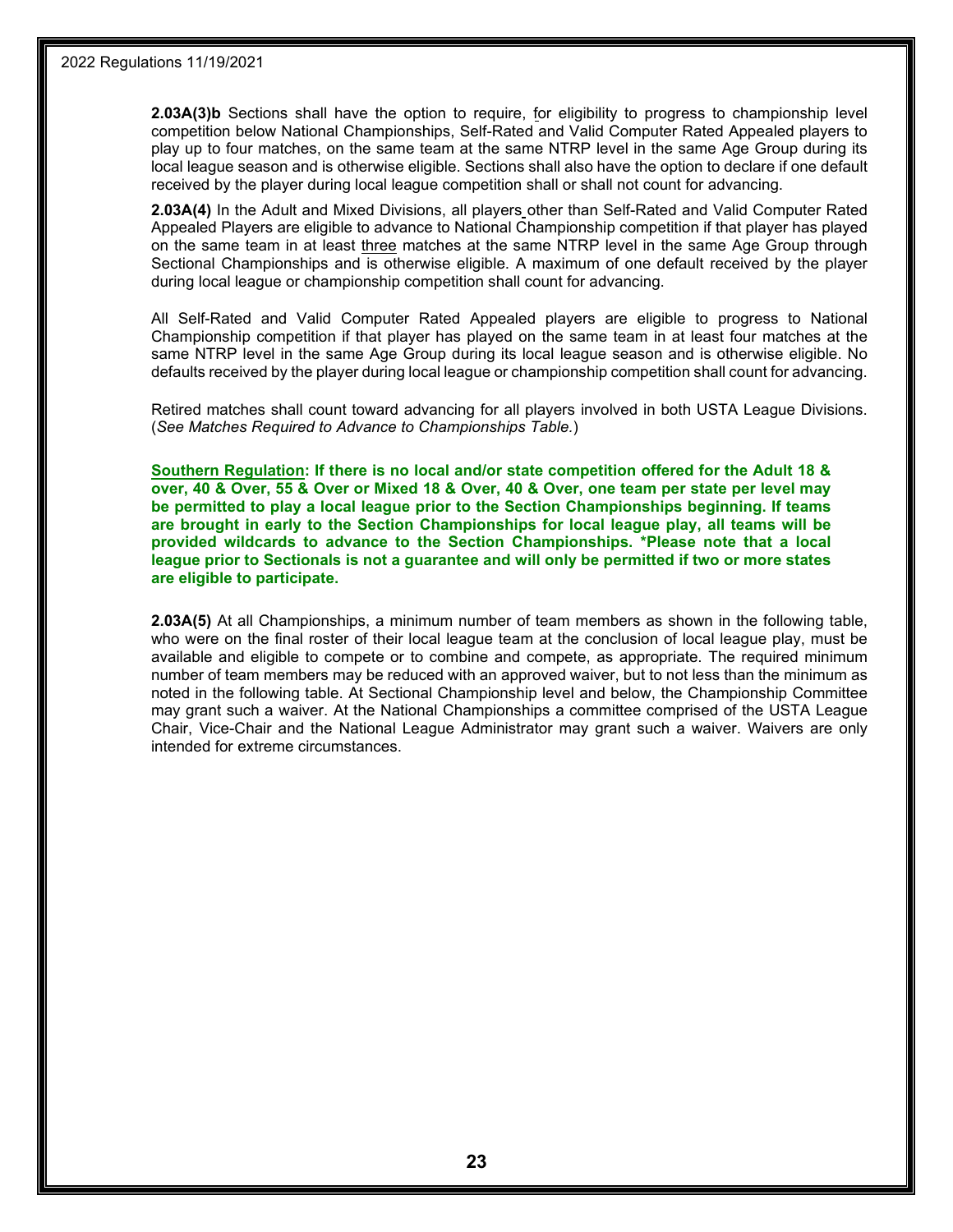**2.03A(3)b** Sections shall have the option to require, for eligibility to progress to championship level competition below National Championships, Self-Rated and Valid Computer Rated Appealed players to play up to four matches, on the same team at the same NTRP level in the same Age Group during its local league season and is otherwise eligible. Sections shall also have the option to declare if one default received by the player during local league competition shall or shall not count for advancing.

**2.03A(4)** In the Adult and Mixed Divisions, all players other than Self-Rated and Valid Computer Rated Appealed Players are eligible to advance to National Championship competition if that player has played on the same team in at least three matches at the same NTRP level in the same Age Group through Sectional Championships and is otherwise eligible. A maximum of one default received by the player during local league or championship competition shall count for advancing.

All Self-Rated and Valid Computer Rated Appealed players are eligible to progress to National Championship competition if that player has played on the same team in at least four matches at the same NTRP level in the same Age Group during its local league season and is otherwise eligible. No defaults received by the player during local league or championship competition shall count for advancing.

Retired matches shall count toward advancing for all players involved in both USTA League Divisions. (*See Matches Required to Advance to Championships Table.*)

**Southern Regulation: If there is no local and/or state competition offered for the Adult 18 & over, 40 & Over, 55 & Over or Mixed 18 & Over, 40 & Over, one team per state per level may be permitted to play a local league prior to the Section Championships beginning. If teams are brought in early to the Section Championships for local league play, all teams will be provided wildcards to advance to the Section Championships. *Please note that a local league prior to Sectionals is not a guarantee and will only be permitted if two or more states are eligible to participate.**

**2.03A(5)** At all Championships, a minimum number of team members as shown in the following table, who were on the final roster of their local league team at the conclusion of local league play, must be available and eligible to compete or to combine and compete, as appropriate. The required minimum number of team members may be reduced with an approved waiver, but to not less than the minimum as noted in the following table. At Sectional Championship level and below, the Championship Committee may grant such a waiver. At the National Championships a committee comprised of the USTA League Chair, Vice-Chair and the National League Administrator may grant such a waiver. Waivers are only intended for extreme circumstances.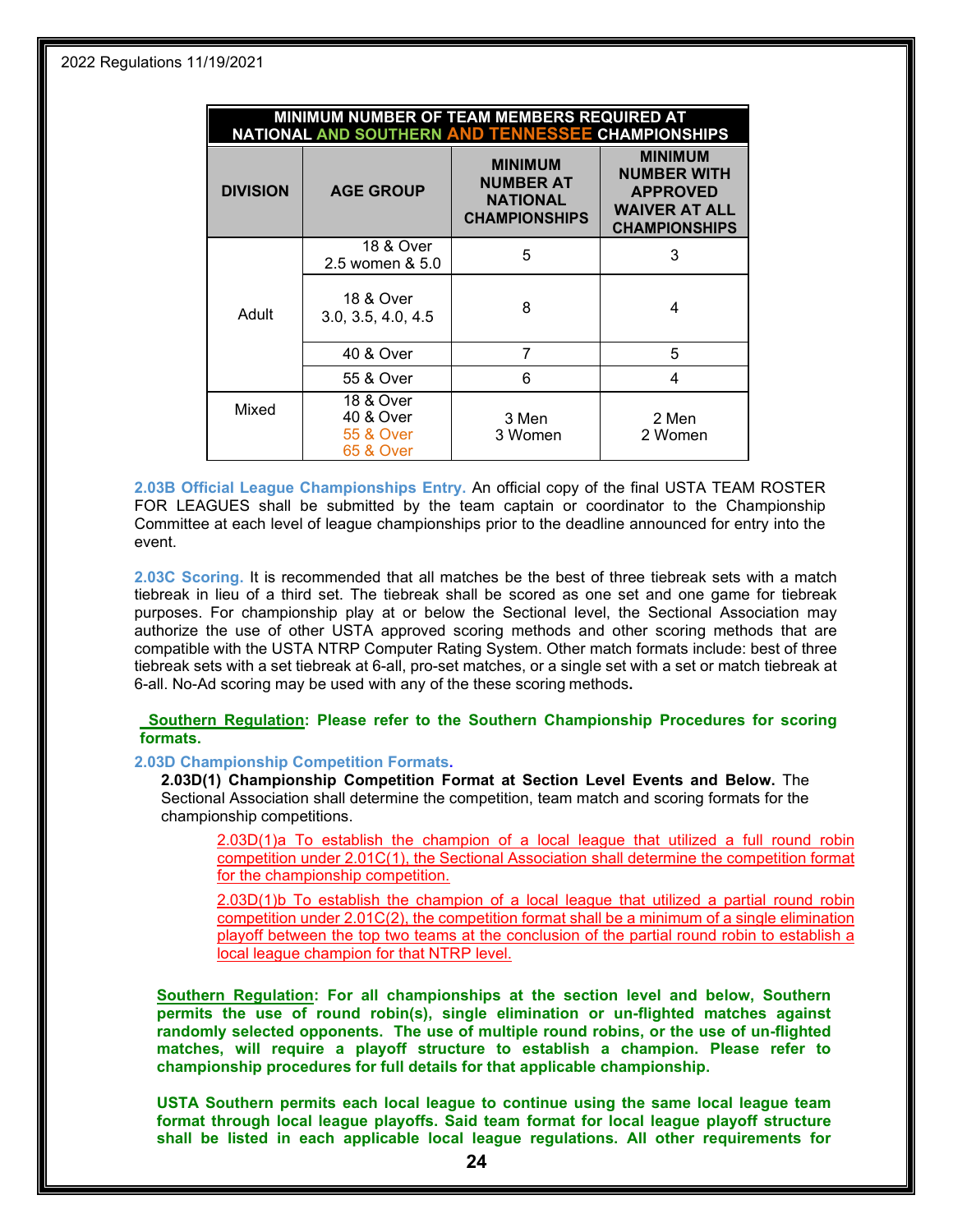| MINIMUM NUMBER OF TEAM MEMBERS REQUIRED AT NATIONAL AND SOUTHERN AND TENNESSEE CHAMPIONSHIPS | | | |
|---|---|---|---|
| **DIVISION** | **AGE GROUP** | **MINIMUM NUMBER AT NATIONAL CHAMPIONSHIPS** | **MINIMUM NUMBER WITH APPROVED WAIVER AT ALL CHAMPIONSHIPS** |
| Adult | 18 & Over 2.5 women & 5.0 | 5 | 3 |
| | 18 & Over 3.0, 3.5, 4.0, 4.5 | 8 | 4 |
| | 40 & Over | 7 | 5 |
| | 55 & Over | 6 | 4 |
| Mixed | 18 & Over 40 & Over 55 & Over 65 & Over | 3 Men 3 Women | 2 Men 2 Women |

**2.03B Official League Championships Entry.** An official copy of the final USTA TEAM ROSTER FOR LEAGUES shall be submitted by the team captain or coordinator to the Championship Committee at each level of league championships prior to the deadline announced for entry into the event.

**2.03C Scoring.** It is recommended that all matches be the best of three tiebreak sets with a match tiebreak in lieu of a third set. The tiebreak shall be scored as one set and one game for tiebreak purposes. For championship play at or below the Sectional level, the Sectional Association may authorize the use of other USTA approved scoring methods and other scoring methods that are compatible with the USTA NTRP Computer Rating System. Other match formats include: best of three tiebreak sets with a set tiebreak at 6-all, pro-set matches, or a single set with a set or match tiebreak at 6-all. No-Ad scoring may be used with any of the these scoring methods**.**

**Southern Regulation: Please refer to the Southern Championship Procedures for scoring formats.**

**2.03D Championship Competition Formats.**

**2.03D(1) Championship Competition Format at Section Level Events and Below.** The Sectional Association shall determine the competition, team match and scoring formats for the championship competitions.

2.03D(1)a To establish the champion of a local league that utilized a full round robin competition under 2.01C(1), the Sectional Association shall determine the competition format for the championship competition.

2.03D(1)b To establish the champion of a local league that utilized a partial round robin competition under 2.01C(2), the competition format shall be a minimum of a single elimination playoff between the top two teams at the conclusion of the partial round robin to establish a local league champion for that NTRP level.

**Southern Regulation: For all championships at the section level and below, Southern permits the use of round robin(s), single elimination or un-flighted matches against randomly selected opponents. The use of multiple round robins, or the use of un-flighted matches, will require a playoff structure to establish a champion. Please refer to championship procedures for full details for that applicable championship.**

**USTA Southern permits each local league to continue using the same local league team format through local league playoffs. Said team format for local league playoff structure shall be listed in each applicable local league regulations. All other requirements for**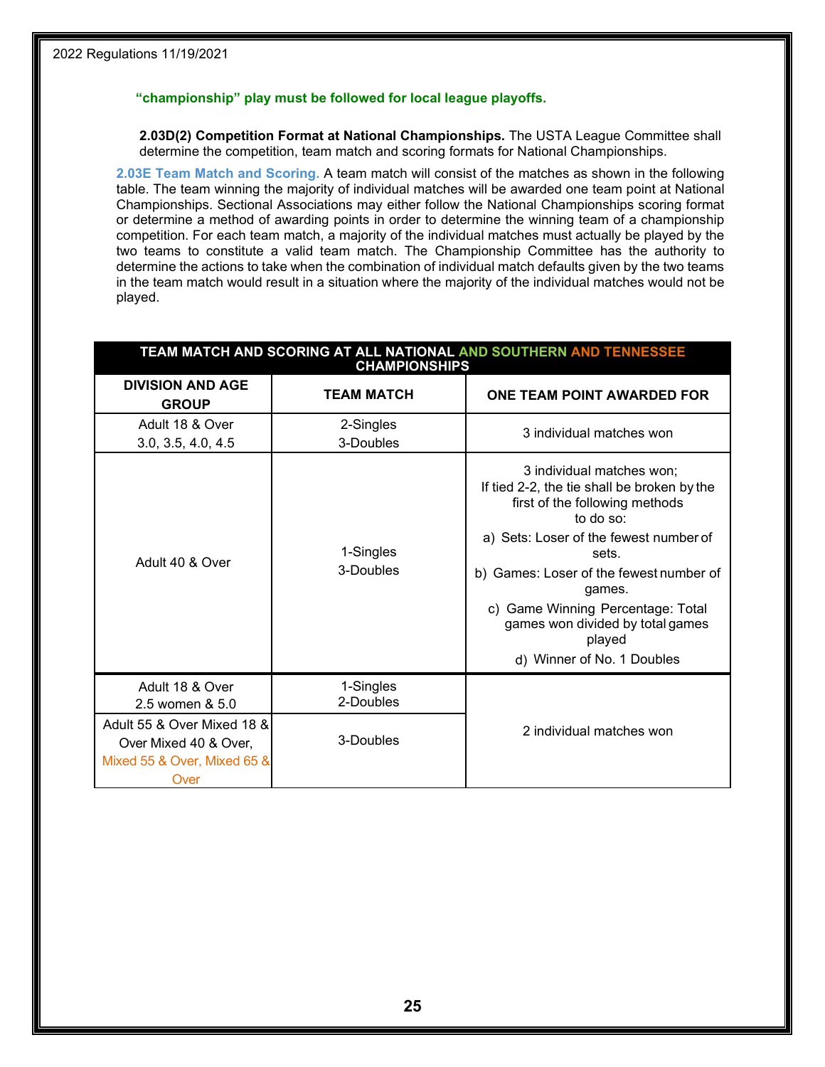**"championship" play must be followed for local league playoffs.**

**2.03D(2) Competition Format at National Championships.** The USTA League Committee shall determine the competition, team match and scoring formats for National Championships.

**2.03E Team Match and Scoring.** A team match will consist of the matches as shown in the following table. The team winning the majority of individual matches will be awarded one team point at National Championships. Sectional Associations may either follow the National Championships scoring format or determine a method of awarding points in order to determine the winning team of a championship competition. For each team match, a majority of the individual matches must actually be played by the two teams to constitute a valid team match. The Championship Committee has the authority to determine the actions to take when the combination of individual match defaults given by the two teams in the team match would result in a situation where the majority of the individual matches would not be played.

**TEAM MATCH AND SCORING AT ALL NATIONAL AND SOUTHERN AND TENNESSEE CHAMPIONSHIPS**

| DIVISION AND AGE GROUP | TEAM MATCH | ONE TEAM POINT AWARDED FOR |
|---|---|---|
| Adult 18 & Over 3.0, 3.5, 4.0, 4.5 | 2-Singles 3-Doubles | 3 individual matches won |
| Adult 40 & Over | 1-Singles 3-Doubles | 3 individual matches won; If tied 2-2, the tie shall be broken by the first of the following methods to do so: a) Sets: Loser of the fewest number of sets. b) Games: Loser of the fewest number of games. c) Game Winning Percentage: Total games won divided by total games played d) Winner of No. 1 Doubles |
| Adult 18 & Over 2.5 women & 5.0 | 1-Singles 2-Doubles | 2 individual matches won |
| Adult 55 & Over Mixed 18 & Over Mixed 40 & Over, Mixed 55 & Over, Mixed 65 & Over | 3-Doubles | 2 individual matches won |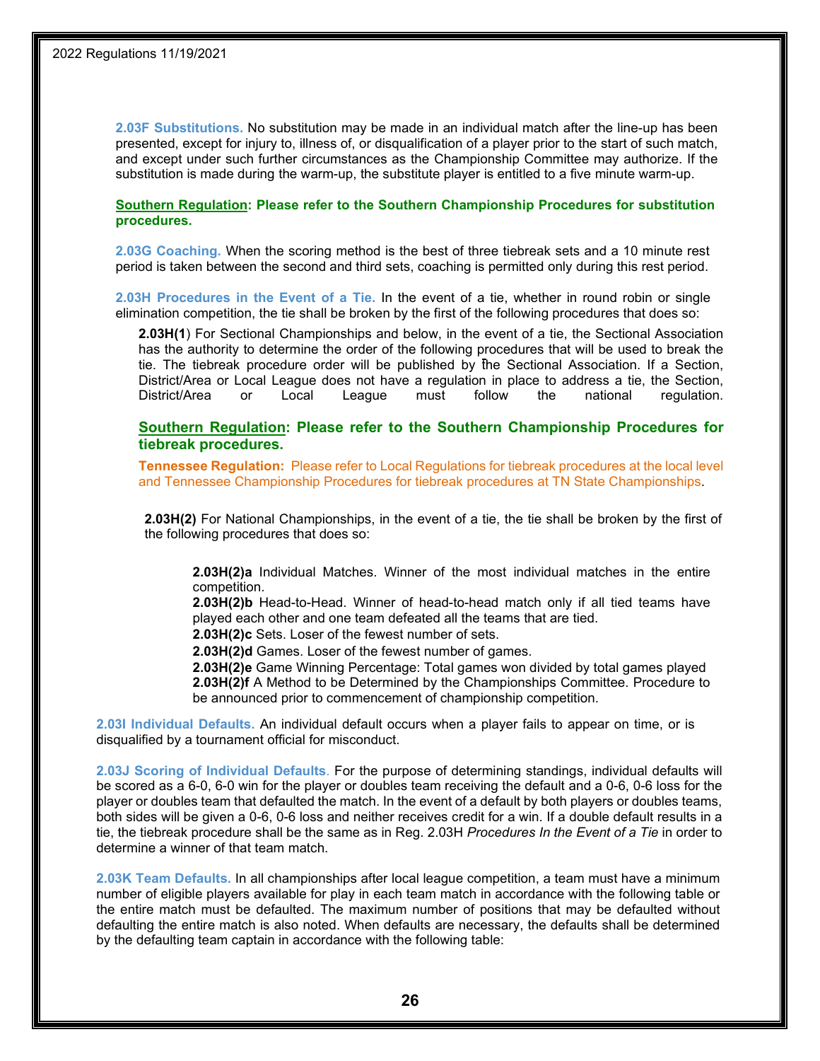**2.03F Substitutions.** No substitution may be made in an individual match after the line-up has been presented, except for injury to, illness of, or disqualification of a player prior to the start of such match, and except under such further circumstances as the Championship Committee may authorize. If the substitution is made during the warm-up, the substitute player is entitled to a five minute warm-up.

**Southern Regulation: Please refer to the Southern Championship Procedures for substitution procedures.**

**2.03G Coaching.** When the scoring method is the best of three tiebreak sets and a 10 minute rest period is taken between the second and third sets, coaching is permitted only during this rest period.

**2.03H Procedures in the Event of a Tie.** In the event of a tie, whether in round robin or single elimination competition, the tie shall be broken by the first of the following procedures that does so:

**2.03H(1**) For Sectional Championships and below, in the event of a tie, the Sectional Association has the authority to determine the order of the following procedures that will be used to break the tie. The tiebreak procedure order will be published by the Sectional Association. If a Section, District/Area or Local League does not have a regulation in place to address a tie, the Section, District/Area or Local League must follow the national regulation.

**Southern Regulation: Please refer to the Southern Championship Procedures for tiebreak procedures.**

**Tennessee Regulation:** Please refer to Local Regulations for tiebreak procedures at the local level and Tennessee Championship Procedures for tiebreak procedures at TN State Championships.

**2.03H(2)** For National Championships, in the event of a tie, the tie shall be broken by the first of the following procedures that does so:

**2.03H(2)a** Individual Matches. Winner of the most individual matches in the entire competition.
**2.03H(2)b** Head-to-Head. Winner of head-to-head match only if all tied teams have played each other and one team defeated all the teams that are tied.
**2.03H(2)c** Sets. Loser of the fewest number of sets.
**2.03H(2)d** Games. Loser of the fewest number of games.
**2.03H(2)e** Game Winning Percentage: Total games won divided by total games played
**2.03H(2)f** A Method to be Determined by the Championships Committee. Procedure to be announced prior to commencement of championship competition.

**2.03I Individual Defaults.** An individual default occurs when a player fails to appear on time, or is disqualified by a tournament official for misconduct.

**2.03J Scoring of Individual Defaults**. For the purpose of determining standings, individual defaults will be scored as a 6-0, 6-0 win for the player or doubles team receiving the default and a 0-6, 0-6 loss for the player or doubles team that defaulted the match. In the event of a default by both players or doubles teams, both sides will be given a 0-6, 0-6 loss and neither receives credit for a win. If a double default results in a tie, the tiebreak procedure shall be the same as in Reg. 2.03H *Procedures In the Event of a Tie* in order to determine a winner of that team match.

**2.03K Team Defaults.** In all championships after local league competition, a team must have a minimum number of eligible players available for play in each team match in accordance with the following table or the entire match must be defaulted. The maximum number of positions that may be defaulted without defaulting the entire match is also noted. When defaults are necessary, the defaults shall be determined by the defaulting team captain in accordance with the following table: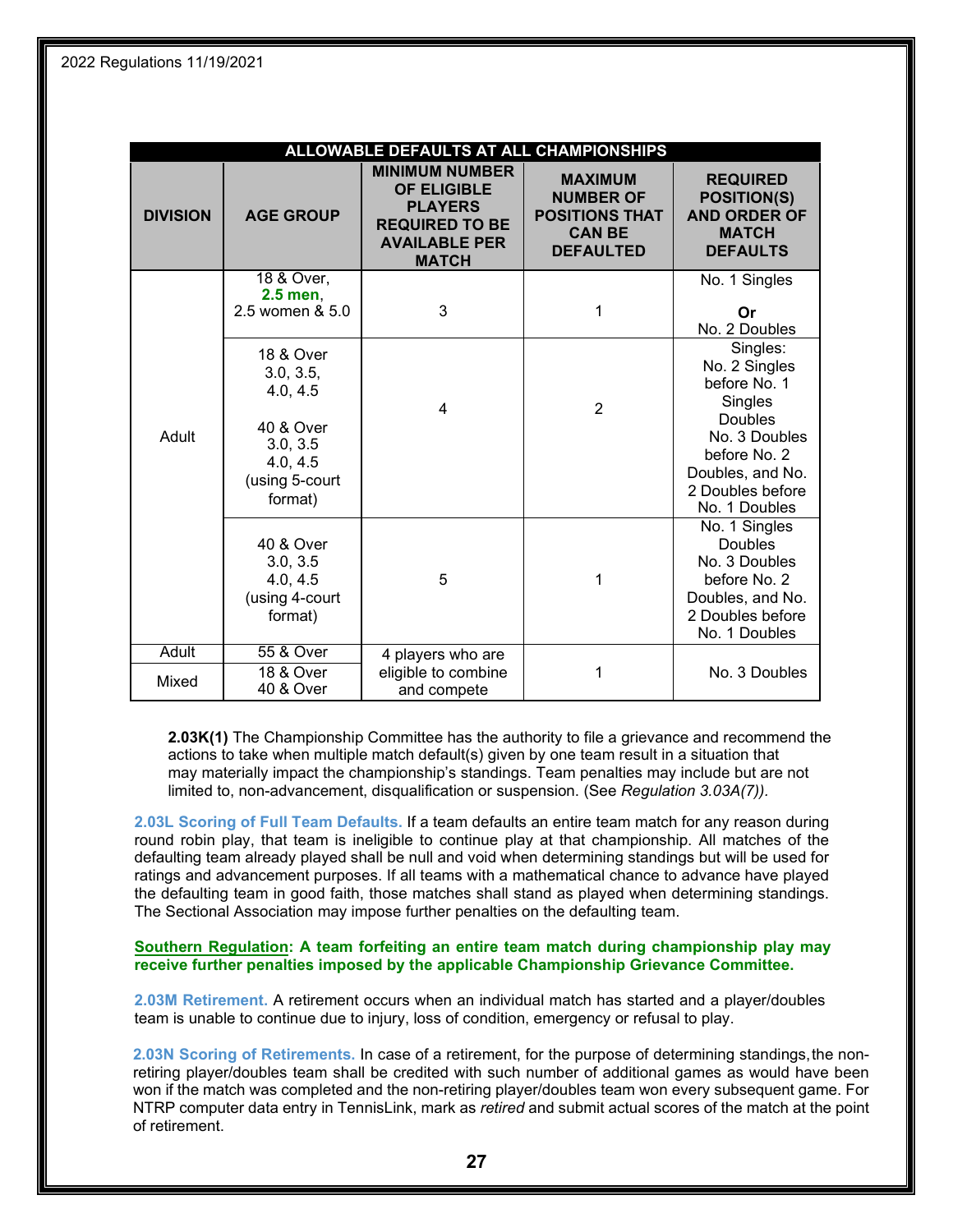| ALLOWABLE DEFAULTS AT ALL CHAMPIONSHIPS | | | | |
|---|---|---|---|---|
| **DIVISION** | **AGE GROUP** | **MINIMUM NUMBER OF ELIGIBLE PLAYERS REQUIRED TO BE AVAILABLE PER MATCH** | **MAXIMUM NUMBER OF POSITIONS THAT CAN BE DEFAULTED** | **REQUIRED POSITION(S) AND ORDER OF MATCH DEFAULTS** |
| Adult | 18 & Over, **2.5 men**, 2.5 women & 5.0 | 3 | 1 | No. 1 Singles **Or** No. 2 Doubles |
| Adult | 18 & Over 3.0, 3.5, 4.0, 4.5 40 & Over 3.0, 3.5 4.0, 4.5 (using 5-court format) | 4 | 2 | Singles: No. 2 Singles before No. 1 Singles Doubles No. 3 Doubles before No. 2 Doubles, and No. 2 Doubles before No. 1 Doubles |
| Adult | 40 & Over 3.0, 3.5 4.0, 4.5 (using 4-court format) | 5 | 1 | No. 1 Singles Doubles No. 3 Doubles before No. 2 Doubles, and No. 2 Doubles before No. 1 Doubles |
| Adult | 55 & Over | 4 players who are eligible to combine and compete | 1 | No. 3 Doubles |
| Mixed | 18 & Over 40 & Over | 4 players who are eligible to combine and compete | 1 | No. 3 Doubles |

**2.03K(1)** The Championship Committee has the authority to file a grievance and recommend the actions to take when multiple match default(s) given by one team result in a situation that may materially impact the championship's standings. Team penalties may include but are not limited to, non-advancement, disqualification or suspension. (See *Regulation 3.03A(7)).*

**2.03L Scoring of Full Team Defaults.** If a team defaults an entire team match for any reason during round robin play, that team is ineligible to continue play at that championship. All matches of the defaulting team already played shall be null and void when determining standings but will be used for ratings and advancement purposes. If all teams with a mathematical chance to advance have played the defaulting team in good faith, those matches shall stand as played when determining standings. The Sectional Association may impose further penalties on the defaulting team.

**Southern Regulation: A team forfeiting an entire team match during championship play may receive further penalties imposed by the applicable Championship Grievance Committee.**

**2.03M Retirement.** A retirement occurs when an individual match has started and a player/doubles team is unable to continue due to injury, loss of condition, emergency or refusal to play.

**2.03N Scoring of Retirements.** In case of a retirement, for the purpose of determining standings, the non-retiring player/doubles team shall be credited with such number of additional games as would have been won if the match was completed and the non-retiring player/doubles team won every subsequent game. For NTRP computer data entry in TennisLink, mark as *retired* and submit actual scores of the match at the point of retirement.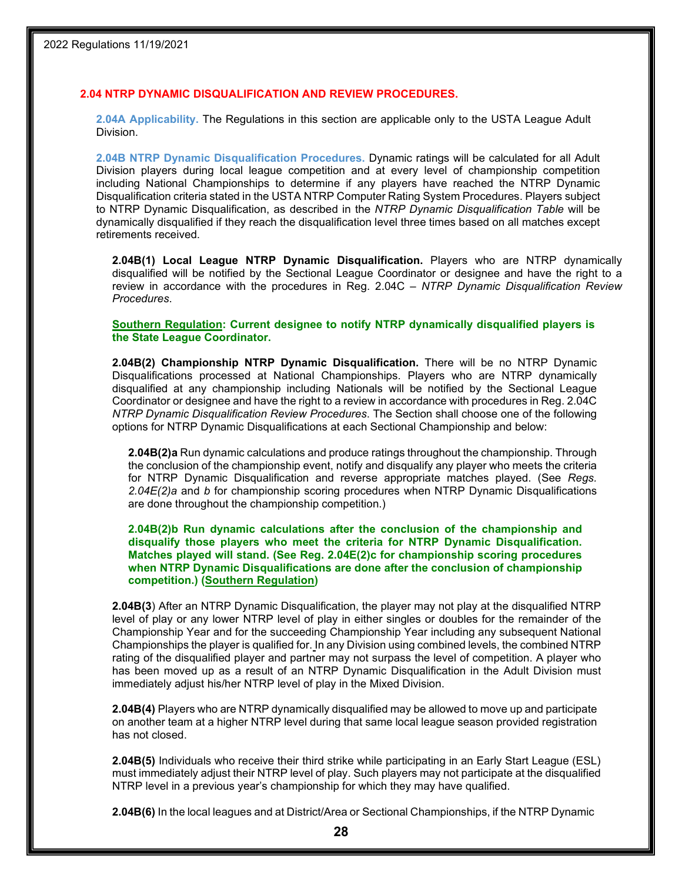## 2.04 NTRP DYNAMIC DISQUALIFICATION AND REVIEW PROCEDURES.

**2.04A Applicability.** The Regulations in this section are applicable only to the USTA League Adult Division.

**2.04B NTRP Dynamic Disqualification Procedures.** Dynamic ratings will be calculated for all Adult Division players during local league competition and at every level of championship competition including National Championships to determine if any players have reached the NTRP Dynamic Disqualification criteria stated in the USTA NTRP Computer Rating System Procedures. Players subject to NTRP Dynamic Disqualification, as described in the *NTRP Dynamic Disqualification Table* will be dynamically disqualified if they reach the disqualification level three times based on all matches except retirements received.

**2.04B(1) Local League NTRP Dynamic Disqualification.** Players who are NTRP dynamically disqualified will be notified by the Sectional League Coordinator or designee and have the right to a review in accordance with the procedures in Reg. 2.04C – *NTRP Dynamic Disqualification Review Procedures*.

**Southern Regulation: Current designee to notify NTRP dynamically disqualified players is the State League Coordinator.**

**2.04B(2) Championship NTRP Dynamic Disqualification.** There will be no NTRP Dynamic Disqualifications processed at National Championships. Players who are NTRP dynamically disqualified at any championship including Nationals will be notified by the Sectional League Coordinator or designee and have the right to a review in accordance with procedures in Reg. 2.04C *NTRP Dynamic Disqualification Review Procedures*. The Section shall choose one of the following options for NTRP Dynamic Disqualifications at each Sectional Championship and below:

**2.04B(2)a** Run dynamic calculations and produce ratings throughout the championship. Through the conclusion of the championship event, notify and disqualify any player who meets the criteria for NTRP Dynamic Disqualification and reverse appropriate matches played. (See *Regs. 2.04E(2)a* and *b* for championship scoring procedures when NTRP Dynamic Disqualifications are done throughout the championship competition.)

**2.04B(2)b Run dynamic calculations after the conclusion of the championship and disqualify those players who meet the criteria for NTRP Dynamic Disqualification. Matches played will stand. (See Reg. 2.04E(2)c for championship scoring procedures when NTRP Dynamic Disqualifications are done after the conclusion of championship competition.) (Southern Regulation)**

**2.04B(3**) After an NTRP Dynamic Disqualification, the player may not play at the disqualified NTRP level of play or any lower NTRP level of play in either singles or doubles for the remainder of the Championship Year and for the succeeding Championship Year including any subsequent National Championships the player is qualified for. In any Division using combined levels, the combined NTRP rating of the disqualified player and partner may not surpass the level of competition. A player who has been moved up as a result of an NTRP Dynamic Disqualification in the Adult Division must immediately adjust his/her NTRP level of play in the Mixed Division.

**2.04B(4)** Players who are NTRP dynamically disqualified may be allowed to move up and participate on another team at a higher NTRP level during that same local league season provided registration has not closed.

**2.04B(5)** Individuals who receive their third strike while participating in an Early Start League (ESL) must immediately adjust their NTRP level of play. Such players may not participate at the disqualified NTRP level in a previous year's championship for which they may have qualified.

**2.04B(6)** In the local leagues and at District/Area or Sectional Championships, if the NTRP Dynamic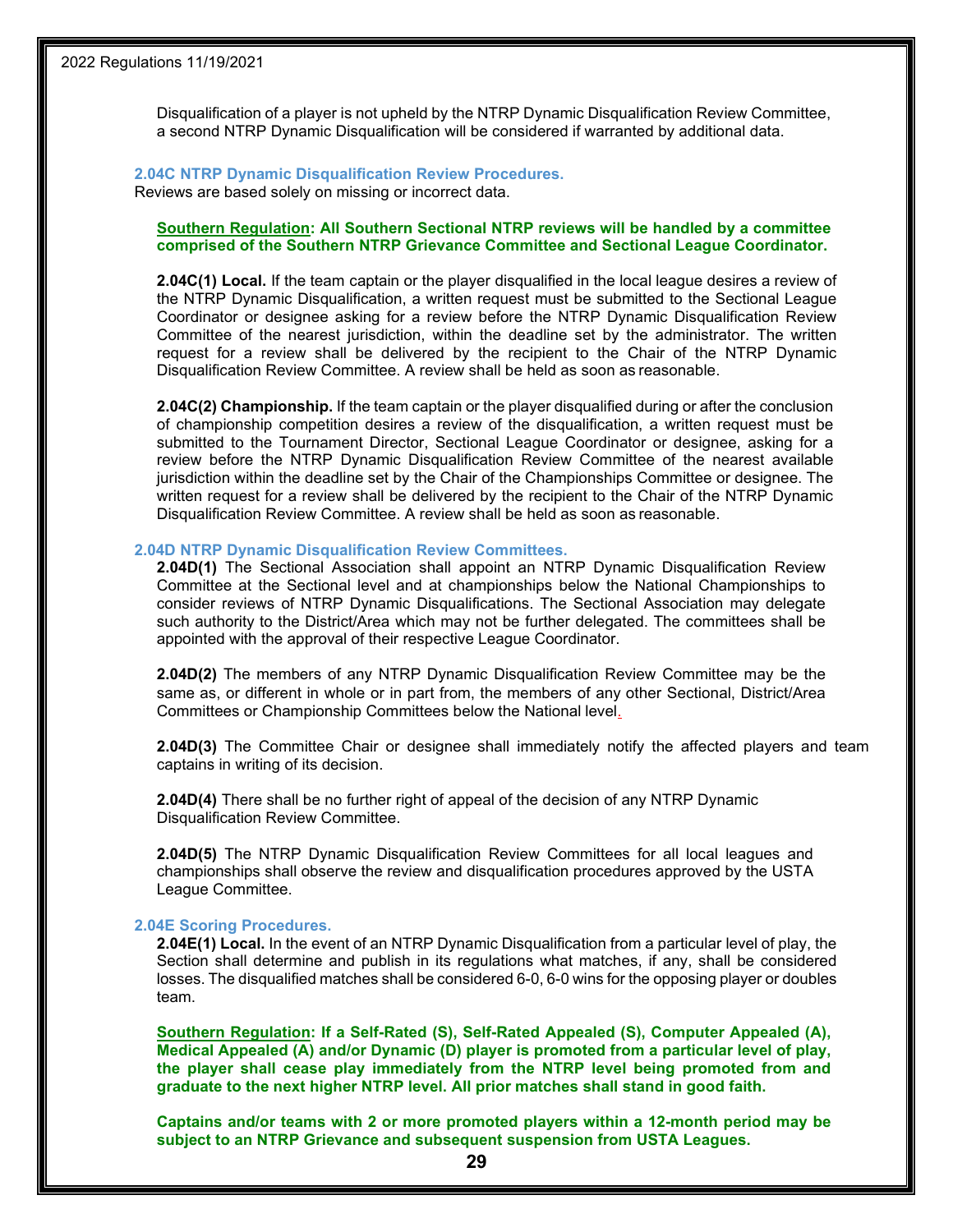Disqualification of a player is not upheld by the NTRP Dynamic Disqualification Review Committee, a second NTRP Dynamic Disqualification will be considered if warranted by additional data.

### 2.04C NTRP Dynamic Disqualification Review Procedures.

Reviews are based solely on missing or incorrect data.

**Southern Regulation: All Southern Sectional NTRP reviews will be handled by a committee comprised of the Southern NTRP Grievance Committee and Sectional League Coordinator.**

**2.04C(1) Local.** If the team captain or the player disqualified in the local league desires a review of the NTRP Dynamic Disqualification, a written request must be submitted to the Sectional League Coordinator or designee asking for a review before the NTRP Dynamic Disqualification Review Committee of the nearest jurisdiction, within the deadline set by the administrator. The written request for a review shall be delivered by the recipient to the Chair of the NTRP Dynamic Disqualification Review Committee. A review shall be held as soon as reasonable.

**2.04C(2) Championship.** If the team captain or the player disqualified during or after the conclusion of championship competition desires a review of the disqualification, a written request must be submitted to the Tournament Director, Sectional League Coordinator or designee, asking for a review before the NTRP Dynamic Disqualification Review Committee of the nearest available jurisdiction within the deadline set by the Chair of the Championships Committee or designee. The written request for a review shall be delivered by the recipient to the Chair of the NTRP Dynamic Disqualification Review Committee. A review shall be held as soon as reasonable.

### 2.04D NTRP Dynamic Disqualification Review Committees.

**2.04D(1)** The Sectional Association shall appoint an NTRP Dynamic Disqualification Review Committee at the Sectional level and at championships below the National Championships to consider reviews of NTRP Dynamic Disqualifications. The Sectional Association may delegate such authority to the District/Area which may not be further delegated. The committees shall be appointed with the approval of their respective League Coordinator.

**2.04D(2)** The members of any NTRP Dynamic Disqualification Review Committee may be the same as, or different in whole or in part from, the members of any other Sectional, District/Area Committees or Championship Committees below the National level.

**2.04D(3)** The Committee Chair or designee shall immediately notify the affected players and team captains in writing of its decision.

**2.04D(4)** There shall be no further right of appeal of the decision of any NTRP Dynamic Disqualification Review Committee.

**2.04D(5)** The NTRP Dynamic Disqualification Review Committees for all local leagues and championships shall observe the review and disqualification procedures approved by the USTA League Committee.

### 2.04E Scoring Procedures.

**2.04E(1) Local.** In the event of an NTRP Dynamic Disqualification from a particular level of play, the Section shall determine and publish in its regulations what matches, if any, shall be considered losses. The disqualified matches shall be considered 6-0, 6-0 wins for the opposing player or doubles team.

**Southern Regulation: If a Self-Rated (S), Self-Rated Appealed (S), Computer Appealed (A), Medical Appealed (A) and/or Dynamic (D) player is promoted from a particular level of play, the player shall cease play immediately from the NTRP level being promoted from and graduate to the next higher NTRP level. All prior matches shall stand in good faith.**

**Captains and/or teams with 2 or more promoted players within a 12-month period may be subject to an NTRP Grievance and subsequent suspension from USTA Leagues.**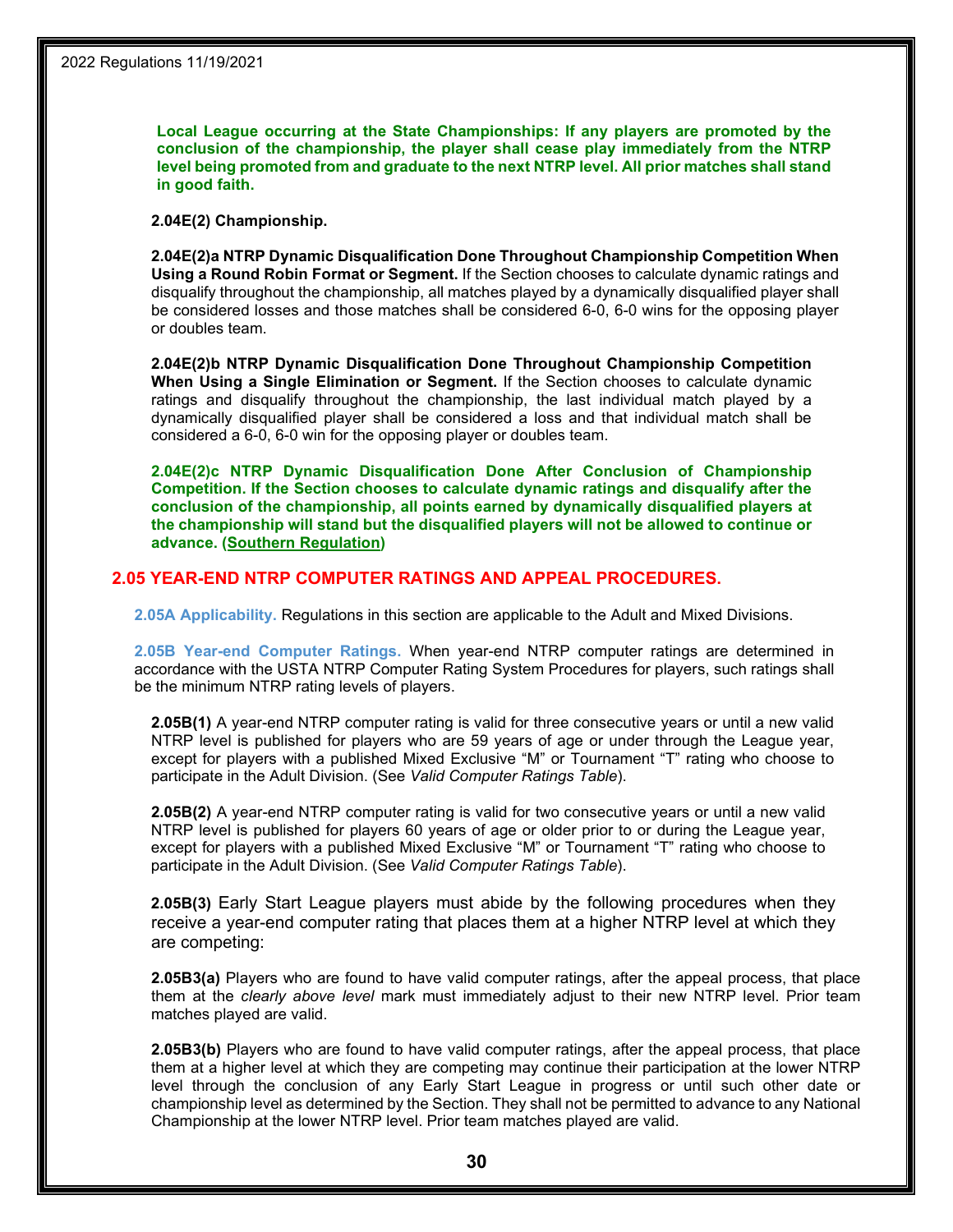**Local League occurring at the State Championships: If any players are promoted by the conclusion of the championship, the player shall cease play immediately from the NTRP level being promoted from and graduate to the next NTRP level. All prior matches shall stand in good faith.**

**2.04E(2) Championship.**

**2.04E(2)a NTRP Dynamic Disqualification Done Throughout Championship Competition When Using a Round Robin Format or Segment.** If the Section chooses to calculate dynamic ratings and disqualify throughout the championship, all matches played by a dynamically disqualified player shall be considered losses and those matches shall be considered 6-0, 6-0 wins for the opposing player or doubles team.

**2.04E(2)b NTRP Dynamic Disqualification Done Throughout Championship Competition When Using a Single Elimination or Segment.** If the Section chooses to calculate dynamic ratings and disqualify throughout the championship, the last individual match played by a dynamically disqualified player shall be considered a loss and that individual match shall be considered a 6-0, 6-0 win for the opposing player or doubles team.

**2.04E(2)c NTRP Dynamic Disqualification Done After Conclusion of Championship Competition. If the Section chooses to calculate dynamic ratings and disqualify after the conclusion of the championship, all points earned by dynamically disqualified players at the championship will stand but the disqualified players will not be allowed to continue or advance. (Southern Regulation)**

## 2.05 YEAR-END NTRP COMPUTER RATINGS AND APPEAL PROCEDURES.

**2.05A Applicability.** Regulations in this section are applicable to the Adult and Mixed Divisions.

**2.05B Year-end Computer Ratings.** When year-end NTRP computer ratings are determined in accordance with the USTA NTRP Computer Rating System Procedures for players, such ratings shall be the minimum NTRP rating levels of players.

**2.05B(1)** A year-end NTRP computer rating is valid for three consecutive years or until a new valid NTRP level is published for players who are 59 years of age or under through the League year, except for players with a published Mixed Exclusive "M" or Tournament "T" rating who choose to participate in the Adult Division. (See *Valid Computer Ratings Table*).

**2.05B(2)** A year-end NTRP computer rating is valid for two consecutive years or until a new valid NTRP level is published for players 60 years of age or older prior to or during the League year, except for players with a published Mixed Exclusive "M" or Tournament "T" rating who choose to participate in the Adult Division. (See *Valid Computer Ratings Table*).

**2.05B(3)** Early Start League players must abide by the following procedures when they receive a year-end computer rating that places them at a higher NTRP level at which they are competing:

**2.05B3(a)** Players who are found to have valid computer ratings, after the appeal process, that place them at the *clearly above level* mark must immediately adjust to their new NTRP level. Prior team matches played are valid.

**2.05B3(b)** Players who are found to have valid computer ratings, after the appeal process, that place them at a higher level at which they are competing may continue their participation at the lower NTRP level through the conclusion of any Early Start League in progress or until such other date or championship level as determined by the Section. They shall not be permitted to advance to any National Championship at the lower NTRP level. Prior team matches played are valid.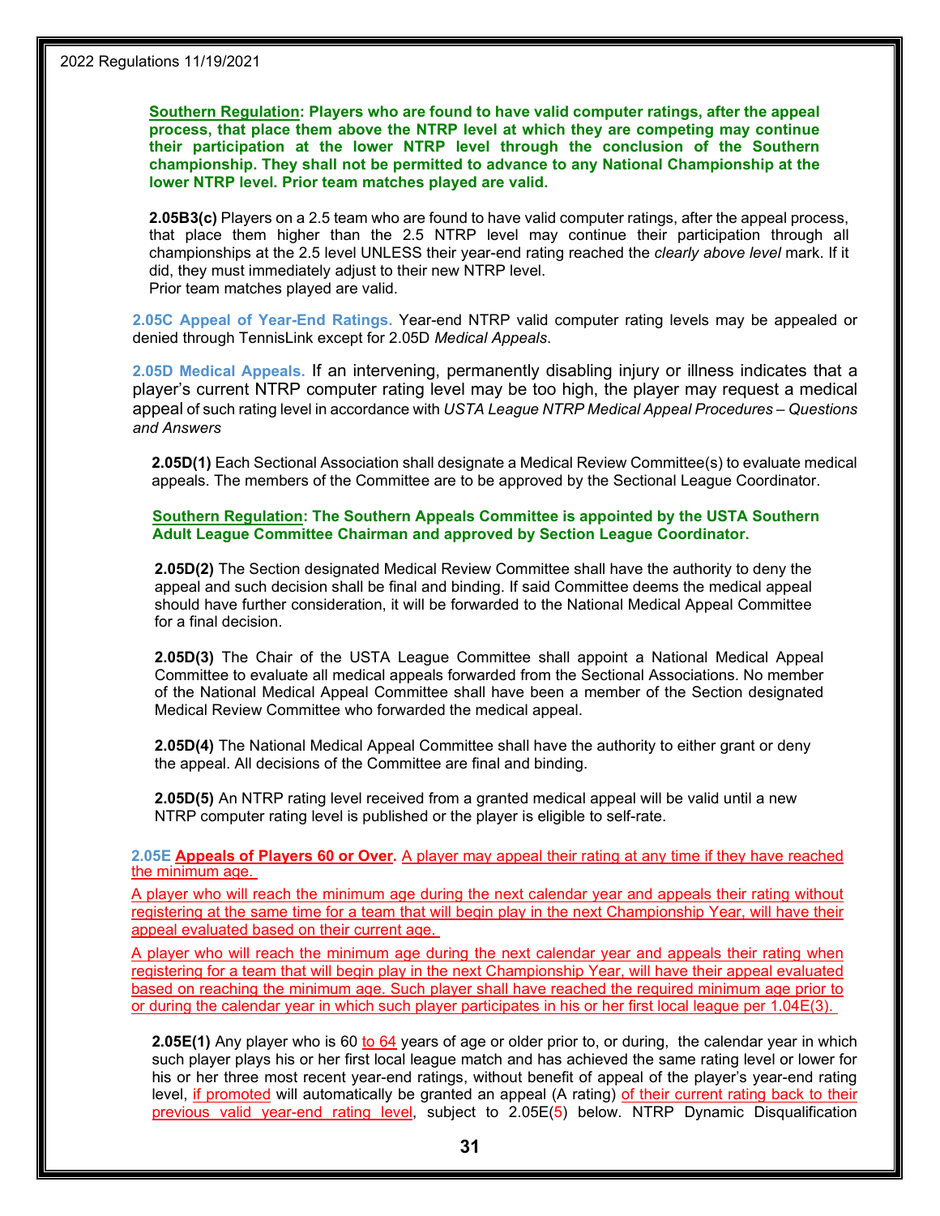**Southern Regulation: Players who are found to have valid computer ratings, after the appeal process, that place them above the NTRP level at which they are competing may continue their participation at the lower NTRP level through the conclusion of the Southern championship. They shall not be permitted to advance to any National Championship at the lower NTRP level. Prior team matches played are valid.**

**2.05B3(c)** Players on a 2.5 team who are found to have valid computer ratings, after the appeal process, that place them higher than the 2.5 NTRP level may continue their participation through all championships at the 2.5 level UNLESS their year-end rating reached the *clearly above level* mark. If it did, they must immediately adjust to their new NTRP level.
Prior team matches played are valid.

**2.05C Appeal of Year-End Ratings.** Year-end NTRP valid computer rating levels may be appealed or denied through TennisLink except for 2.05D *Medical Appeals*.

**2.05D Medical Appeals.** If an intervening, permanently disabling injury or illness indicates that a player's current NTRP computer rating level may be too high, the player may request a medical appeal of such rating level in accordance with *USTA League NTRP Medical Appeal Procedures – Questions and Answers*

**2.05D(1)** Each Sectional Association shall designate a Medical Review Committee(s) to evaluate medical appeals. The members of the Committee are to be approved by the Sectional League Coordinator.

**Southern Regulation: The Southern Appeals Committee is appointed by the USTA Southern Adult League Committee Chairman and approved by Section League Coordinator.**

**2.05D(2)** The Section designated Medical Review Committee shall have the authority to deny the appeal and such decision shall be final and binding. If said Committee deems the medical appeal should have further consideration, it will be forwarded to the National Medical Appeal Committee for a final decision.

**2.05D(3)** The Chair of the USTA League Committee shall appoint a National Medical Appeal Committee to evaluate all medical appeals forwarded from the Sectional Associations. No member of the National Medical Appeal Committee shall have been a member of the Section designated Medical Review Committee who forwarded the medical appeal.

**2.05D(4)** The National Medical Appeal Committee shall have the authority to either grant or deny the appeal. All decisions of the Committee are final and binding.

**2.05D(5)** An NTRP rating level received from a granted medical appeal will be valid until a new NTRP computer rating level is published or the player is eligible to self-rate.

**2.05E Appeals of Players 60 or Over.** A player may appeal their rating at any time if they have reached the minimum age.

A player who will reach the minimum age during the next calendar year and appeals their rating without registering at the same time for a team that will begin play in the next Championship Year, will have their appeal evaluated based on their current age.

A player who will reach the minimum age during the next calendar year and appeals their rating when registering for a team that will begin play in the next Championship Year, will have their appeal evaluated based on reaching the minimum age. Such player shall have reached the required minimum age prior to or during the calendar year in which such player participates in his or her first local league per 1.04E(3).

**2.05E(1)** Any player who is 60 to 64 years of age or older prior to, or during, the calendar year in which such player plays his or her first local league match and has achieved the same rating level or lower for his or her three most recent year-end ratings, without benefit of appeal of the player's year-end rating level, if promoted will automatically be granted an appeal (A rating) of their current rating back to their previous valid year-end rating level, subject to 2.05E(5) below. NTRP Dynamic Disqualification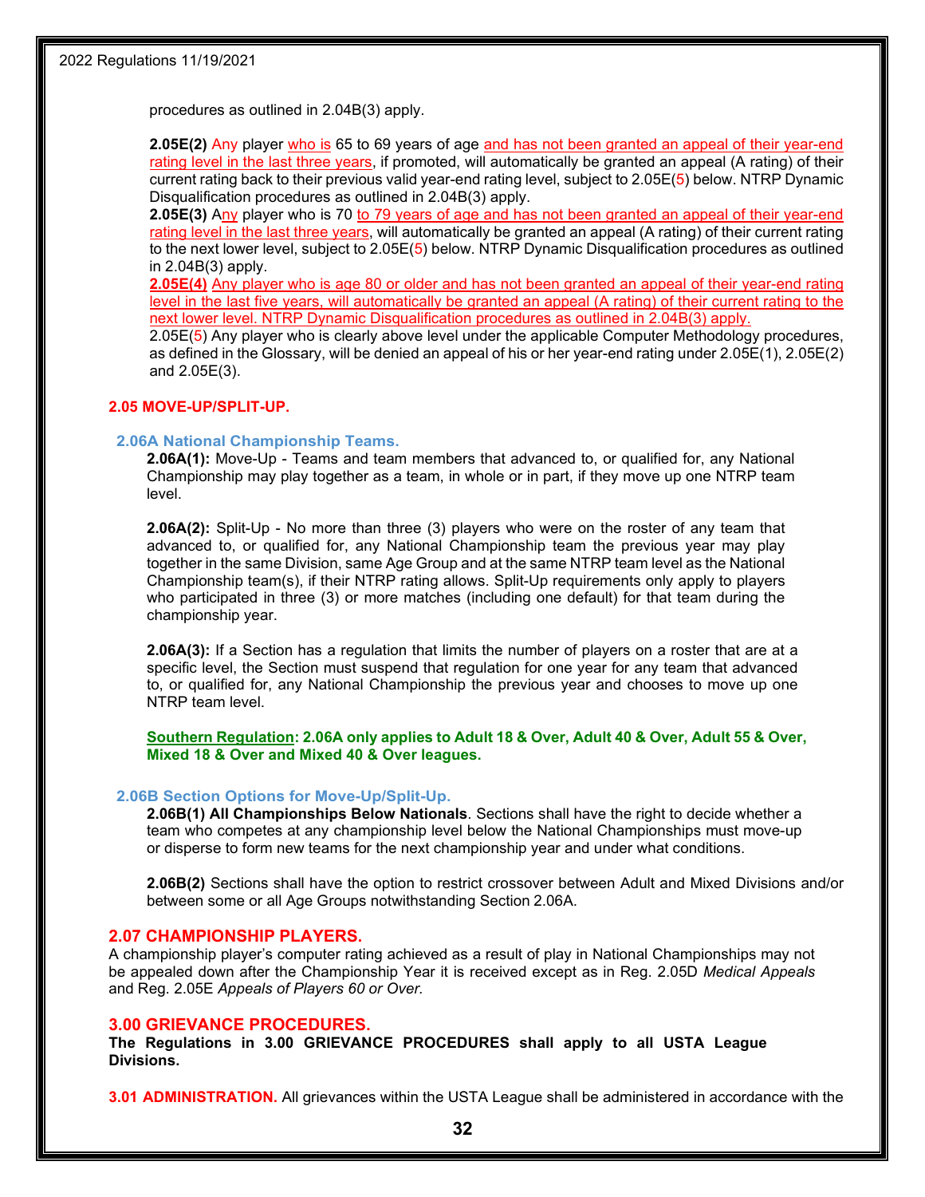procedures as outlined in 2.04B(3) apply.

**2.05E(2)** Any player who is 65 to 69 years of age and has not been granted an appeal of their year-end rating level in the last three years, if promoted, will automatically be granted an appeal (A rating) of their current rating back to their previous valid year-end rating level, subject to 2.05E(5) below. NTRP Dynamic Disqualification procedures as outlined in 2.04B(3) apply.

**2.05E(3)** Any player who is 70 to 79 years of age and has not been granted an appeal of their year-end rating level in the last three years, will automatically be granted an appeal (A rating) of their current rating to the next lower level, subject to 2.05E(5) below. NTRP Dynamic Disqualification procedures as outlined in 2.04B(3) apply.

**2.05E(4)** Any player who is age 80 or older and has not been granted an appeal of their year-end rating level in the last five years, will automatically be granted an appeal (A rating) of their current rating to the next lower level. NTRP Dynamic Disqualification procedures as outlined in 2.04B(3) apply.

2.05E(5) Any player who is clearly above level under the applicable Computer Methodology procedures, as defined in the Glossary, will be denied an appeal of his or her year-end rating under 2.05E(1), 2.05E(2) and 2.05E(3).

### 2.05 MOVE-UP/SPLIT-UP.

#### 2.06A National Championship Teams.

**2.06A(1):** Move-Up - Teams and team members that advanced to, or qualified for, any National Championship may play together as a team, in whole or in part, if they move up one NTRP team level.

**2.06A(2):** Split-Up - No more than three (3) players who were on the roster of any team that advanced to, or qualified for, any National Championship team the previous year may play together in the same Division, same Age Group and at the same NTRP team level as the National Championship team(s), if their NTRP rating allows. Split-Up requirements only apply to players who participated in three (3) or more matches (including one default) for that team during the championship year.

**2.06A(3):** If a Section has a regulation that limits the number of players on a roster that are at a specific level, the Section must suspend that regulation for one year for any team that advanced to, or qualified for, any National Championship the previous year and chooses to move up one NTRP team level.

**Southern Regulation: 2.06A only applies to Adult 18 & Over, Adult 40 & Over, Adult 55 & Over, Mixed 18 & Over and Mixed 40 & Over leagues.**

#### 2.06B Section Options for Move-Up/Split-Up.

**2.06B(1) All Championships Below Nationals**. Sections shall have the right to decide whether a team who competes at any championship level below the National Championships must move-up or disperse to form new teams for the next championship year and under what conditions.

**2.06B(2)** Sections shall have the option to restrict crossover between Adult and Mixed Divisions and/or between some or all Age Groups notwithstanding Section 2.06A.

### 2.07 CHAMPIONSHIP PLAYERS.

A championship player's computer rating achieved as a result of play in National Championships may not be appealed down after the Championship Year it is received except as in Reg. 2.05D *Medical Appeals* and Reg. 2.05E *Appeals of Players 60 or Over.*

## 3.00 GRIEVANCE PROCEDURES.

**The Regulations in 3.00 GRIEVANCE PROCEDURES shall apply to all USTA League Divisions.**

**3.01 ADMINISTRATION.** All grievances within the USTA League shall be administered in accordance with the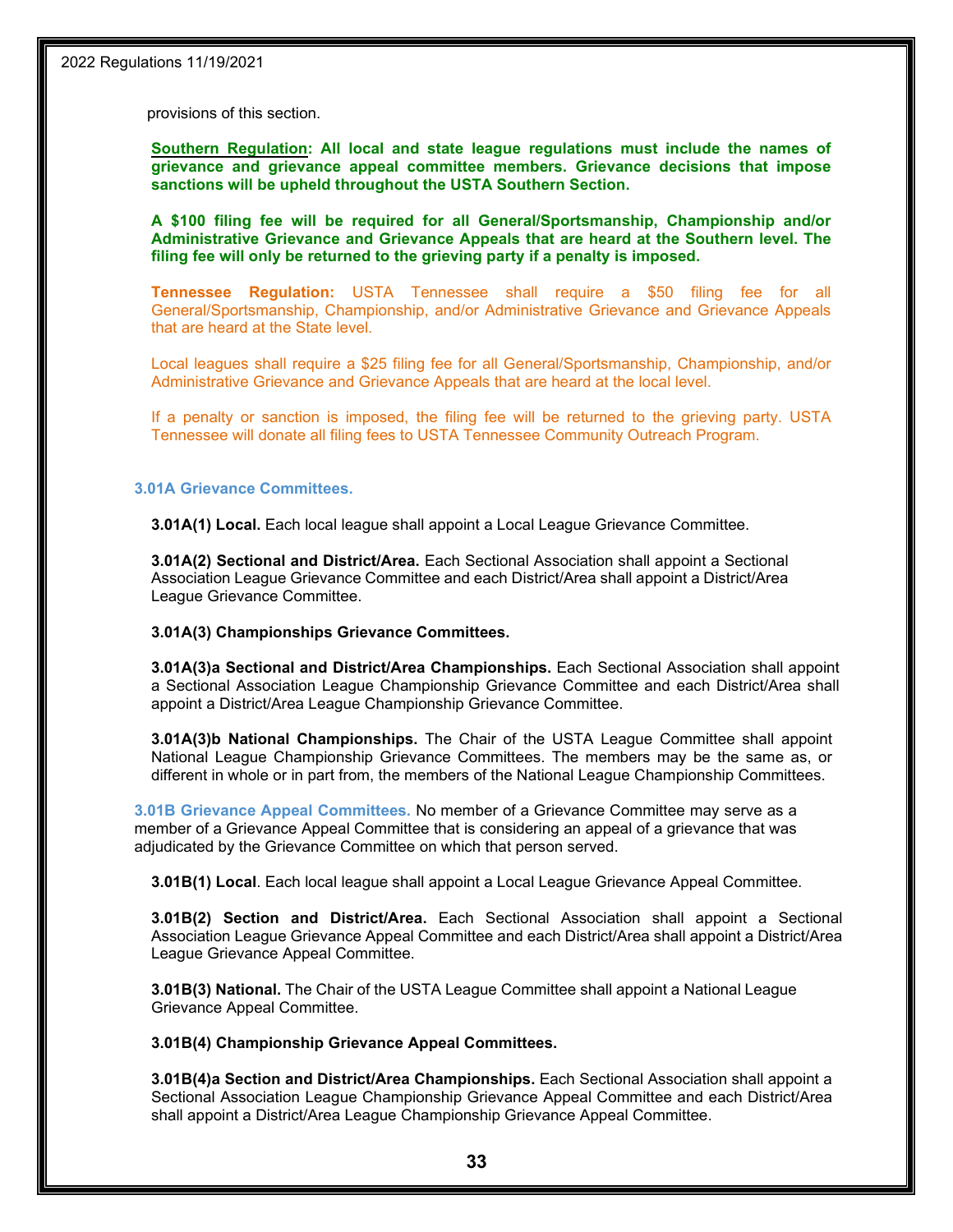provisions of this section.

**Southern Regulation: All local and state league regulations must include the names of grievance and grievance appeal committee members. Grievance decisions that impose sanctions will be upheld throughout the USTA Southern Section.**

**A $100 filing fee will be required for all General/Sportsmanship, Championship and/or Administrative Grievance and Grievance Appeals that are heard at the Southern level. The filing fee will only be returned to the grieving party if a penalty is imposed.**

**Tennessee Regulation:** USTA Tennessee shall require a $50 filing fee for all General/Sportsmanship, Championship, and/or Administrative Grievance and Grievance Appeals that are heard at the State level.

Local leagues shall require a $25 filing fee for all General/Sportsmanship, Championship, and/or Administrative Grievance and Grievance Appeals that are heard at the local level.

If a penalty or sanction is imposed, the filing fee will be returned to the grieving party. USTA Tennessee will donate all filing fees to USTA Tennessee Community Outreach Program.

### 3.01A Grievance Committees.

**3.01A(1) Local.** Each local league shall appoint a Local League Grievance Committee.

**3.01A(2) Sectional and District/Area.** Each Sectional Association shall appoint a Sectional Association League Grievance Committee and each District/Area shall appoint a District/Area League Grievance Committee.

**3.01A(3) Championships Grievance Committees.**

**3.01A(3)a Sectional and District/Area Championships.** Each Sectional Association shall appoint a Sectional Association League Championship Grievance Committee and each District/Area shall appoint a District/Area League Championship Grievance Committee.

**3.01A(3)b National Championships.** The Chair of the USTA League Committee shall appoint National League Championship Grievance Committees. The members may be the same as, or different in whole or in part from, the members of the National League Championship Committees.

**3.01B Grievance Appeal Committees.** No member of a Grievance Committee may serve as a member of a Grievance Appeal Committee that is considering an appeal of a grievance that was adjudicated by the Grievance Committee on which that person served.

**3.01B(1) Local**. Each local league shall appoint a Local League Grievance Appeal Committee.

**3.01B(2) Section and District/Area.** Each Sectional Association shall appoint a Sectional Association League Grievance Appeal Committee and each District/Area shall appoint a District/Area League Grievance Appeal Committee.

**3.01B(3) National.** The Chair of the USTA League Committee shall appoint a National League Grievance Appeal Committee.

**3.01B(4) Championship Grievance Appeal Committees.**

**3.01B(4)a Section and District/Area Championships.** Each Sectional Association shall appoint a Sectional Association League Championship Grievance Appeal Committee and each District/Area shall appoint a District/Area League Championship Grievance Appeal Committee.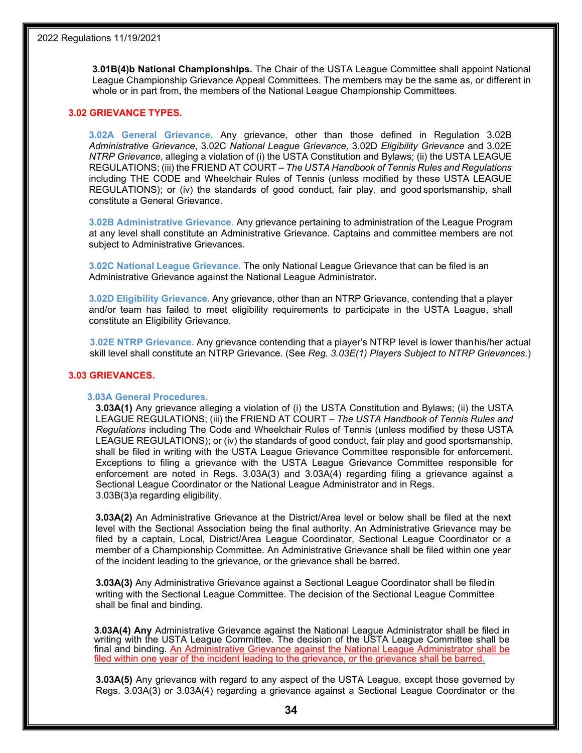**3.01B(4)b National Championships.** The Chair of the USTA League Committee shall appoint National League Championship Grievance Appeal Committees. The members may be the same as, or different in whole or in part from, the members of the National League Championship Committees.

## 3.02 GRIEVANCE TYPES.

**3.02A General Grievance.** Any grievance, other than those defined in Regulation 3.02B *Administrative Grievance*, 3.02C *National League Grievance,* 3.02D *Eligibility Grievance* and 3.02E *NTRP Grievance*, alleging a violation of (i) the USTA Constitution and Bylaws; (ii) the USTA LEAGUE REGULATIONS; (iii) the FRIEND AT COURT – *The USTA Handbook of Tennis Rules and Regulations* including THE CODE and Wheelchair Rules of Tennis (unless modified by these USTA LEAGUE REGULATIONS); or (iv) the standards of good conduct, fair play, and good sportsmanship, shall constitute a General Grievance.

**3.02B Administrative Grievance.** Any grievance pertaining to administration of the League Program at any level shall constitute an Administrative Grievance. Captains and committee members are not subject to Administrative Grievances.

**3.02C National League Grievance.** The only National League Grievance that can be filed is an Administrative Grievance against the National League Administrator**.**

**3.02D Eligibility Grievance.** Any grievance, other than an NTRP Grievance, contending that a player and/or team has failed to meet eligibility requirements to participate in the USTA League, shall constitute an Eligibility Grievance.

**3.02E NTRP Grievance.** Any grievance contending that a player's NTRP level is lower than his/her actual skill level shall constitute an NTRP Grievance. (See *Reg. 3.03E(1) Players Subject to NTRP Grievances.*)

## 3.03 GRIEVANCES.

### 3.03A General Procedures.

**3.03A(1)** Any grievance alleging a violation of (i) the USTA Constitution and Bylaws; (ii) the USTA LEAGUE REGULATIONS; (iii) the FRIEND AT COURT – *The USTA Handbook of Tennis Rules and Regulations* including The Code and Wheelchair Rules of Tennis (unless modified by these USTA LEAGUE REGULATIONS); or (iv) the standards of good conduct, fair play and good sportsmanship, shall be filed in writing with the USTA League Grievance Committee responsible for enforcement. Exceptions to filing a grievance with the USTA League Grievance Committee responsible for enforcement are noted in Regs. 3.03A(3) and 3.03A(4) regarding filing a grievance against a Sectional League Coordinator or the National League Administrator and in Regs. 3.03B(3)a regarding eligibility.

**3.03A(2)** An Administrative Grievance at the District/Area level or below shall be filed at the next level with the Sectional Association being the final authority. An Administrative Grievance may be filed by a captain, Local, District/Area League Coordinator, Sectional League Coordinator or a member of a Championship Committee. An Administrative Grievance shall be filed within one year of the incident leading to the grievance, or the grievance shall be barred.

**3.03A(3)** Any Administrative Grievance against a Sectional League Coordinator shall be filed in writing with the Sectional League Committee. The decision of the Sectional League Committee shall be final and binding.

**3.03A(4) Any** Administrative Grievance against the National League Administrator shall be filed in writing with the USTA League Committee. The decision of the USTA League Committee shall be final and binding. An Administrative Grievance against the National League Administrator shall be filed within one year of the incident leading to the grievance, or the grievance shall be barred.

**3.03A(5)** Any grievance with regard to any aspect of the USTA League, except those governed by Regs. 3.03A(3) or 3.03A(4) regarding a grievance against a Sectional League Coordinator or the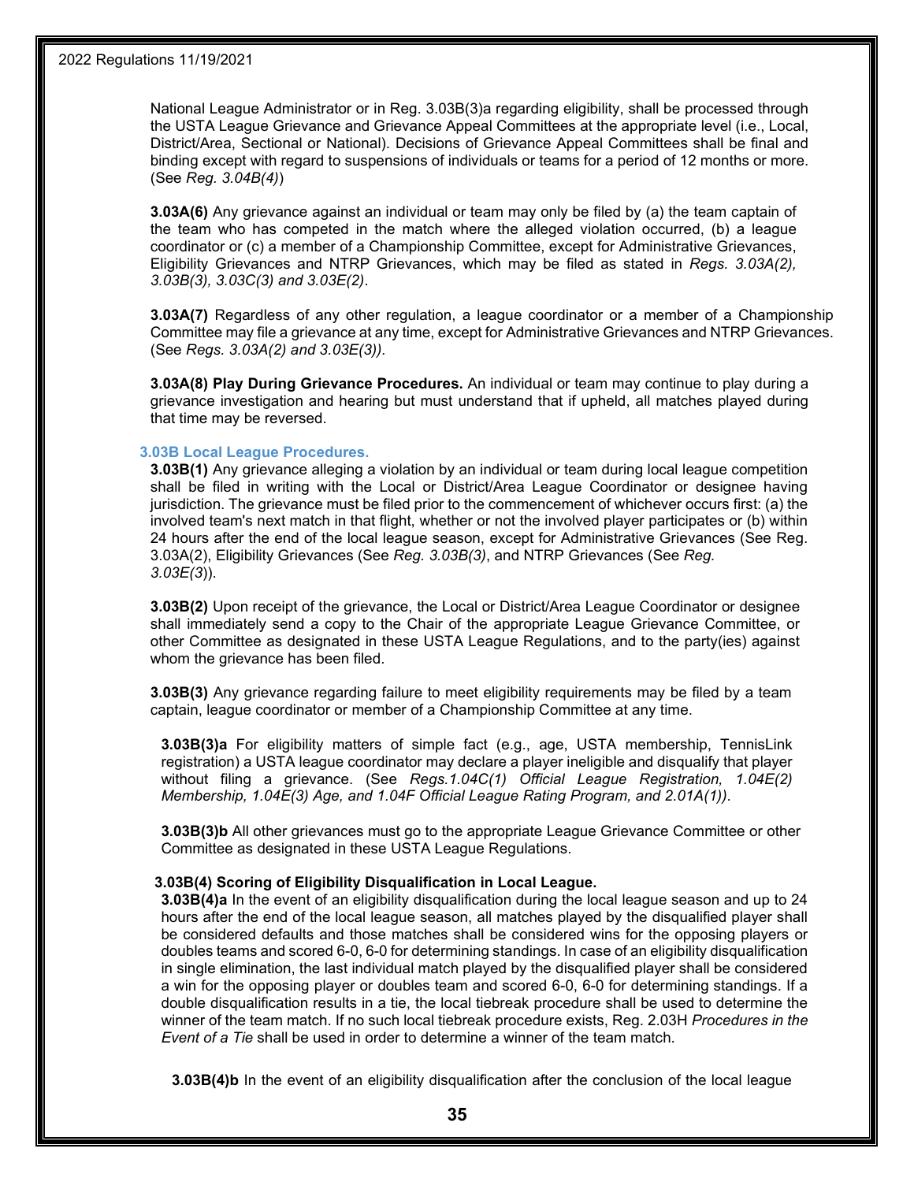National League Administrator or in Reg. 3.03B(3)a regarding eligibility, shall be processed through the USTA League Grievance and Grievance Appeal Committees at the appropriate level (i.e., Local, District/Area, Sectional or National). Decisions of Grievance Appeal Committees shall be final and binding except with regard to suspensions of individuals or teams for a period of 12 months or more. (See *Reg. 3.04B(4)*)

**3.03A(6)** Any grievance against an individual or team may only be filed by (a) the team captain of the team who has competed in the match where the alleged violation occurred, (b) a league coordinator or (c) a member of a Championship Committee, except for Administrative Grievances, Eligibility Grievances and NTRP Grievances, which may be filed as stated in *Regs. 3.03A(2), 3.03B(3), 3.03C(3) and 3.03E(2)*.

**3.03A(7)** Regardless of any other regulation, a league coordinator or a member of a Championship Committee may file a grievance at any time, except for Administrative Grievances and NTRP Grievances. (See *Regs. 3.03A(2) and 3.03E(3)).*

**3.03A(8) Play During Grievance Procedures.** An individual or team may continue to play during a grievance investigation and hearing but must understand that if upheld, all matches played during that time may be reversed.

### 3.03B Local League Procedures.

**3.03B(1)** Any grievance alleging a violation by an individual or team during local league competition shall be filed in writing with the Local or District/Area League Coordinator or designee having jurisdiction. The grievance must be filed prior to the commencement of whichever occurs first: (a) the involved team's next match in that flight, whether or not the involved player participates or (b) within 24 hours after the end of the local league season, except for Administrative Grievances (See Reg. 3.03A(2), Eligibility Grievances (See *Reg. 3.03B(3)*, and NTRP Grievances (See *Reg. 3.03E(3)*)).

**3.03B(2)** Upon receipt of the grievance, the Local or District/Area League Coordinator or designee shall immediately send a copy to the Chair of the appropriate League Grievance Committee, or other Committee as designated in these USTA League Regulations, and to the party(ies) against whom the grievance has been filed.

**3.03B(3)** Any grievance regarding failure to meet eligibility requirements may be filed by a team captain, league coordinator or member of a Championship Committee at any time.

**3.03B(3)a** For eligibility matters of simple fact (e.g., age, USTA membership, TennisLink registration) a USTA league coordinator may declare a player ineligible and disqualify that player without filing a grievance. (See *Regs.1.04C(1) Official League Registration, 1.04E(2) Membership, 1.04E(3) Age, and 1.04F Official League Rating Program, and 2.01A(1))*.

**3.03B(3)b** All other grievances must go to the appropriate League Grievance Committee or other Committee as designated in these USTA League Regulations.

**3.03B(4) Scoring of Eligibility Disqualification in Local League.**

**3.03B(4)a** In the event of an eligibility disqualification during the local league season and up to 24 hours after the end of the local league season, all matches played by the disqualified player shall be considered defaults and those matches shall be considered wins for the opposing players or doubles teams and scored 6-0, 6-0 for determining standings. In case of an eligibility disqualification in single elimination, the last individual match played by the disqualified player shall be considered a win for the opposing player or doubles team and scored 6-0, 6-0 for determining standings. If a double disqualification results in a tie, the local tiebreak procedure shall be used to determine the winner of the team match. If no such local tiebreak procedure exists, Reg. 2.03H *Procedures in the Event of a Tie* shall be used in order to determine a winner of the team match.

**3.03B(4)b** In the event of an eligibility disqualification after the conclusion of the local league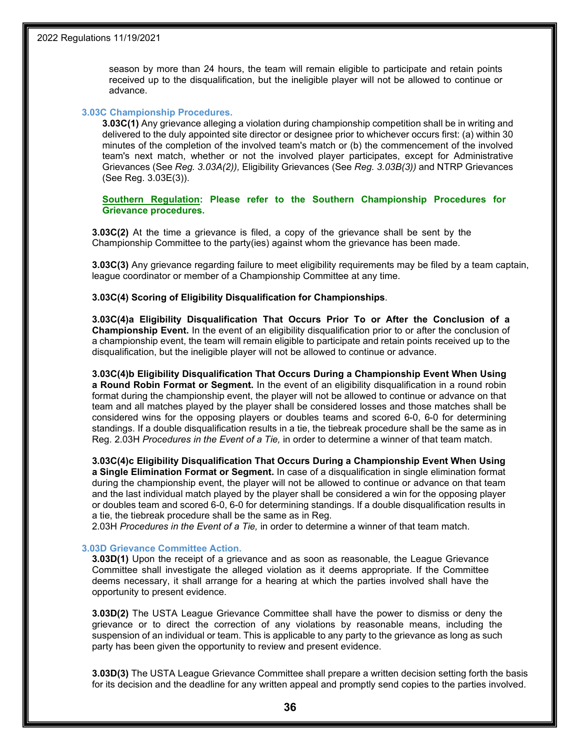season by more than 24 hours, the team will remain eligible to participate and retain points received up to the disqualification, but the ineligible player will not be allowed to continue or advance.

### 3.03C Championship Procedures.

**3.03C(1)** Any grievance alleging a violation during championship competition shall be in writing and delivered to the duly appointed site director or designee prior to whichever occurs first: (a) within 30 minutes of the completion of the involved team's match or (b) the commencement of the involved team's next match, whether or not the involved player participates, except for Administrative Grievances (See *Reg. 3.03A(2)),* Eligibility Grievances (See *Reg. 3.03B(3))* and NTRP Grievances (See Reg. 3.03E(3)).

**Southern Regulation: Please refer to the Southern Championship Procedures for Grievance procedures.**

**3.03C(2)** At the time a grievance is filed, a copy of the grievance shall be sent by the Championship Committee to the party(ies) against whom the grievance has been made.

**3.03C(3)** Any grievance regarding failure to meet eligibility requirements may be filed by a team captain, league coordinator or member of a Championship Committee at any time.

**3.03C(4) Scoring of Eligibility Disqualification for Championships**.

**3.03C(4)a Eligibility Disqualification That Occurs Prior To or After the Conclusion of a Championship Event.** In the event of an eligibility disqualification prior to or after the conclusion of a championship event, the team will remain eligible to participate and retain points received up to the disqualification, but the ineligible player will not be allowed to continue or advance.

**3.03C(4)b Eligibility Disqualification That Occurs During a Championship Event When Using a Round Robin Format or Segment.** In the event of an eligibility disqualification in a round robin format during the championship event, the player will not be allowed to continue or advance on that team and all matches played by the player shall be considered losses and those matches shall be considered wins for the opposing players or doubles teams and scored 6-0, 6-0 for determining standings. If a double disqualification results in a tie, the tiebreak procedure shall be the same as in Reg. 2.03H *Procedures in the Event of a Tie,* in order to determine a winner of that team match.

**3.03C(4)c Eligibility Disqualification That Occurs During a Championship Event When Using a Single Elimination Format or Segment.** In case of a disqualification in single elimination format during the championship event, the player will not be allowed to continue or advance on that team and the last individual match played by the player shall be considered a win for the opposing player or doubles team and scored 6-0, 6-0 for determining standings. If a double disqualification results in a tie, the tiebreak procedure shall be the same as in Reg. 2.03H *Procedures in the Event of a Tie,* in order to determine a winner of that team match.

### 3.03D Grievance Committee Action.

**3.03D(1)** Upon the receipt of a grievance and as soon as reasonable, the League Grievance Committee shall investigate the alleged violation as it deems appropriate. If the Committee deems necessary, it shall arrange for a hearing at which the parties involved shall have the opportunity to present evidence.

**3.03D(2)** The USTA League Grievance Committee shall have the power to dismiss or deny the grievance or to direct the correction of any violations by reasonable means, including the suspension of an individual or team. This is applicable to any party to the grievance as long as such party has been given the opportunity to review and present evidence.

**3.03D(3)** The USTA League Grievance Committee shall prepare a written decision setting forth the basis for its decision and the deadline for any written appeal and promptly send copies to the parties involved.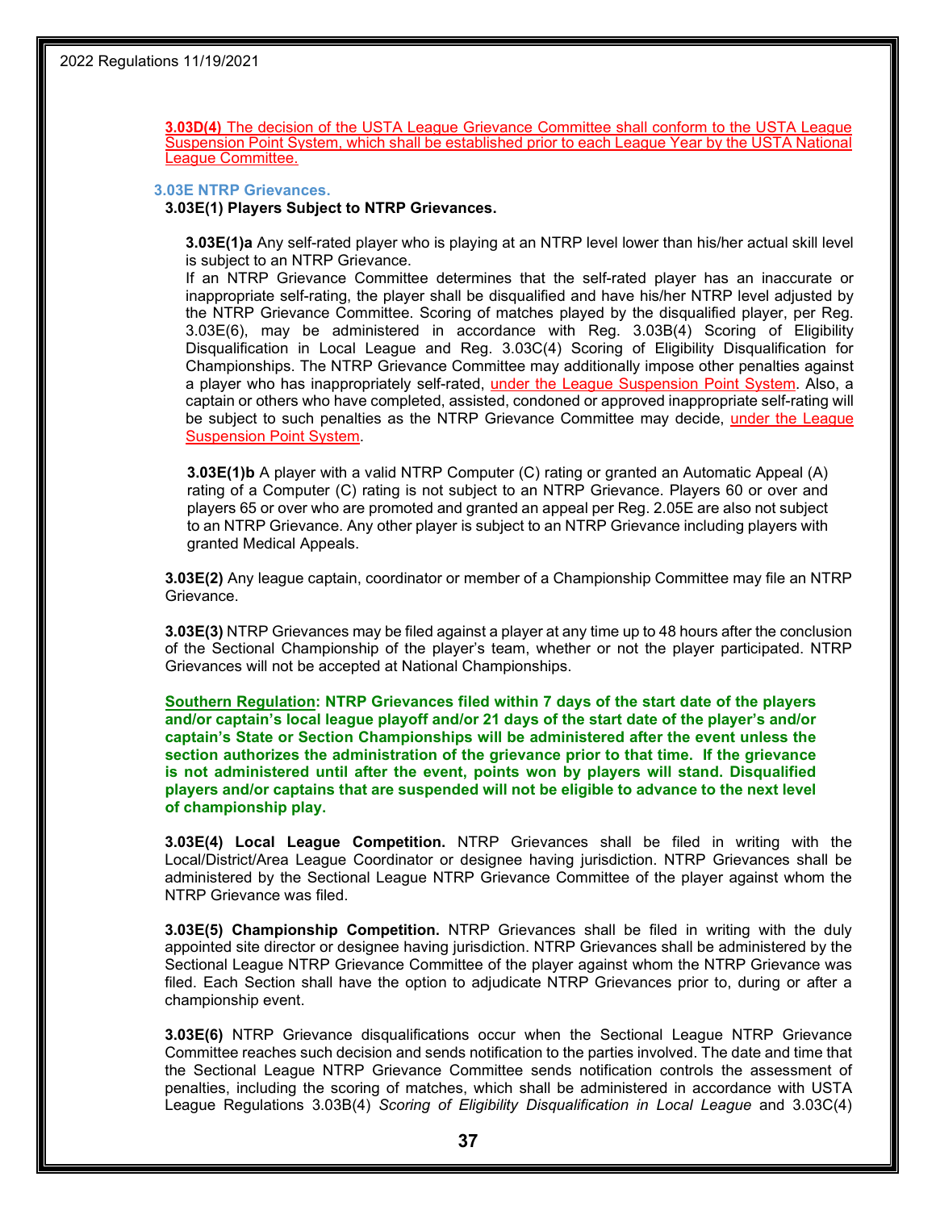**3.03D(4)** The decision of the USTA League Grievance Committee shall conform to the USTA League Suspension Point System, which shall be established prior to each League Year by the USTA National League Committee.

### 3.03E NTRP Grievances.

#### 3.03E(1) Players Subject to NTRP Grievances.

**3.03E(1)a** Any self-rated player who is playing at an NTRP level lower than his/her actual skill level is subject to an NTRP Grievance.
If an NTRP Grievance Committee determines that the self-rated player has an inaccurate or inappropriate self-rating, the player shall be disqualified and have his/her NTRP level adjusted by the NTRP Grievance Committee. Scoring of matches played by the disqualified player, per Reg. 3.03E(6), may be administered in accordance with Reg. 3.03B(4) Scoring of Eligibility Disqualification in Local League and Reg. 3.03C(4) Scoring of Eligibility Disqualification for Championships. The NTRP Grievance Committee may additionally impose other penalties against a player who has inappropriately self-rated, under the League Suspension Point System. Also, a captain or others who have completed, assisted, condoned or approved inappropriate self-rating will be subject to such penalties as the NTRP Grievance Committee may decide, under the League Suspension Point System.

**3.03E(1)b** A player with a valid NTRP Computer (C) rating or granted an Automatic Appeal (A) rating of a Computer (C) rating is not subject to an NTRP Grievance. Players 60 or over and players 65 or over who are promoted and granted an appeal per Reg. 2.05E are also not subject to an NTRP Grievance. Any other player is subject to an NTRP Grievance including players with granted Medical Appeals.

**3.03E(2)** Any league captain, coordinator or member of a Championship Committee may file an NTRP Grievance.

**3.03E(3)** NTRP Grievances may be filed against a player at any time up to 48 hours after the conclusion of the Sectional Championship of the player's team, whether or not the player participated. NTRP Grievances will not be accepted at National Championships.

**Southern Regulation: NTRP Grievances filed within 7 days of the start date of the players and/or captain's local league playoff and/or 21 days of the start date of the player's and/or captain's State or Section Championships will be administered after the event unless the section authorizes the administration of the grievance prior to that time. If the grievance is not administered until after the event, points won by players will stand. Disqualified players and/or captains that are suspended will not be eligible to advance to the next level of championship play.**

**3.03E(4) Local League Competition.** NTRP Grievances shall be filed in writing with the Local/District/Area League Coordinator or designee having jurisdiction. NTRP Grievances shall be administered by the Sectional League NTRP Grievance Committee of the player against whom the NTRP Grievance was filed.

**3.03E(5) Championship Competition.** NTRP Grievances shall be filed in writing with the duly appointed site director or designee having jurisdiction. NTRP Grievances shall be administered by the Sectional League NTRP Grievance Committee of the player against whom the NTRP Grievance was filed. Each Section shall have the option to adjudicate NTRP Grievances prior to, during or after a championship event.

**3.03E(6)** NTRP Grievance disqualifications occur when the Sectional League NTRP Grievance Committee reaches such decision and sends notification to the parties involved. The date and time that the Sectional League NTRP Grievance Committee sends notification controls the assessment of penalties, including the scoring of matches, which shall be administered in accordance with USTA League Regulations 3.03B(4) *Scoring of Eligibility Disqualification in Local League* and 3.03C(4)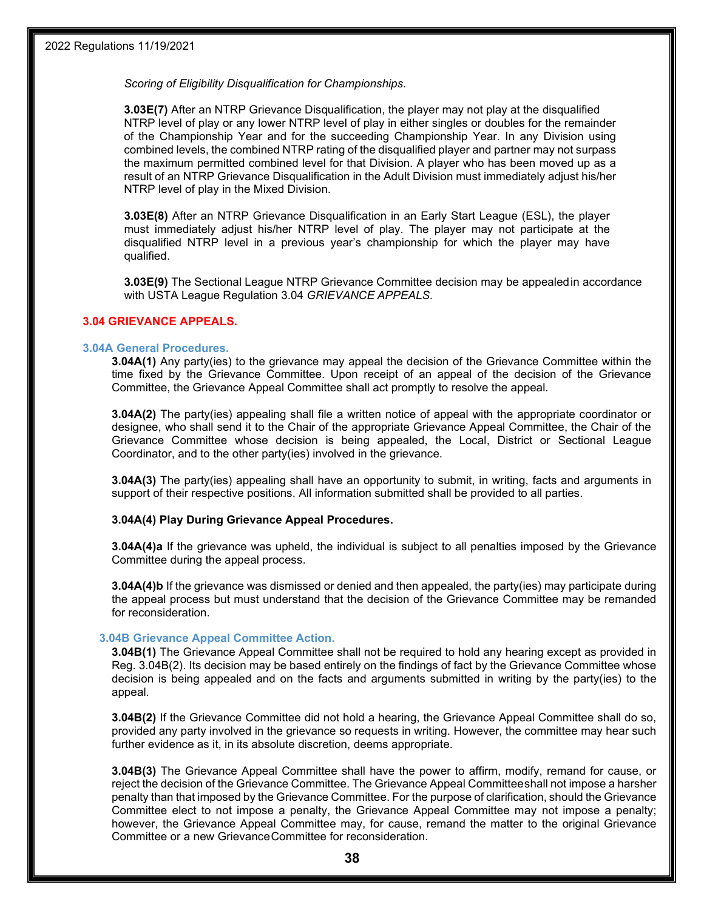*Scoring of Eligibility Disqualification for Championships.*

**3.03E(7)** After an NTRP Grievance Disqualification, the player may not play at the disqualified NTRP level of play or any lower NTRP level of play in either singles or doubles for the remainder of the Championship Year and for the succeeding Championship Year. In any Division using combined levels, the combined NTRP rating of the disqualified player and partner may not surpass the maximum permitted combined level for that Division. A player who has been moved up as a result of an NTRP Grievance Disqualification in the Adult Division must immediately adjust his/her NTRP level of play in the Mixed Division.

**3.03E(8)** After an NTRP Grievance Disqualification in an Early Start League (ESL), the player must immediately adjust his/her NTRP level of play. The player may not participate at the disqualified NTRP level in a previous year's championship for which the player may have qualified.

**3.03E(9)** The Sectional League NTRP Grievance Committee decision may be appealed in accordance with USTA League Regulation 3.04 *GRIEVANCE APPEALS*.

## 3.04 GRIEVANCE APPEALS.

### 3.04A General Procedures.

**3.04A(1)** Any party(ies) to the grievance may appeal the decision of the Grievance Committee within the time fixed by the Grievance Committee. Upon receipt of an appeal of the decision of the Grievance Committee, the Grievance Appeal Committee shall act promptly to resolve the appeal.

**3.04A(2)** The party(ies) appealing shall file a written notice of appeal with the appropriate coordinator or designee, who shall send it to the Chair of the appropriate Grievance Appeal Committee, the Chair of the Grievance Committee whose decision is being appealed, the Local, District or Sectional League Coordinator, and to the other party(ies) involved in the grievance.

**3.04A(3)** The party(ies) appealing shall have an opportunity to submit, in writing, facts and arguments in support of their respective positions. All information submitted shall be provided to all parties.

**3.04A(4) Play During Grievance Appeal Procedures.**

**3.04A(4)a** If the grievance was upheld, the individual is subject to all penalties imposed by the Grievance Committee during the appeal process.

**3.04A(4)b** If the grievance was dismissed or denied and then appealed, the party(ies) may participate during the appeal process but must understand that the decision of the Grievance Committee may be remanded for reconsideration.

### 3.04B Grievance Appeal Committee Action.

**3.04B(1)** The Grievance Appeal Committee shall not be required to hold any hearing except as provided in Reg. 3.04B(2). Its decision may be based entirely on the findings of fact by the Grievance Committee whose decision is being appealed and on the facts and arguments submitted in writing by the party(ies) to the appeal.

**3.04B(2)** If the Grievance Committee did not hold a hearing, the Grievance Appeal Committee shall do so, provided any party involved in the grievance so requests in writing. However, the committee may hear such further evidence as it, in its absolute discretion, deems appropriate.

**3.04B(3)** The Grievance Appeal Committee shall have the power to affirm, modify, remand for cause, or reject the decision of the Grievance Committee. The Grievance Appeal Committee shall not impose a harsher penalty than that imposed by the Grievance Committee. For the purpose of clarification, should the Grievance Committee elect to not impose a penalty, the Grievance Appeal Committee may not impose a penalty; however, the Grievance Appeal Committee may, for cause, remand the matter to the original Grievance Committee or a new Grievance Committee for reconsideration.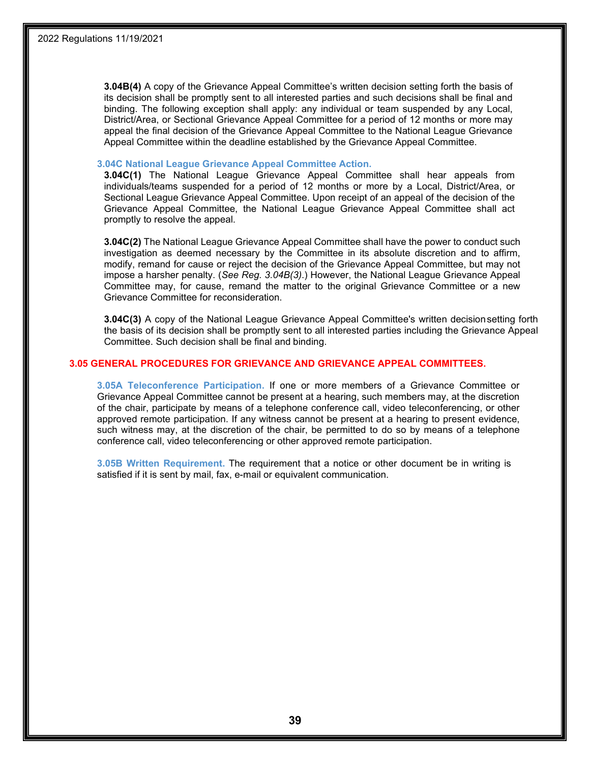**3.04B(4)** A copy of the Grievance Appeal Committee's written decision setting forth the basis of its decision shall be promptly sent to all interested parties and such decisions shall be final and binding. The following exception shall apply: any individual or team suspended by any Local, District/Area, or Sectional Grievance Appeal Committee for a period of 12 months or more may appeal the final decision of the Grievance Appeal Committee to the National League Grievance Appeal Committee within the deadline established by the Grievance Appeal Committee.

### 3.04C National League Grievance Appeal Committee Action.

**3.04C(1)** The National League Grievance Appeal Committee shall hear appeals from individuals/teams suspended for a period of 12 months or more by a Local, District/Area, or Sectional League Grievance Appeal Committee. Upon receipt of an appeal of the decision of the Grievance Appeal Committee, the National League Grievance Appeal Committee shall act promptly to resolve the appeal.

**3.04C(2)** The National League Grievance Appeal Committee shall have the power to conduct such investigation as deemed necessary by the Committee in its absolute discretion and to affirm, modify, remand for cause or reject the decision of the Grievance Appeal Committee, but may not impose a harsher penalty. (*See Reg. 3.04B(3)*.) However, the National League Grievance Appeal Committee may, for cause, remand the matter to the original Grievance Committee or a new Grievance Committee for reconsideration.

**3.04C(3)** A copy of the National League Grievance Appeal Committee's written decision setting forth the basis of its decision shall be promptly sent to all interested parties including the Grievance Appeal Committee. Such decision shall be final and binding.

## 3.05 GENERAL PROCEDURES FOR GRIEVANCE AND GRIEVANCE APPEAL COMMITTEES.

**3.05A Teleconference Participation.** If one or more members of a Grievance Committee or Grievance Appeal Committee cannot be present at a hearing, such members may, at the discretion of the chair, participate by means of a telephone conference call, video teleconferencing, or other approved remote participation. If any witness cannot be present at a hearing to present evidence, such witness may, at the discretion of the chair, be permitted to do so by means of a telephone conference call, video teleconferencing or other approved remote participation.

**3.05B Written Requirement.** The requirement that a notice or other document be in writing is satisfied if it is sent by mail, fax, e-mail or equivalent communication.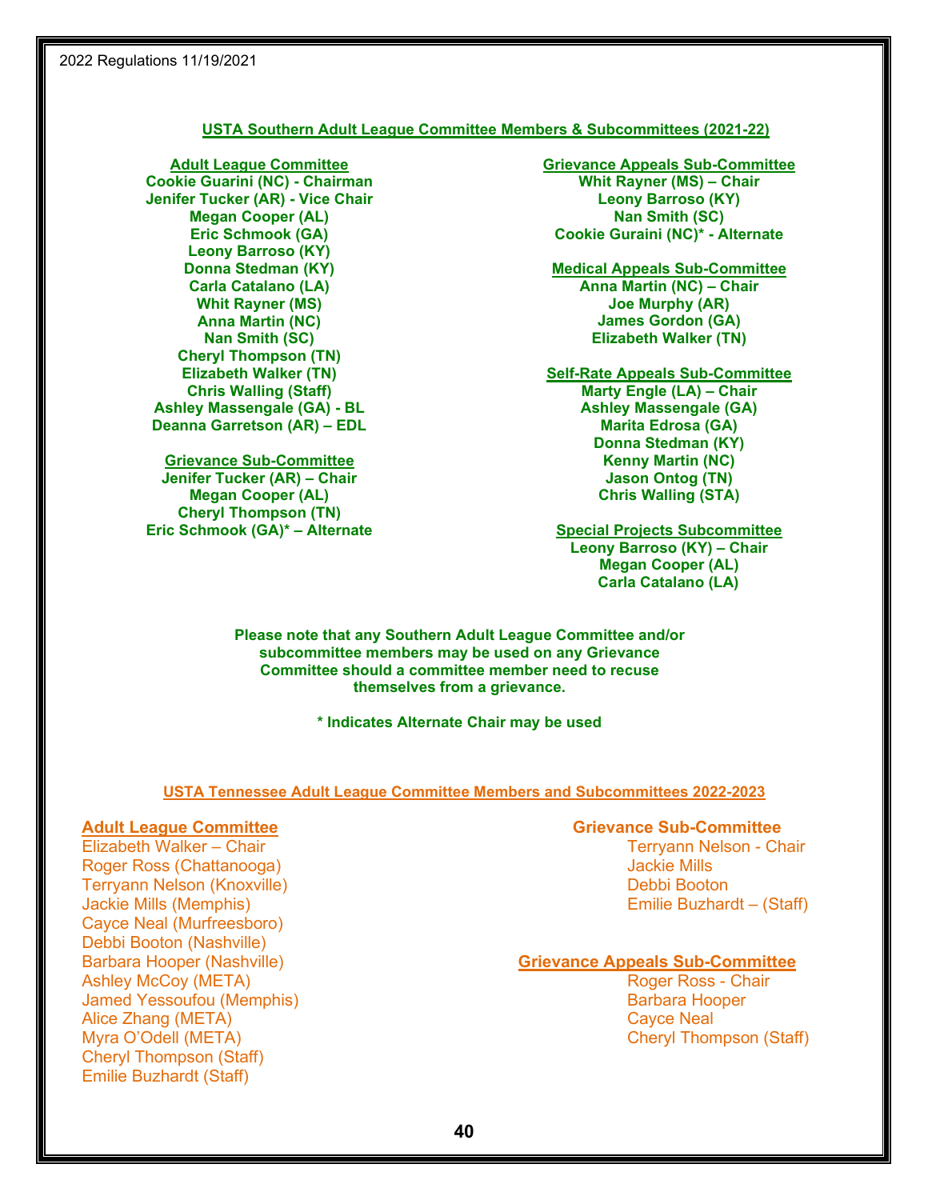## USTA Southern Adult League Committee Members & Subcommittees (2021-22)

**Adult League Committee**

**Cookie Guarini (NC) - Chairman**
**Jenifer Tucker (AR) - Vice Chair**
**Megan Cooper (AL)**
**Eric Schmook (GA)**
**Leony Barroso (KY)**
**Donna Stedman (KY)**
**Carla Catalano (LA)**
**Whit Rayner (MS)**
**Anna Martin (NC)**
**Nan Smith (SC)**
**Cheryl Thompson (TN)**
**Elizabeth Walker (TN)**
**Chris Walling (Staff)**
**Ashley Massengale (GA) - BL**
**Deanna Garretson (AR) – EDL**

**Grievance Sub-Committee**

**Jenifer Tucker (AR) – Chair**
**Megan Cooper (AL)**
**Cheryl Thompson (TN)**
**Eric Schmook (GA)* – Alternate**

**Grievance Appeals Sub-Committee**

**Whit Rayner (MS) – Chair**
**Leony Barroso (KY)**
**Nan Smith (SC)**
**Cookie Guraini (NC)* - Alternate**

**Medical Appeals Sub-Committee**

**Anna Martin (NC) – Chair**
**Joe Murphy (AR)**
**James Gordon (GA)**
**Elizabeth Walker (TN)**

**Self-Rate Appeals Sub-Committee**

**Marty Engle (LA) – Chair**
**Ashley Massengale (GA)**
**Marita Edrosa (GA)**
**Donna Stedman (KY)**
**Kenny Martin (NC)**
**Jason Ontog (TN)**
**Chris Walling (STA)**

**Special Projects Subcommittee**

**Leony Barroso (KY) – Chair**
**Megan Cooper (AL)**
**Carla Catalano (LA)**

**Please note that any Southern Adult League Committee and/or subcommittee members may be used on any Grievance Committee should a committee member need to recuse themselves from a grievance.**

**\* Indicates Alternate Chair may be used**

## USTA Tennessee Adult League Committee Members and Subcommittees 2022-2023

**Adult League Committee**

Elizabeth Walker – Chair
Roger Ross (Chattanooga)
Terryann Nelson (Knoxville)
Jackie Mills (Memphis)
Cayce Neal (Murfreesboro)
Debbi Booton (Nashville)
Barbara Hooper (Nashville)
Ashley McCoy (META)
Jamed Yessoufou (Memphis)
Alice Zhang (META)
Myra O'Odell (META)
Cheryl Thompson (Staff)
Emilie Buzhardt (Staff)

**Grievance Sub-Committee**

Terryann Nelson - Chair
Jackie Mills
Debbi Booton
Emilie Buzhardt – (Staff)

**Grievance Appeals Sub-Committee**

Roger Ross - Chair
Barbara Hooper
Cayce Neal
Cheryl Thompson (Staff)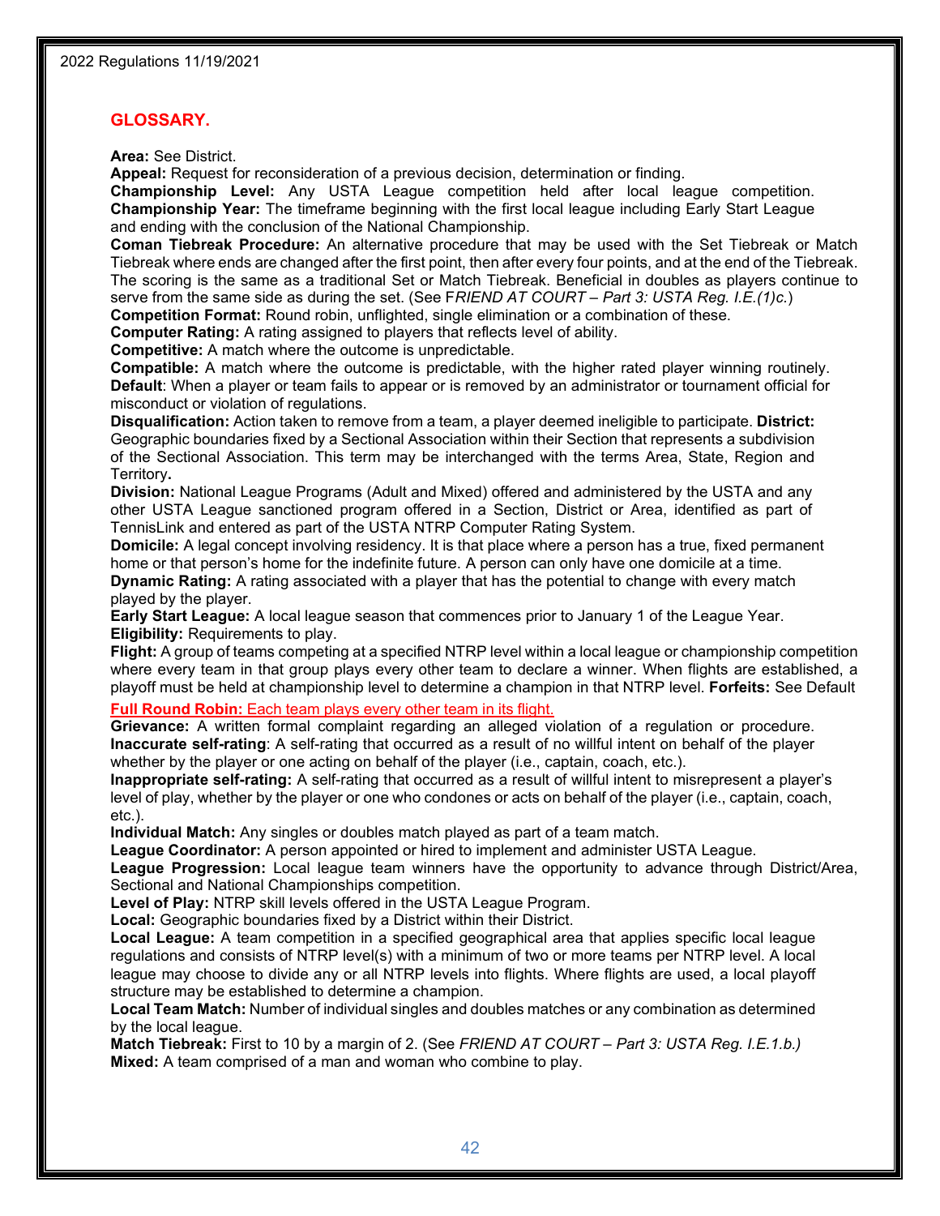## GLOSSARY.

**Area:** See District.

**Appeal:** Request for reconsideration of a previous decision, determination or finding.

**Championship Level:** Any USTA League competition held after local league competition.

**Championship Year:** The timeframe beginning with the first local league including Early Start League and ending with the conclusion of the National Championship.

**Coman Tiebreak Procedure:** An alternative procedure that may be used with the Set Tiebreak or Match Tiebreak where ends are changed after the first point, then after every four points, and at the end of the Tiebreak. The scoring is the same as a traditional Set or Match Tiebreak. Beneficial in doubles as players continue to serve from the same side as during the set. (See F*RIEND AT COURT – Part 3: USTA Reg. I.E.(1)c.*)

**Competition Format:** Round robin, unflighted, single elimination or a combination of these.

**Computer Rating:** A rating assigned to players that reflects level of ability.

**Competitive:** A match where the outcome is unpredictable.

**Compatible:** A match where the outcome is predictable, with the higher rated player winning routinely.

**Default**: When a player or team fails to appear or is removed by an administrator or tournament official for misconduct or violation of regulations.

**Disqualification:** Action taken to remove from a team, a player deemed ineligible to participate.

**District:** Geographic boundaries fixed by a Sectional Association within their Section that represents a subdivision of the Sectional Association. This term may be interchanged with the terms Area, State, Region and Territory**.**

**Division:** National League Programs (Adult and Mixed) offered and administered by the USTA and any other USTA League sanctioned program offered in a Section, District or Area, identified as part of TennisLink and entered as part of the USTA NTRP Computer Rating System.

**Domicile:** A legal concept involving residency. It is that place where a person has a true, fixed permanent home or that person's home for the indefinite future. A person can only have one domicile at a time.

**Dynamic Rating:** A rating associated with a player that has the potential to change with every match played by the player.

**Early Start League:** A local league season that commences prior to January 1 of the League Year.

**Eligibility:** Requirements to play.

**Flight:** A group of teams competing at a specified NTRP level within a local league or championship competition where every team in that group plays every other team to declare a winner. When flights are established, a playoff must be held at championship level to determine a champion in that NTRP level.

**Forfeits:** See Default

**Full Round Robin:** Each team plays every other team in its flight.

**Grievance:** A written formal complaint regarding an alleged violation of a regulation or procedure.

**Inaccurate self-rating**: A self-rating that occurred as a result of no willful intent on behalf of the player whether by the player or one acting on behalf of the player (i.e., captain, coach, etc.).

**Inappropriate self-rating:** A self-rating that occurred as a result of willful intent to misrepresent a player's level of play, whether by the player or one who condones or acts on behalf of the player (i.e., captain, coach, etc.).

**Individual Match:** Any singles or doubles match played as part of a team match.

**League Coordinator:** A person appointed or hired to implement and administer USTA League.

**League Progression:** Local league team winners have the opportunity to advance through District/Area, Sectional and National Championships competition.

**Level of Play:** NTRP skill levels offered in the USTA League Program.

**Local:** Geographic boundaries fixed by a District within their District.

**Local League:** A team competition in a specified geographical area that applies specific local league regulations and consists of NTRP level(s) with a minimum of two or more teams per NTRP level. A local league may choose to divide any or all NTRP levels into flights. Where flights are used, a local playoff structure may be established to determine a champion.

**Local Team Match:** Number of individual singles and doubles matches or any combination as determined by the local league.

**Match Tiebreak:** First to 10 by a margin of 2. (See *FRIEND AT COURT – Part 3: USTA Reg. I.E.1.b.)*

**Mixed:** A team comprised of a man and woman who combine to play.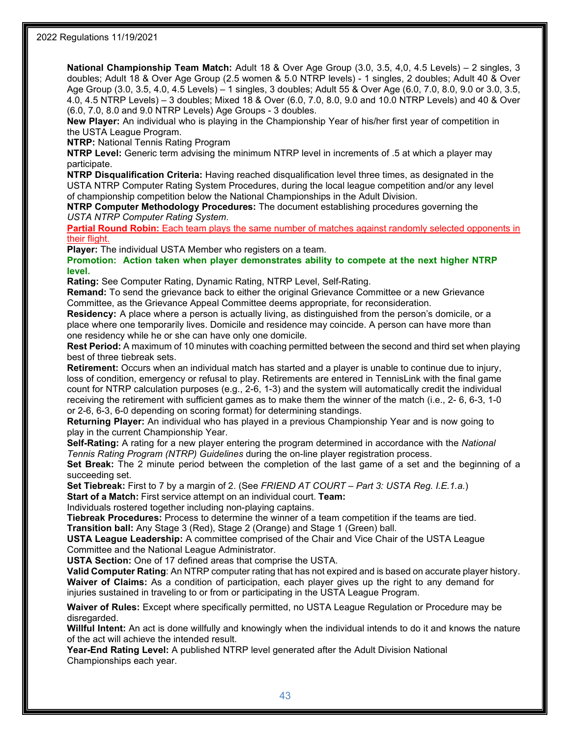**National Championship Team Match:** Adult 18 & Over Age Group (3.0, 3.5, 4,0, 4.5 Levels) – 2 singles, 3 doubles; Adult 18 & Over Age Group (2.5 women & 5.0 NTRP levels) - 1 singles, 2 doubles; Adult 40 & Over Age Group (3.0, 3.5, 4.0, 4.5 Levels) – 1 singles, 3 doubles; Adult 55 & Over Age (6.0, 7.0, 8.0, 9.0 or 3.0, 3.5, 4.0, 4.5 NTRP Levels) – 3 doubles; Mixed 18 & Over (6.0, 7.0, 8.0, 9.0 and 10.0 NTRP Levels) and 40 & Over (6.0, 7.0, 8.0 and 9.0 NTRP Levels) Age Groups - 3 doubles.

**New Player:** An individual who is playing in the Championship Year of his/her first year of competition in the USTA League Program.

**NTRP:** National Tennis Rating Program

**NTRP Level:** Generic term advising the minimum NTRP level in increments of .5 at which a player may participate.

**NTRP Disqualification Criteria:** Having reached disqualification level three times, as designated in the USTA NTRP Computer Rating System Procedures, during the local league competition and/or any level of championship competition below the National Championships in the Adult Division.

**NTRP Computer Methodology Procedures:** The document establishing procedures governing the *USTA NTRP Computer Rating System*.

**Partial Round Robin:** Each team plays the same number of matches against randomly selected opponents in their flight.

**Player:** The individual USTA Member who registers on a team.

**Promotion: Action taken when player demonstrates ability to compete at the next higher NTRP level.**

**Rating:** See Computer Rating, Dynamic Rating, NTRP Level, Self-Rating.

**Remand:** To send the grievance back to either the original Grievance Committee or a new Grievance Committee, as the Grievance Appeal Committee deems appropriate, for reconsideration.

**Residency:** A place where a person is actually living, as distinguished from the person's domicile, or a place where one temporarily lives. Domicile and residence may coincide. A person can have more than one residency while he or she can have only one domicile.

**Rest Period:** A maximum of 10 minutes with coaching permitted between the second and third set when playing best of three tiebreak sets.

**Retirement:** Occurs when an individual match has started and a player is unable to continue due to injury, loss of condition, emergency or refusal to play. Retirements are entered in TennisLink with the final game count for NTRP calculation purposes (e.g., 2-6, 1-3) and the system will automatically credit the individual receiving the retirement with sufficient games as to make them the winner of the match (i.e., 2- 6, 6-3, 1-0 or 2-6, 6-3, 6-0 depending on scoring format) for determining standings.

**Returning Player:** An individual who has played in a previous Championship Year and is now going to play in the current Championship Year.

**Self-Rating:** A rating for a new player entering the program determined in accordance with the *National Tennis Rating Program (NTRP) Guidelines* during the on-line player registration process.

**Set Break:** The 2 minute period between the completion of the last game of a set and the beginning of a succeeding set.

**Set Tiebreak:** First to 7 by a margin of 2. (See *FRIEND AT COURT – Part 3: USTA Reg. I.E.1.a.*)

**Start of a Match:** First service attempt on an individual court.

**Team:** Individuals rostered together including non-playing captains.

**Tiebreak Procedures:** Process to determine the winner of a team competition if the teams are tied.

**Transition ball:** Any Stage 3 (Red), Stage 2 (Orange) and Stage 1 (Green) ball.

**USTA League Leadership:** A committee comprised of the Chair and Vice Chair of the USTA League Committee and the National League Administrator.

**USTA Section:** One of 17 defined areas that comprise the USTA.

**Valid Computer Rating**: An NTRP computer rating that has not expired and is based on accurate player history.

**Waiver of Claims:** As a condition of participation, each player gives up the right to any demand for injuries sustained in traveling to or from or participating in the USTA League Program.

**Waiver of Rules:** Except where specifically permitted, no USTA League Regulation or Procedure may be disregarded.

**Willful Intent:** An act is done willfully and knowingly when the individual intends to do it and knows the nature of the act will achieve the intended result.

**Year-End Rating Level:** A published NTRP level generated after the Adult Division National Championships each year.